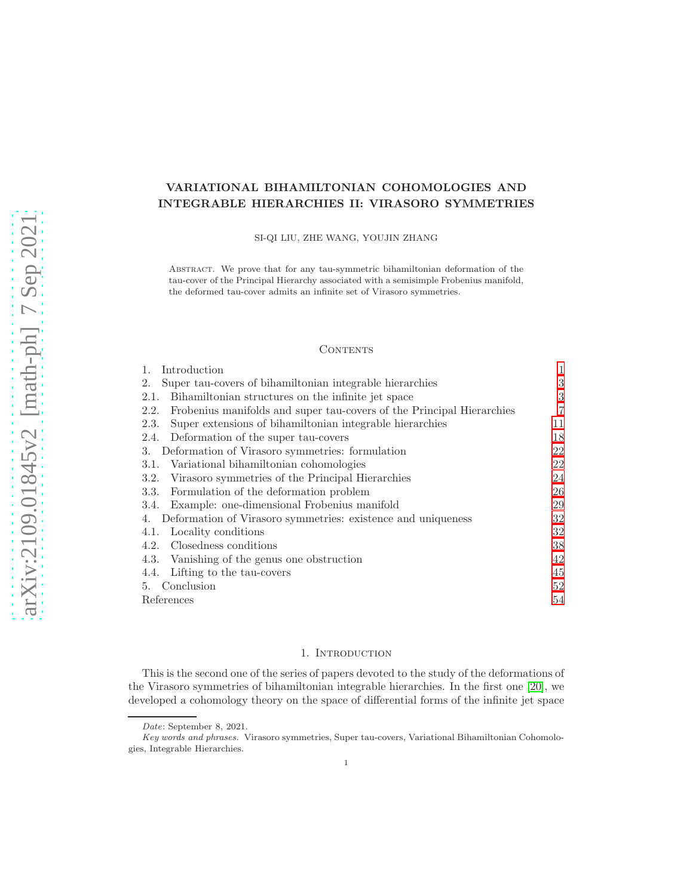# VARIATIONAL BIHAMILTONIAN COHOMOLOGIES AND INTEGRABLE HIERARCHIES II: VIRASORO SYMMETRIES

SI-QI LIU, ZHE WANG, YOUJIN ZHANG

Abstract. We prove that for any tau-symmetric bihamiltonian deformation of the tau-cover of the Principal Hierarchy associated with a semisimple Frobenius manifold, the deformed tau-cover admits an infinite set of Virasoro symmetries.

## Contents

1. Introduction — 1
2. Super tau-covers of bihamiltonian integrable hierarchies — 3
   - 2.1. Bihamiltonian structures on the infinite jet space — 3
   - 2.2. Frobenius manifolds and super tau-covers of the Principal Hierarchies — 7
   - 2.3. Super extensions of bihamiltonian integrable hierarchies — 11
   - 2.4. Deformation of the super tau-covers — 18
3. Deformation of Virasoro symmetries: formulation — 22
   - 3.1. Variational bihamiltonian cohomologies — 22
   - 3.2. Virasoro symmetries of the Principal Hierarchies — 24
   - 3.3. Formulation of the deformation problem — 26
   - 3.4. Example: one-dimensional Frobenius manifold — 29
4. Deformation of Virasoro symmetries: existence and uniqueness — 32
   - 4.1. Locality conditions — 32
   - 4.2. Closedness conditions — 38
   - 4.3. Vanishing of the genus one obstruction — 42
   - 4.4. Lifting to the tau-covers — 45
5. Conclusion — 52

References — 54

## 1. Introduction

This is the second one of the series of papers devoted to the study of the deformations of the Virasoro symmetries of bihamiltonian integrable hierarchies. In the first one [20], we developed a cohomology theory on the space of differential forms of the infinite jet space

*Date*: September 8, 2021.

*Key words and phrases.* Virasoro symmetries, Super tau-covers, Variational Bihamiltonian Cohomologies, Integrable Hierarchies.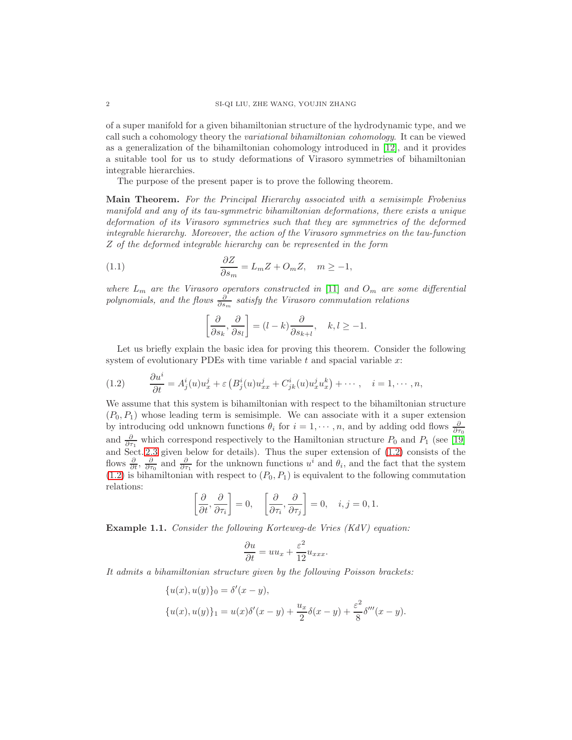of a super manifold for a given bihamiltonian structure of the hydrodynamic type, and we call such a cohomology theory the *variational bihamiltonian cohomology*. It can be viewed as a generalization of the bihamiltonian cohomology introduced in [12], and it provides a suitable tool for us to study deformations of Virasoro symmetries of bihamiltonian integrable hierarchies.

The purpose of the present paper is to prove the following theorem.

**Main Theorem.** *For the Principal Hierarchy associated with a semisimple Frobenius manifold and any of its tau-symmetric bihamiltonian deformations, there exists a unique deformation of its Virasoro symmetries such that they are symmetries of the deformed integrable hierarchy. Moreover, the action of the Virasoro symmetries on the tau-function $Z$ of the deformed integrable hierarchy can be represented in the form*

$$\frac{\partial Z}{\partial s_m} = L_m Z + O_m Z, \quad m \geq -1, \tag{1.1}$$

*where $L_m$ are the Virasoro operators constructed in [11] and $O_m$ are some differential polynomials, and the flows $\frac{\partial}{\partial s_m}$ satisfy the Virasoro commutation relations*

$$\left[\frac{\partial}{\partial s_k}, \frac{\partial}{\partial s_l}\right] = (l-k)\frac{\partial}{\partial s_{k+l}}, \quad k, l \geq -1.$$

Let us briefly explain the basic idea for proving this theorem. Consider the following system of evolutionary PDEs with time variable $t$ and spacial variable $x$:

$$\frac{\partial u^i}{\partial t} = A^i_j(u)u^j_x + \varepsilon\left(B^i_j(u)u^j_{xx} + C^i_{jk}(u)u^j_x u^k_x\right) + \cdots, \quad i = 1, \cdots, n, \tag{1.2}$$

We assume that this system is bihamiltonian with respect to the bihamiltonian structure $(P_0, P_1)$ whose leading term is semisimple. We can associate with it a super extension by introducing odd unknown functions $\theta_i$ for $i = 1, \cdots, n$, and by adding odd flows $\frac{\partial}{\partial \tau_0}$ and $\frac{\partial}{\partial \tau_1}$ which correspond respectively to the Hamiltonian structure $P_0$ and $P_1$ (see [19] and Sect. 2.3 given below for details). Thus the super extension of (1.2) consists of the flows $\frac{\partial}{\partial t}$, $\frac{\partial}{\partial \tau_0}$ and $\frac{\partial}{\partial \tau_1}$ for the unknown functions $u^i$ and $\theta_i$, and the fact that the system (1.2) is bihamiltonian with respect to $(P_0, P_1)$ is equivalent to the following commutation relations:

$$\left[\frac{\partial}{\partial t}, \frac{\partial}{\partial \tau_i}\right] = 0, \quad \left[\frac{\partial}{\partial \tau_i}, \frac{\partial}{\partial \tau_j}\right] = 0, \quad i, j = 0, 1.$$

**Example 1.1.** *Consider the following Korteweg-de Vries (KdV) equation:*

$$\frac{\partial u}{\partial t} = uu_x + \frac{\varepsilon^2}{12}u_{xxx}.$$

*It admits a bihamiltonian structure given by the following Poisson brackets:*

$$\{u(x), u(y)\}_0 = \delta'(x-y),$$

$$\{u(x), u(y)\}_1 = u(x)\delta'(x-y) + \frac{u_x}{2}\delta(x-y) + \frac{\varepsilon^2}{8}\delta'''(x-y).$$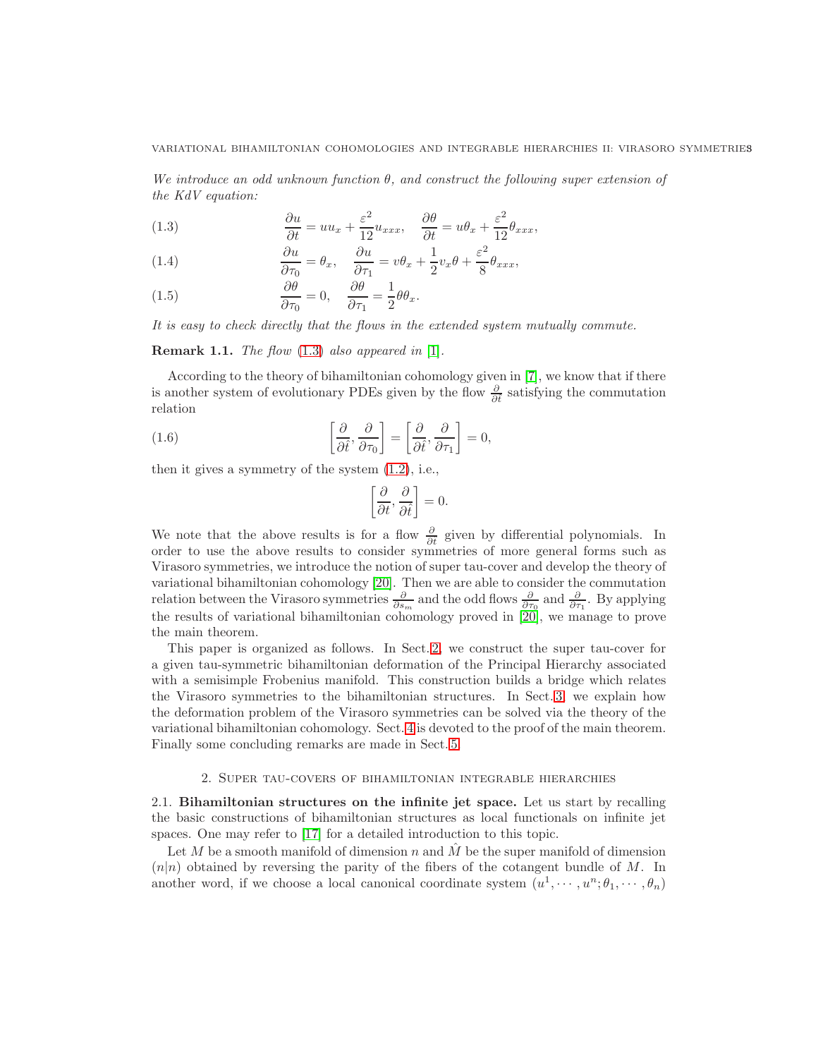*We introduce an odd unknown function $\theta$, and construct the following super extension of the KdV equation:*

$$\frac{\partial u}{\partial t} = uu_x + \frac{\varepsilon^2}{12}u_{xxx}, \quad \frac{\partial \theta}{\partial t} = u\theta_x + \frac{\varepsilon^2}{12}\theta_{xxx}, \tag{1.3}$$

$$\frac{\partial u}{\partial \tau_0} = \theta_x, \quad \frac{\partial u}{\partial \tau_1} = v\theta_x + \frac{1}{2}v_x\theta + \frac{\varepsilon^2}{8}\theta_{xxx}, \tag{1.4}$$

$$\frac{\partial \theta}{\partial \tau_0} = 0, \quad \frac{\partial \theta}{\partial \tau_1} = \frac{1}{2}\theta\theta_x. \tag{1.5}$$

*It is easy to check directly that the flows in the extended system mutually commute.*

**Remark 1.1.** *The flow (1.3) also appeared in [1].*

According to the theory of bihamiltonian cohomology given in [7], we know that if there is another system of evolutionary PDEs given by the flow $\frac{\partial}{\partial \hat{t}}$ satisfying the commutation relation

$$\left[\frac{\partial}{\partial \hat{t}}, \frac{\partial}{\partial \tau_0}\right] = \left[\frac{\partial}{\partial \hat{t}}, \frac{\partial}{\partial \tau_1}\right] = 0, \tag{1.6}$$

then it gives a symmetry of the system (1.2), i.e.,

$$\left[\frac{\partial}{\partial t}, \frac{\partial}{\partial \hat{t}}\right] = 0.$$

We note that the above results is for a flow $\frac{\partial}{\partial t}$ given by differential polynomials. In order to use the above results to consider symmetries of more general forms such as Virasoro symmetries, we introduce the notion of super tau-cover and develop the theory of variational bihamiltonian cohomology [20]. Then we are able to consider the commutation relation between the Virasoro symmetries $\frac{\partial}{\partial s_m}$ and the odd flows $\frac{\partial}{\partial \tau_0}$ and $\frac{\partial}{\partial \tau_1}$. By applying the results of variational bihamiltonian cohomology proved in [20], we manage to prove the main theorem.

This paper is organized as follows. In Sect. 2, we construct the super tau-cover for a given tau-symmetric bihamiltonian deformation of the Principal Hierarchy associated with a semisimple Frobenius manifold. This construction builds a bridge which relates the Virasoro symmetries to the bihamiltonian structures. In Sect. 3, we explain how the deformation problem of the Virasoro symmetries can be solved via the theory of the variational bihamiltonian cohomology. Sect. 4 is devoted to the proof of the main theorem. Finally some concluding remarks are made in Sect. 5.

## 2. Super tau-covers of bihamiltonian integrable hierarchies

2.1. **Bihamiltonian structures on the infinite jet space.** Let us start by recalling the basic constructions of bihamiltonian structures as local functionals on infinite jet spaces. One may refer to [17] for a detailed introduction to this topic.

Let $M$ be a smooth manifold of dimension $n$ and $\hat{M}$ be the super manifold of dimension $(n|n)$ obtained by reversing the parity of the fibers of the cotangent bundle of $M$. In another word, if we choose a local canonical coordinate system $(u^1, \cdots, u^n; \theta_1, \cdots, \theta_n)$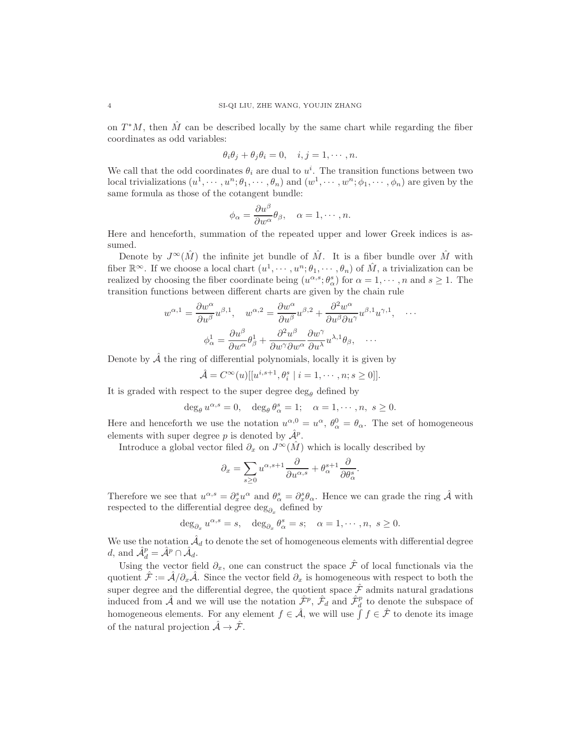on $T^*M$, then $\hat{M}$ can be described locally by the same chart while regarding the fiber coordinates as odd variables:

$$\theta_i\theta_j + \theta_j\theta_i = 0, \quad i,j = 1,\cdots,n.$$

We call that the odd coordinates $\theta_i$ are dual to $u^i$. The transition functions between two local trivializations $(u^1,\cdots,u^n;\theta_1,\cdots,\theta_n)$ and $(w^1,\cdots,w^n;\phi_1,\cdots,\phi_n)$ are given by the same formula as those of the cotangent bundle:

$$\phi_\alpha = \frac{\partial u^\beta}{\partial w^\alpha}\theta_\beta, \quad \alpha = 1,\cdots,n.$$

Here and henceforth, summation of the repeated upper and lower Greek indices is assumed.

Denote by $J^\infty(\hat{M})$ the infinite jet bundle of $\hat{M}$. It is a fiber bundle over $\hat{M}$ with fiber $\mathbb{R}^\infty$. If we choose a local chart $(u^1,\cdots,u^n;\theta_1,\cdots,\theta_n)$ of $\hat{M}$, a trivialization can be realized by choosing the fiber coordinate being $(u^{\alpha,s};\theta_\alpha^s)$ for $\alpha = 1,\cdots,n$ and $s \geq 1$. The transition functions between different charts are given by the chain rule

$$w^{\alpha,1} = \frac{\partial w^\alpha}{\partial u^\beta}u^{\beta,1}, \quad w^{\alpha,2} = \frac{\partial w^\alpha}{\partial u^\beta}u^{\beta,2} + \frac{\partial^2 w^\alpha}{\partial u^\beta \partial u^\gamma}u^{\beta,1}u^{\gamma,1}, \quad \cdots$$

$$\phi_\alpha^1 = \frac{\partial u^\beta}{\partial w^\alpha}\theta_\beta^1 + \frac{\partial^2 u^\beta}{\partial w^\gamma \partial w^\alpha}\frac{\partial w^\gamma}{\partial u^\lambda}u^{\lambda,1}\theta_\beta, \quad \cdots$$

Denote by $\hat{\mathcal{A}}$ the ring of differential polynomials, locally it is given by

$$\hat{\mathcal{A}} = C^\infty(u)[[u^{i,s+1},\theta_i^s \mid i = 1,\cdots,n; s \geq 0]].$$

It is graded with respect to the super degree $\deg_\theta$ defined by

$$\deg_\theta u^{\alpha,s} = 0, \quad \deg_\theta \theta_\alpha^s = 1; \quad \alpha = 1,\cdots,n, \ s \geq 0.$$

Here and henceforth we use the notation $u^{\alpha,0} = u^\alpha$, $\theta_\alpha^0 = \theta_\alpha$. The set of homogeneous elements with super degree $p$ is denoted by $\hat{\mathcal{A}}^p$.

Introduce a global vector filed $\partial_x$ on $J^\infty(\hat{M})$ which is locally described by

$$\partial_x = \sum_{s\geq 0} u^{\alpha,s+1}\frac{\partial}{\partial u^{\alpha,s}} + \theta_\alpha^{s+1}\frac{\partial}{\partial \theta_\alpha^s}.$$

Therefore we see that $u^{\alpha,s} = \partial_x^s u^\alpha$ and $\theta_\alpha^s = \partial_x^s \theta_\alpha$. Hence we can grade the ring $\hat{\mathcal{A}}$ with respected to the differential degree $\deg_{\partial_x}$ defined by

$$\deg_{\partial_x} u^{\alpha,s} = s, \quad \deg_{\partial_x} \theta_\alpha^s = s; \quad \alpha = 1,\cdots,n, \ s \geq 0.$$

We use the notation $\hat{\mathcal{A}}_d$ to denote the set of homogeneous elements with differential degree $d$, and $\hat{\mathcal{A}}_d^p = \hat{\mathcal{A}}^p \cap \hat{\mathcal{A}}_d$.

Using the vector field $\partial_x$, one can construct the space $\hat{\mathcal{F}}$ of local functionals via the quotient $\hat{\mathcal{F}} := \hat{\mathcal{A}}/\partial_x\hat{\mathcal{A}}$. Since the vector field $\partial_x$ is homogeneous with respect to both the super degree and the differential degree, the quotient space $\hat{\mathcal{F}}$ admits natural gradations induced from $\hat{\mathcal{A}}$ and we will use the notation $\hat{\mathcal{F}}^p$, $\hat{\mathcal{F}}_d$ and $\hat{\mathcal{F}}_d^p$ to denote the subspace of homogeneous elements. For any element $f \in \hat{\mathcal{A}}$, we will use $\int f \in \hat{\mathcal{F}}$ to denote its image of the natural projection $\hat{\mathcal{A}} \to \hat{\mathcal{F}}$.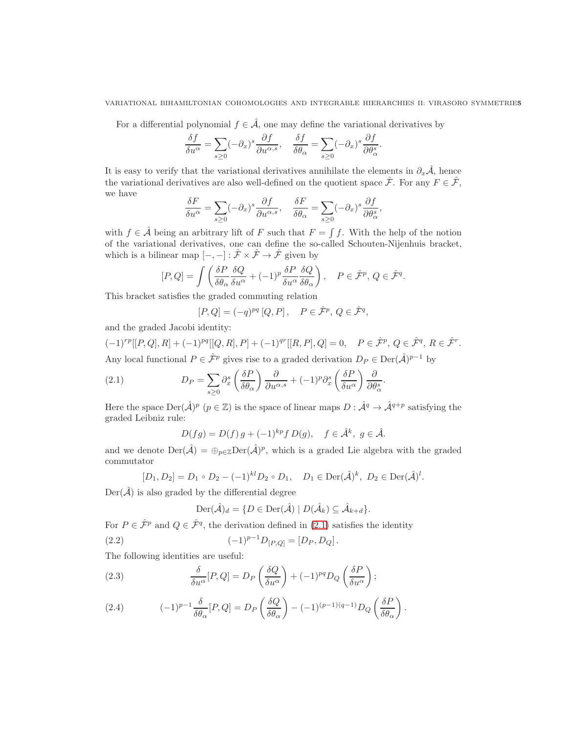For a differential polynomial $f \in \hat{\mathcal{A}}$, one may define the variational derivatives by

$$\frac{\delta f}{\delta u^\alpha} = \sum_{s\geq 0}(-\partial_x)^s \frac{\partial f}{\partial u^{\alpha,s}}, \quad \frac{\delta f}{\delta \theta_\alpha} = \sum_{s\geq 0}(-\partial_x)^s \frac{\partial f}{\partial \theta_\alpha^s}.$$

It is easy to verify that the variational derivatives annihilate the elements in $\partial_x \hat{\mathcal{A}}$, hence the variational derivatives are also well-defined on the quotient space $\hat{\mathcal{F}}$. For any $F \in \hat{\mathcal{F}}$, we have

$$\frac{\delta F}{\delta u^\alpha} = \sum_{s\geq 0}(-\partial_x)^s \frac{\partial f}{\partial u^{\alpha,s}}, \quad \frac{\delta F}{\delta \theta_\alpha} = \sum_{s\geq 0}(-\partial_x)^s \frac{\partial f}{\partial \theta_\alpha^s},$$

with $f \in \hat{\mathcal{A}}$ being an arbitrary lift of $F$ such that $F = \int f$. With the help of the notion of the variational derivatives, one can define the so-called Schouten-Nijenhuis bracket, which is a bilinear map $[-,-] : \hat{\mathcal{F}} \times \hat{\mathcal{F}} \to \hat{\mathcal{F}}$ given by

$$[P, Q] = \int \left( \frac{\delta P}{\delta \theta_\alpha}\frac{\delta Q}{\delta u^\alpha} + (-1)^p \frac{\delta P}{\delta u^\alpha}\frac{\delta Q}{\delta \theta_\alpha} \right), \quad P \in \hat{\mathcal{F}}^p,\, Q \in \hat{\mathcal{F}}^q.$$

This bracket satisfies the graded commuting relation

$$[P, Q] = (-q)^{pq}\,[Q, P], \quad P \in \hat{\mathcal{F}}^p,\, Q \in \hat{\mathcal{F}}^q,$$

and the graded Jacobi identity:

$$(-1)^{rp}[[P,Q],R] + (-1)^{pq}[[Q,R],P] + (-1)^{qr}[[R,P],Q] = 0, \quad P \in \hat{\mathcal{F}}^p,\, Q \in \hat{\mathcal{F}}^q,\, R \in \hat{\mathcal{F}}^r.$$

Any local functional $P \in \hat{\mathcal{F}}^p$ gives rise to a graded derivation $D_P \in \mathrm{Der}(\hat{\mathcal{A}})^{p-1}$ by

$$D_P = \sum_{s\geq 0} \partial_x^s \left(\frac{\delta P}{\delta \theta_\alpha}\right) \frac{\partial}{\partial u^{\alpha,s}} + (-1)^p \partial_x^s \left(\frac{\delta P}{\delta u^\alpha}\right) \frac{\partial}{\partial \theta_\alpha^s}. \tag{2.1}$$

Here the space $\mathrm{Der}(\hat{\mathcal{A}})^p$ ($p \in \mathbb{Z}$) is the space of linear maps $D : \hat{\mathcal{A}}^q \to \hat{\mathcal{A}}^{q+p}$ satisfying the graded Leibniz rule:

$$D(fg) = D(f)\,g + (-1)^{kp} f\, D(g), \quad f \in \hat{\mathcal{A}}^k,\ g \in \hat{\mathcal{A}}.$$

and we denote $\mathrm{Der}(\hat{\mathcal{A}}) = \oplus_{p\in\mathbb{Z}}\mathrm{Der}(\hat{\mathcal{A}})^p$, which is a graded Lie algebra with the graded commutator

$$[D_1, D_2] = D_1 \circ D_2 - (-1)^{kl} D_2 \circ D_1, \quad D_1 \in \mathrm{Der}(\hat{\mathcal{A}})^k,\ D_2 \in \mathrm{Der}(\hat{\mathcal{A}})^l.$$

$\mathrm{Der}(\hat{\mathcal{A}})$ is also graded by the differential degree

$$\mathrm{Der}(\hat{\mathcal{A}})_d = \{D \in \mathrm{Der}(\hat{\mathcal{A}}) \mid D(\hat{\mathcal{A}}_k) \subseteq \hat{\mathcal{A}}_{k+d}\}.$$

For $P \in \hat{\mathcal{F}}^p$ and $Q \in \hat{\mathcal{F}}^q$, the derivation defined in (2.1) satisfies the identity

$$(-1)^{p-1} D_{[P,Q]} = [D_P, D_Q]. \tag{2.2}$$

The following identities are useful:

$$\frac{\delta}{\delta u^\alpha}[P,Q] = D_P\left(\frac{\delta Q}{\delta u^\alpha}\right) + (-1)^{pq} D_Q\left(\frac{\delta P}{\delta u^\alpha}\right); \tag{2.3}$$

$$(-1)^{p-1}\frac{\delta}{\delta \theta_\alpha}[P,Q] = D_P\left(\frac{\delta Q}{\delta \theta_\alpha}\right) - (-1)^{(p-1)(q-1)} D_Q\left(\frac{\delta P}{\delta \theta_\alpha}\right). \tag{2.4}$$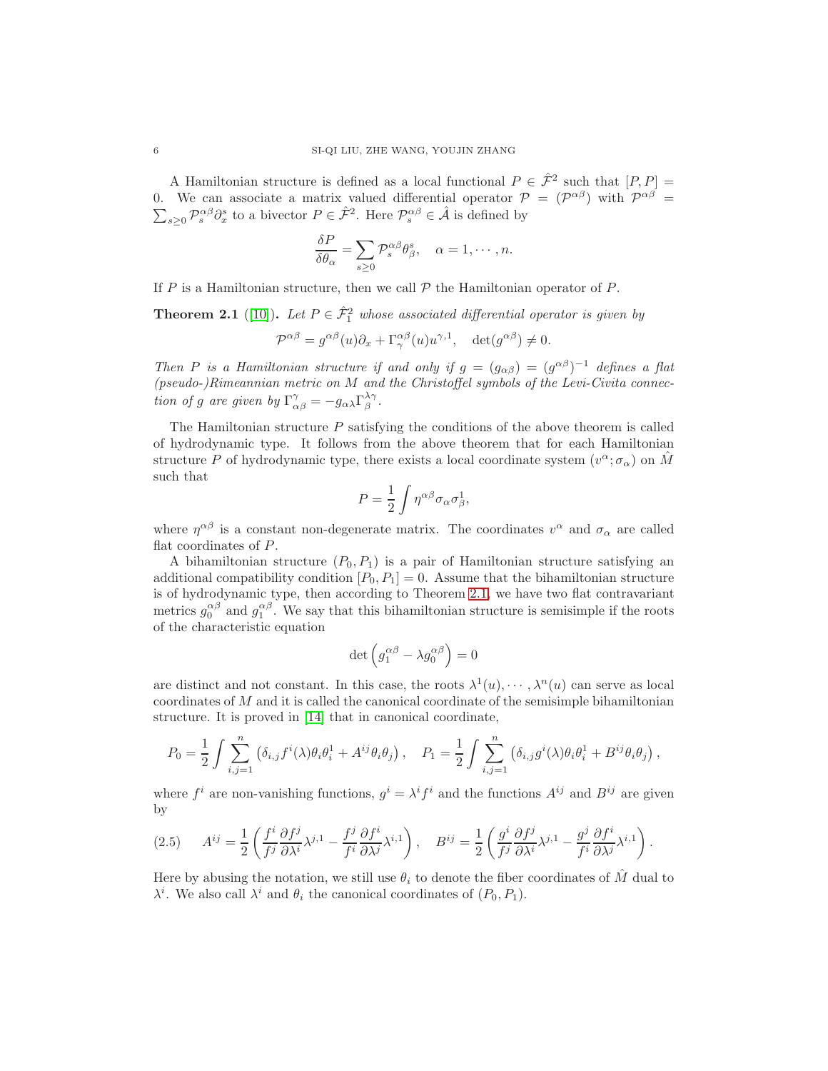A Hamiltonian structure is defined as a local functional $P \in \hat{\mathcal{F}}^2$ such that $[P, P] = 0$. We can associate a matrix valued differential operator $\mathcal{P} = (\mathcal{P}^{\alpha\beta})$ with $\mathcal{P}^{\alpha\beta} = \sum_{s\geq 0} \mathcal{P}_s^{\alpha\beta} \partial_x^s$ to a bivector $P \in \hat{\mathcal{F}}^2$. Here $\mathcal{P}_s^{\alpha\beta} \in \hat{\mathcal{A}}$ is defined by

$$\frac{\delta P}{\delta \theta_\alpha} = \sum_{s\geq 0} \mathcal{P}_s^{\alpha\beta} \theta_\beta^s, \quad \alpha = 1, \cdots, n.$$

If $P$ is a Hamiltonian structure, then we call $\mathcal{P}$ the Hamiltonian operator of $P$.

**Theorem 2.1** ([10]). *Let $P \in \hat{\mathcal{F}}_1^2$ whose associated differential operator is given by*

$$\mathcal{P}^{\alpha\beta} = g^{\alpha\beta}(u)\partial_x + \Gamma_\gamma^{\alpha\beta}(u) u^{\gamma,1}, \quad \det(g^{\alpha\beta}) \neq 0.$$

*Then $P$ is a Hamiltonian structure if and only if $g = (g_{\alpha\beta}) = (g^{\alpha\beta})^{-1}$ defines a flat (pseudo-)Rimeannian metric on $M$ and the Christoffel symbols of the Levi-Civita connection of $g$ are given by $\Gamma_{\alpha\beta}^\gamma = -g_{\alpha\lambda}\Gamma_\beta^{\lambda\gamma}$.*

The Hamiltonian structure $P$ satisfying the conditions of the above theorem is called of hydrodynamic type. It follows from the above theorem that for each Hamiltonian structure $P$ of hydrodynamic type, there exists a local coordinate system $(v^\alpha; \sigma_\alpha)$ on $\hat{M}$ such that

$$P = \frac{1}{2} \int \eta^{\alpha\beta} \sigma_\alpha \sigma_\beta^1,$$

where $\eta^{\alpha\beta}$ is a constant non-degenerate matrix. The coordinates $v^\alpha$ and $\sigma_\alpha$ are called flat coordinates of $P$.

A bihamiltonian structure $(P_0, P_1)$ is a pair of Hamiltonian structure satisfying an additional compatibility condition $[P_0, P_1] = 0$. Assume that the bihamiltonian structure is of hydrodynamic type, then according to Theorem 2.1, we have two flat contravariant metrics $g_0^{\alpha\beta}$ and $g_1^{\alpha\beta}$. We say that this bihamiltonian structure is semisimple if the roots of the characteristic equation

$$\det\left(g_1^{\alpha\beta} - \lambda g_0^{\alpha\beta}\right) = 0$$

are distinct and not constant. In this case, the roots $\lambda^1(u), \cdots, \lambda^n(u)$ can serve as local coordinates of $M$ and it is called the canonical coordinate of the semisimple bihamiltonian structure. It is proved in [14] that in canonical coordinate,

$$P_0 = \frac{1}{2} \int \sum_{i,j=1}^n \left(\delta_{i,j} f^i(\lambda)\theta_i\theta_i^1 + A^{ij}\theta_i\theta_j\right), \quad P_1 = \frac{1}{2} \int \sum_{i,j=1}^n \left(\delta_{i,j} g^i(\lambda)\theta_i\theta_i^1 + B^{ij}\theta_i\theta_j\right),$$

where $f^i$ are non-vanishing functions, $g^i = \lambda^i f^i$ and the functions $A^{ij}$ and $B^{ij}$ are given by

$$A^{ij} = \frac{1}{2}\left(\frac{f^i}{f^j}\frac{\partial f^j}{\partial \lambda^i}\lambda^{j,1} - \frac{f^j}{f^i}\frac{\partial f^i}{\partial \lambda^j}\lambda^{i,1}\right), \quad B^{ij} = \frac{1}{2}\left(\frac{g^i}{f^j}\frac{\partial f^j}{\partial \lambda^i}\lambda^{j,1} - \frac{g^j}{f^i}\frac{\partial f^i}{\partial \lambda^j}\lambda^{i,1}\right). \tag{2.5}$$

Here by abusing the notation, we still use $\theta_i$ to denote the fiber coordinates of $\hat{M}$ dual to $\lambda^i$. We also call $\lambda^i$ and $\theta_i$ the canonical coordinates of $(P_0, P_1)$.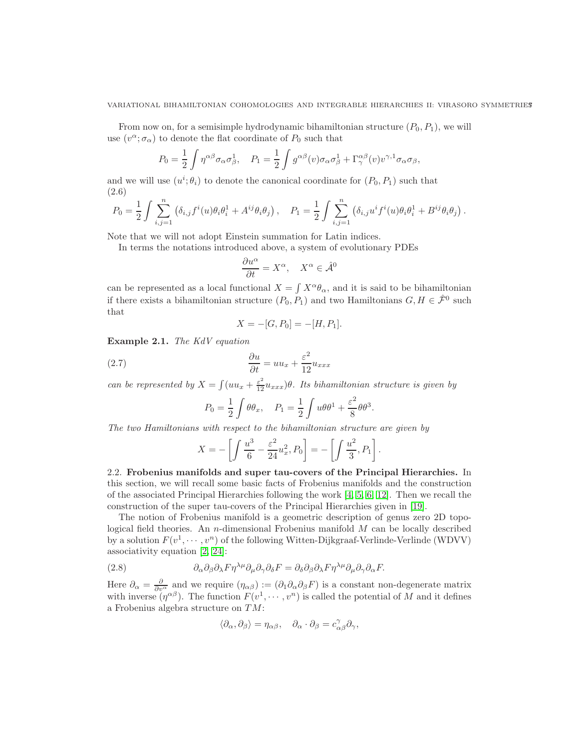From now on, for a semisimple hydrodynamic bihamiltonian structure $(P_0, P_1)$, we will use $(v^\alpha; \sigma_\alpha)$ to denote the flat coordinate of $P_0$ such that

$$P_0 = \frac{1}{2}\int \eta^{\alpha\beta}\sigma_\alpha\sigma_\beta^1, \quad P_1 = \frac{1}{2}\int g^{\alpha\beta}(v)\sigma_\alpha\sigma_\beta^1 + \Gamma^{\alpha\beta}_\gamma(v)v^{\gamma,1}\sigma_\alpha\sigma_\beta,$$

and we will use $(u^i; \theta_i)$ to denote the canonical coordinate for $(P_0, P_1)$ such that

$$P_0 = \frac{1}{2}\int \sum_{i,j=1}^n \left(\delta_{i,j}f^i(u)\theta_i\theta_i^1 + A^{ij}\theta_i\theta_j\right), \quad P_1 = \frac{1}{2}\int \sum_{i,j=1}^n \left(\delta_{i,j}u^i f^i(u)\theta_i\theta_i^1 + B^{ij}\theta_i\theta_j\right). \tag{2.6}$$

Note that we will not adopt Einstein summation for Latin indices.

In terms the notations introduced above, a system of evolutionary PDEs

$$\frac{\partial u^\alpha}{\partial t} = X^\alpha, \quad X^\alpha \in \hat{\mathcal{A}}^0$$

can be represented as a local functional $X = \int X^\alpha\theta_\alpha$, and it is said to be bihamiltonian if there exists a bihamiltonian structure $(P_0, P_1)$ and two Hamiltonians $G, H \in \hat{\mathcal{F}}^0$ such that

$$X = -[G, P_0] = -[H, P_1].$$

**Example 2.1.** *The KdV equation*

$$\frac{\partial u}{\partial t} = uu_x + \frac{\varepsilon^2}{12}u_{xxx} \tag{2.7}$$

*can be represented by $X = \int (uu_x + \frac{\varepsilon^2}{12}u_{xxx})\theta$. Its bihamiltonian structure is given by*

$$P_0 = \frac{1}{2}\int \theta\theta_x, \quad P_1 = \frac{1}{2}\int u\theta\theta^1 + \frac{\varepsilon^2}{8}\theta\theta^3.$$

*The two Hamiltonians with respect to the bihamiltonian structure are given by*

$$X = -\left[\int \frac{u^3}{6} - \frac{\varepsilon^2}{24}u_x^2, P_0\right] = -\left[\int \frac{u^2}{3}, P_1\right].$$

### 2.2. Frobenius manifolds and super tau-covers of the Principal Hierarchies.

In this section, we will recall some basic facts of Frobenius manifolds and the construction of the associated Principal Hierarchies following the work [4, 5, 6, 12]. Then we recall the construction of the super tau-covers of the Principal Hierarchies given in [19].

The notion of Frobenius manifold is a geometric description of genus zero 2D topological field theories. An $n$-dimensional Frobenius manifold $M$ can be locally described by a solution $F(v^1, \cdots, v^n)$ of the following Witten-Dijkgraaf-Verlinde-Verlinde (WDVV) associativity equation [2, 24]:

$$\partial_\alpha\partial_\beta\partial_\lambda F\eta^{\lambda\mu}\partial_\mu\partial_\gamma\partial_\delta F = \partial_\delta\partial_\beta\partial_\lambda F\eta^{\lambda\mu}\partial_\mu\partial_\gamma\partial_\alpha F. \tag{2.8}$$

Here $\partial_\alpha = \frac{\partial}{\partial v^\alpha}$ and we require $(\eta_{\alpha\beta}) := (\partial_1\partial_\alpha\partial_\beta F)$ is a constant non-degenerate matrix with inverse $(\eta^{\alpha\beta})$. The function $F(v^1, \cdots, v^n)$ is called the potential of $M$ and it defines a Frobenius algebra structure on $TM$:

$$\langle\partial_\alpha, \partial_\beta\rangle = \eta_{\alpha\beta}, \quad \partial_\alpha \cdot \partial_\beta = c^\gamma_{\alpha\beta}\partial_\gamma,$$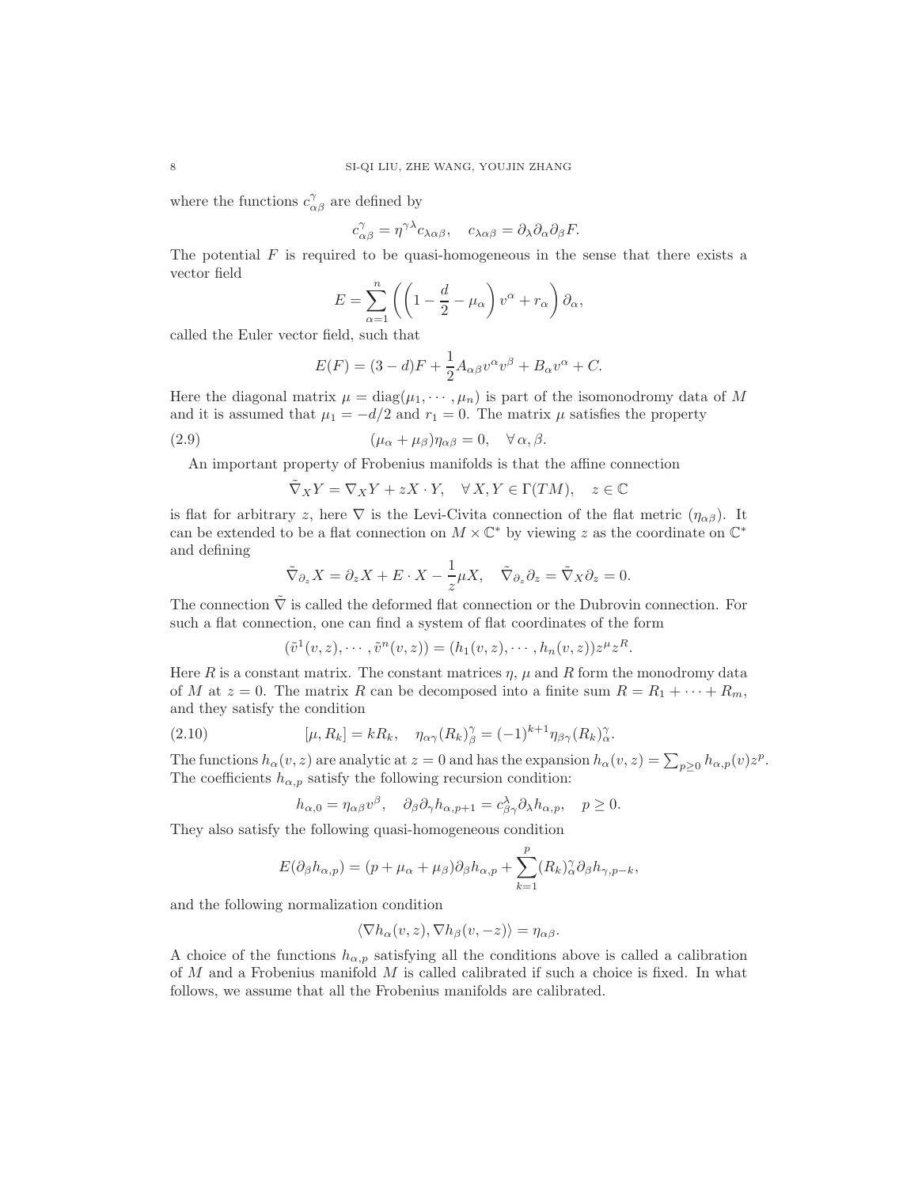where the functions $c^\gamma_{\alpha\beta}$ are defined by

$$c^\gamma_{\alpha\beta} = \eta^{\gamma\lambda} c_{\lambda\alpha\beta}, \quad c_{\lambda\alpha\beta} = \partial_\lambda \partial_\alpha \partial_\beta F.$$

The potential $F$ is required to be quasi-homogeneous in the sense that there exists a vector field

$$E = \sum_{\alpha=1}^{n} \left( \left( 1 - \frac{d}{2} - \mu_\alpha \right) v^\alpha + r_\alpha \right) \partial_\alpha,$$

called the Euler vector field, such that

$$E(F) = (3-d)F + \frac{1}{2} A_{\alpha\beta} v^\alpha v^\beta + B_\alpha v^\alpha + C.$$

Here the diagonal matrix $\mu = \mathrm{diag}(\mu_1, \cdots, \mu_n)$ is part of the isomonodromy data of $M$ and it is assumed that $\mu_1 = -d/2$ and $r_1 = 0$. The matrix $\mu$ satisfies the property

$$(\mu_\alpha + \mu_\beta)\eta_{\alpha\beta} = 0, \quad \forall\, \alpha, \beta. \tag{2.9}$$

An important property of Frobenius manifolds is that the affine connection

$$\tilde{\nabla}_X Y = \nabla_X Y + z X \cdot Y, \quad \forall\, X, Y \in \Gamma(TM), \quad z \in \mathbb{C}$$

is flat for arbitrary $z$, here $\nabla$ is the Levi-Civita connection of the flat metric $(\eta_{\alpha\beta})$. It can be extended to be a flat connection on $M \times \mathbb{C}^*$ by viewing $z$ as the coordinate on $\mathbb{C}^*$ and defining

$$\tilde{\nabla}_{\partial_z} X = \partial_z X + E \cdot X - \frac{1}{z}\mu X, \quad \tilde{\nabla}_{\partial_z}\partial_z = \tilde{\nabla}_X \partial_z = 0.$$

The connection $\tilde{\nabla}$ is called the deformed flat connection or the Dubrovin connection. For such a flat connection, one can find a system of flat coordinates of the form

$$(\tilde{v}^1(v,z), \cdots, \tilde{v}^n(v,z)) = (h_1(v,z), \cdots, h_n(v,z)) z^\mu z^R.$$

Here $R$ is a constant matrix. The constant matrices $\eta$, $\mu$ and $R$ form the monodromy data of $M$ at $z = 0$. The matrix $R$ can be decomposed into a finite sum $R = R_1 + \cdots + R_m$, and they satisfy the condition

$$[\mu, R_k] = k R_k, \quad \eta_{\alpha\gamma}(R_k)^\gamma_\beta = (-1)^{k+1} \eta_{\beta\gamma}(R_k)^\gamma_\alpha. \tag{2.10}$$

The functions $h_\alpha(v,z)$ are analytic at $z = 0$ and has the expansion $h_\alpha(v,z) = \sum_{p\geq 0} h_{\alpha,p}(v) z^p$. The coefficients $h_{\alpha,p}$ satisfy the following recursion condition:

$$h_{\alpha,0} = \eta_{\alpha\beta} v^\beta, \quad \partial_\beta \partial_\gamma h_{\alpha,p+1} = c^\lambda_{\beta\gamma} \partial_\lambda h_{\alpha,p}, \quad p \geq 0.$$

They also satisfy the following quasi-homogeneous condition

$$E(\partial_\beta h_{\alpha,p}) = (p + \mu_\alpha + \mu_\beta)\partial_\beta h_{\alpha,p} + \sum_{k=1}^{p} (R_k)^\gamma_\alpha \partial_\beta h_{\gamma,p-k},$$

and the following normalization condition

$$\langle \nabla h_\alpha(v,z), \nabla h_\beta(v,-z) \rangle = \eta_{\alpha\beta}.$$

A choice of the functions $h_{\alpha,p}$ satisfying all the conditions above is called a calibration of $M$ and a Frobenius manifold $M$ is called calibrated if such a choice is fixed. In what follows, we assume that all the Frobenius manifolds are calibrated.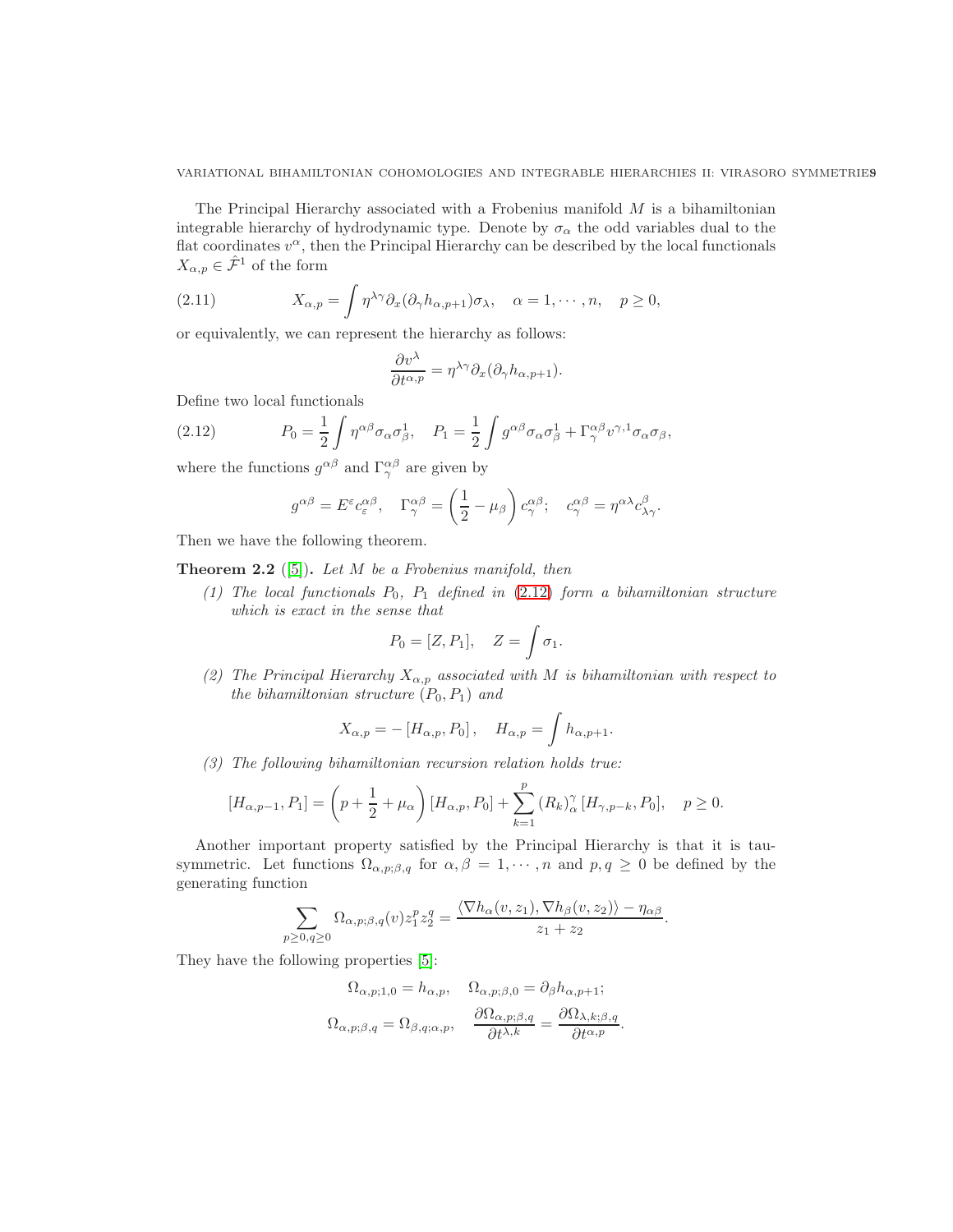The Principal Hierarchy associated with a Frobenius manifold $M$ is a bihamiltonian integrable hierarchy of hydrodynamic type. Denote by $\sigma_\alpha$ the odd variables dual to the flat coordinates $v^\alpha$, then the Principal Hierarchy can be described by the local functionals $X_{\alpha,p} \in \hat{\mathcal{F}}^1$ of the form

$$X_{\alpha,p} = \int \eta^{\lambda\gamma}\partial_x(\partial_\gamma h_{\alpha,p+1})\sigma_\lambda, \quad \alpha = 1, \cdots, n, \quad p \geq 0, \tag{2.11}$$

or equivalently, we can represent the hierarchy as follows:

$$\frac{\partial v^\lambda}{\partial t^{\alpha,p}} = \eta^{\lambda\gamma}\partial_x(\partial_\gamma h_{\alpha,p+1}).$$

Define two local functionals

$$P_0 = \frac{1}{2}\int \eta^{\alpha\beta}\sigma_\alpha\sigma_\beta^1, \quad P_1 = \frac{1}{2}\int g^{\alpha\beta}\sigma_\alpha\sigma_\beta^1 + \Gamma^{\alpha\beta}_\gamma v^{\gamma,1}\sigma_\alpha\sigma_\beta, \tag{2.12}$$

where the functions $g^{\alpha\beta}$ and $\Gamma^{\alpha\beta}_\gamma$ are given by

$$g^{\alpha\beta} = E^\varepsilon c^{\alpha\beta}_\varepsilon, \quad \Gamma^{\alpha\beta}_\gamma = \left(\frac{1}{2} - \mu_\beta\right)c^{\alpha\beta}_\gamma; \quad c^{\alpha\beta}_\gamma = \eta^{\alpha\lambda}c^\beta_{\lambda\gamma}.$$

Then we have the following theorem.

**Theorem 2.2** ([5]). *Let $M$ be a Frobenius manifold, then*

*(1) The local functionals $P_0$, $P_1$ defined in (2.12) form a bihamiltonian structure which is exact in the sense that*

$$P_0 = [Z, P_1], \quad Z = \int \sigma_1.$$

*(2) The Principal Hierarchy $X_{\alpha,p}$ associated with $M$ is bihamiltonian with respect to the bihamiltonian structure $(P_0, P_1)$ and*

$$X_{\alpha,p} = -[H_{\alpha,p}, P_0], \quad H_{\alpha,p} = \int h_{\alpha,p+1}.$$

*(3) The following bihamiltonian recursion relation holds true:*

$$[H_{\alpha,p-1}, P_1] = \left(p + \frac{1}{2} + \mu_\alpha\right)[H_{\alpha,p}, P_0] + \sum_{k=1}^{p}(R_k)^\gamma_\alpha [H_{\gamma,p-k}, P_0], \quad p \geq 0.$$

Another important property satisfied by the Principal Hierarchy is that it is tau-symmetric. Let functions $\Omega_{\alpha,p;\beta,q}$ for $\alpha, \beta = 1, \cdots, n$ and $p, q \geq 0$ be defined by the generating function

$$\sum_{p\geq 0, q\geq 0}\Omega_{\alpha,p;\beta,q}(v)z_1^p z_2^q = \frac{\langle \nabla h_\alpha(v, z_1), \nabla h_\beta(v, z_2)\rangle - \eta_{\alpha\beta}}{z_1 + z_2}.$$

They have the following properties [5]:

$$\Omega_{\alpha,p;1,0} = h_{\alpha,p}, \quad \Omega_{\alpha,p;\beta,0} = \partial_\beta h_{\alpha,p+1};$$

$$\Omega_{\alpha,p;\beta,q} = \Omega_{\beta,q;\alpha,p}, \quad \frac{\partial\Omega_{\alpha,p;\beta,q}}{\partial t^{\lambda,k}} = \frac{\partial\Omega_{\lambda,k;\beta,q}}{\partial t^{\alpha,p}}.$$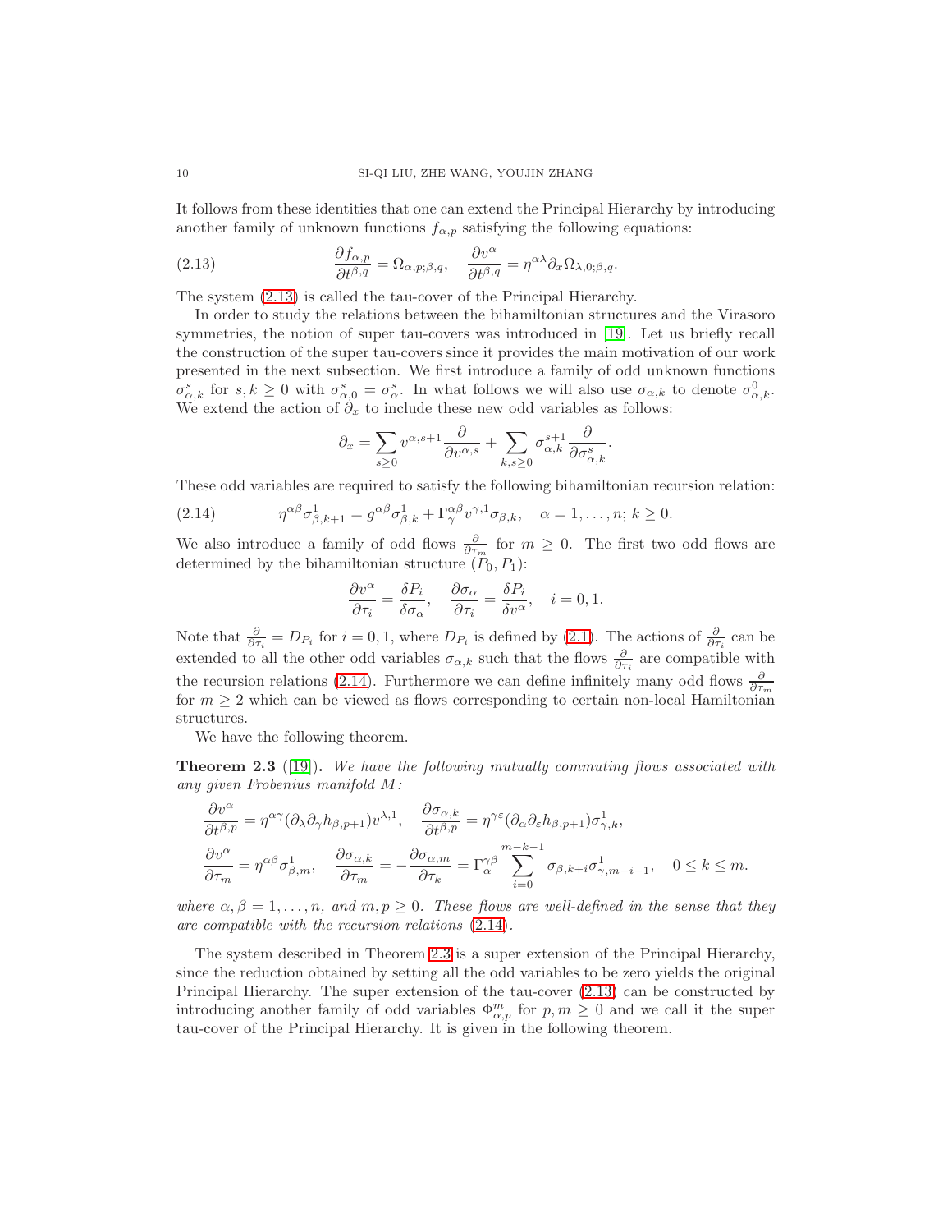It follows from these identities that one can extend the Principal Hierarchy by introducing another family of unknown functions $f_{\alpha,p}$ satisfying the following equations:

$$\frac{\partial f_{\alpha,p}}{\partial t^{\beta,q}} = \Omega_{\alpha,p;\beta,q}, \quad \frac{\partial v^\alpha}{\partial t^{\beta,q}} = \eta^{\alpha\lambda}\partial_x \Omega_{\lambda,0;\beta,q}. \tag{2.13}$$

The system (2.13) is called the tau-cover of the Principal Hierarchy.

In order to study the relations between the bihamiltonian structures and the Virasoro symmetries, the notion of super tau-covers was introduced in [19]. Let us briefly recall the construction of the super tau-covers since it provides the main motivation of our work presented in the next subsection. We first introduce a family of odd unknown functions $\sigma^s_{\alpha,k}$ for $s, k \geq 0$ with $\sigma^s_{\alpha,0} = \sigma^s_\alpha$. In what follows we will also use $\sigma_{\alpha,k}$ to denote $\sigma^0_{\alpha,k}$. We extend the action of $\partial_x$ to include these new odd variables as follows:

$$\partial_x = \sum_{s\geq 0} v^{\alpha,s+1}\frac{\partial}{\partial v^{\alpha,s}} + \sum_{k,s\geq 0} \sigma^{s+1}_{\alpha,k}\frac{\partial}{\partial \sigma^s_{\alpha,k}}.$$

These odd variables are required to satisfy the following bihamiltonian recursion relation:

$$\eta^{\alpha\beta}\sigma^1_{\beta,k+1} = g^{\alpha\beta}\sigma^1_{\beta,k} + \Gamma^{\alpha\beta}_\gamma v^{\gamma,1}\sigma_{\beta,k}, \quad \alpha = 1,\dots,n;\ k \geq 0. \tag{2.14}$$

We also introduce a family of odd flows $\frac{\partial}{\partial \tau_m}$ for $m \geq 0$. The first two odd flows are determined by the bihamiltonian structure $(P_0, P_1)$:

$$\frac{\partial v^\alpha}{\partial \tau_i} = \frac{\delta P_i}{\delta \sigma_\alpha}, \quad \frac{\partial \sigma_\alpha}{\partial \tau_i} = \frac{\delta P_i}{\delta v^\alpha}, \quad i = 0, 1.$$

Note that $\frac{\partial}{\partial \tau_i} = D_{P_i}$ for $i = 0, 1$, where $D_{P_i}$ is defined by (2.1). The actions of $\frac{\partial}{\partial \tau_i}$ can be extended to all the other odd variables $\sigma_{\alpha,k}$ such that the flows $\frac{\partial}{\partial \tau_i}$ are compatible with the recursion relations (2.14). Furthermore we can define infinitely many odd flows $\frac{\partial}{\partial \tau_m}$ for $m \geq 2$ which can be viewed as flows corresponding to certain non-local Hamiltonian structures.

We have the following theorem.

**Theorem 2.3** ([19]). *We have the following mutually commuting flows associated with any given Frobenius manifold $M$:*

$$\frac{\partial v^\alpha}{\partial t^{\beta,p}} = \eta^{\alpha\gamma}(\partial_\lambda\partial_\gamma h_{\beta,p+1})v^{\lambda,1}, \quad \frac{\partial \sigma_{\alpha,k}}{\partial t^{\beta,p}} = \eta^{\gamma\varepsilon}(\partial_\alpha\partial_\varepsilon h_{\beta,p+1})\sigma^1_{\gamma,k},$$

$$\frac{\partial v^\alpha}{\partial \tau_m} = \eta^{\alpha\beta}\sigma^1_{\beta,m}, \quad \frac{\partial \sigma_{\alpha,k}}{\partial \tau_m} = -\frac{\partial \sigma_{\alpha,m}}{\partial \tau_k} = \Gamma^{\gamma\beta}_\alpha \sum_{i=0}^{m-k-1}\sigma_{\beta,k+i}\sigma^1_{\gamma,m-i-1}, \quad 0 \leq k \leq m.$$

*where $\alpha, \beta = 1,\dots,n$, and $m, p \geq 0$. These flows are well-defined in the sense that they are compatible with the recursion relations (2.14).*

The system described in Theorem 2.3 is a super extension of the Principal Hierarchy, since the reduction obtained by setting all the odd variables to be zero yields the original Principal Hierarchy. The super extension of the tau-cover (2.13) can be constructed by introducing another family of odd variables $\Phi^m_{\alpha,p}$ for $p, m \geq 0$ and we call it the super tau-cover of the Principal Hierarchy. It is given in the following theorem.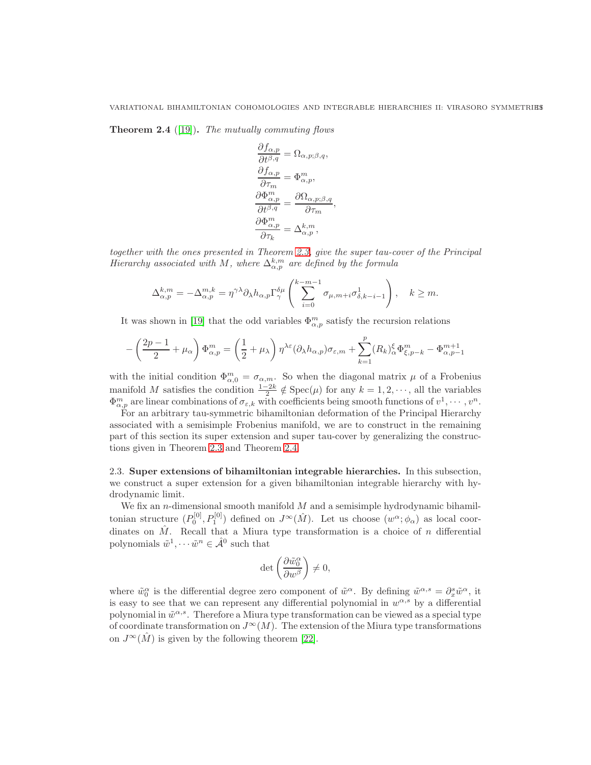**Theorem 2.4** ([19]). *The mutually commuting flows*

$$\frac{\partial f_{\alpha,p}}{\partial t^{\beta,q}} = \Omega_{\alpha,p;\beta,q},$$
$$\frac{\partial f_{\alpha,p}}{\partial \tau_m} = \Phi^m_{\alpha,p},$$
$$\frac{\partial \Phi^m_{\alpha,p}}{\partial t^{\beta,q}} = \frac{\partial \Omega_{\alpha,p;\beta,q}}{\partial \tau_m},$$
$$\frac{\partial \Phi^m_{\alpha,p}}{\partial \tau_k} = \Delta^{k,m}_{\alpha,p},$$

*together with the ones presented in Theorem 2.3, give the super tau-cover of the Principal Hierarchy associated with $M$, where $\Delta^{k,m}_{\alpha,p}$ are defined by the formula*

$$\Delta^{k,m}_{\alpha,p} = -\Delta^{m,k}_{\alpha,p} = \eta^{\gamma\lambda}\partial_\lambda h_{\alpha,p}\Gamma^{\delta\mu}_\gamma\left(\sum_{i=0}^{k-m-1}\sigma_{\mu,m+i}\sigma^1_{\delta,k-i-1}\right), \quad k \geq m.$$

It was shown in [19] that the odd variables $\Phi^m_{\alpha,p}$ satisfy the recursion relations

$$-\left(\frac{2p-1}{2}+\mu_\alpha\right)\Phi^m_{\alpha,p} = \left(\frac{1}{2}+\mu_\lambda\right)\eta^{\lambda\varepsilon}(\partial_\lambda h_{\alpha,p})\sigma_{\varepsilon,m} + \sum_{k=1}^{p}(R_k)^\xi_\alpha\Phi^m_{\xi,p-k} - \Phi^{m+1}_{\alpha,p-1}$$

with the initial condition $\Phi^m_{\alpha,0} = \sigma_{\alpha,m}$. So when the diagonal matrix $\mu$ of a Frobenius manifold $M$ satisfies the condition $\frac{1-2k}{2} \notin \mathrm{Spec}(\mu)$ for any $k = 1, 2, \cdots$, all the variables $\Phi^m_{\alpha,p}$ are linear combinations of $\sigma_{\varepsilon,k}$ with coefficients being smooth functions of $v^1, \cdots, v^n$.

For an arbitrary tau-symmetric bihamiltonian deformation of the Principal Hierarchy associated with a semisimple Frobenius manifold, we are to construct in the remaining part of this section its super extension and super tau-cover by generalizing the constructions given in Theorem 2.3 and Theorem 2.4.

### 2.3. Super extensions of bihamiltonian integrable hierarchies.

In this subsection, we construct a super extension for a given bihamiltonian integrable hierarchy with hydrodynamic limit.

We fix an $n$-dimensional smooth manifold $M$ and a semisimple hydrodynamic bihamiltonian structure $(P^{[0]}_0, P^{[0]}_1)$ defined on $J^\infty(\hat{M})$. Let us choose $(w^\alpha; \phi_\alpha)$ as local coordinates on $\hat{M}$. Recall that a Miura type transformation is a choice of $n$ differential polynomials $\tilde{w}^1, \cdots \tilde{w}^n \in \hat{\mathcal{A}}^0$ such that

$$\det\left(\frac{\partial \tilde{w}^\alpha_0}{\partial w^\beta}\right) \neq 0,$$

where $\tilde{w}^\alpha_0$ is the differential degree zero component of $\tilde{w}^\alpha$. By defining $\tilde{w}^{\alpha,s} = \partial^s_x \tilde{w}^\alpha$, it is easy to see that we can represent any differential polynomial in $w^{\alpha,s}$ by a differential polynomial in $\tilde{w}^{\alpha,s}$. Therefore a Miura type transformation can be viewed as a special type of coordinate transformation on $J^\infty(M)$. The extension of the Miura type transformations on $J^\infty(\hat{M})$ is given by the following theorem [22].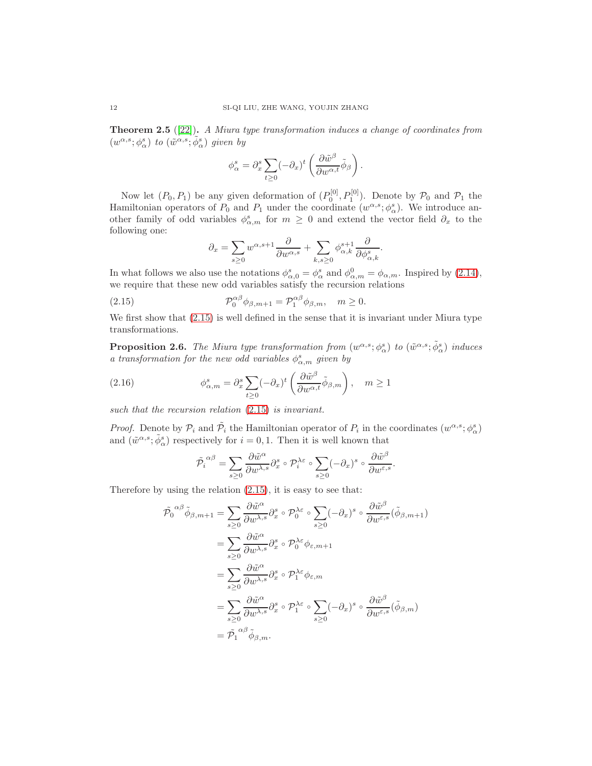**Theorem 2.5** ([22]). *A Miura type transformation induces a change of coordinates from $(w^{\alpha,s};\phi_\alpha^s)$ to $(\tilde{w}^{\alpha,s};\tilde{\phi}_\alpha^s)$ given by*

$$\phi_\alpha^s = \partial_x^s \sum_{t\geq 0}(-\partial_x)^t\left(\frac{\partial \tilde{w}^\beta}{\partial w^{\alpha,t}}\tilde{\phi}_\beta\right).$$

Now let $(P_0, P_1)$ be any given deformation of $(P_0^{[0]}, P_1^{[0]})$. Denote by $\mathcal{P}_0$ and $\mathcal{P}_1$ the Hamiltonian operators of $P_0$ and $P_1$ under the coordinate $(w^{\alpha,s};\phi_\alpha^s)$. We introduce another family of odd variables $\phi_{\alpha,m}^s$ for $m\geq 0$ and extend the vector field $\partial_x$ to the following one:

$$\partial_x = \sum_{s\geq 0} w^{\alpha,s+1}\frac{\partial}{\partial w^{\alpha,s}} + \sum_{k,s\geq 0}\phi_{\alpha,k}^{s+1}\frac{\partial}{\partial \phi_{\alpha,k}^s}.$$

In what follows we also use the notations $\phi_{\alpha,0}^s = \phi_\alpha^s$ and $\phi_{\alpha,m}^0 = \phi_{\alpha,m}$. Inspired by (2.14), we require that these new odd variables satisfy the recursion relations

$$\mathcal{P}_0^{\alpha\beta}\phi_{\beta,m+1} = \mathcal{P}_1^{\alpha\beta}\phi_{\beta,m}, \quad m\geq 0. \tag{2.15}$$

We first show that (2.15) is well defined in the sense that it is invariant under Miura type transformations.

**Proposition 2.6.** *The Miura type transformation from $(w^{\alpha,s};\phi_\alpha^s)$ to $(\tilde{w}^{\alpha,s};\tilde{\phi}_\alpha^s)$ induces a transformation for the new odd variables $\phi_{\alpha,m}^s$ given by*

$$\phi_{\alpha,m}^s = \partial_x^s \sum_{t\geq 0}(-\partial_x)^t\left(\frac{\partial \tilde{w}^\beta}{\partial w^{\alpha,t}}\tilde{\phi}_{\beta,m}\right), \quad m\geq 1 \tag{2.16}$$

*such that the recursion relation (2.15) is invariant.*

*Proof.* Denote by $\mathcal{P}_i$ and $\tilde{\mathcal{P}}_i$ the Hamiltonian operator of $P_i$ in the coordinates $(w^{\alpha,s};\phi_\alpha^s)$ and $(\tilde{w}^{\alpha,s};\tilde{\phi}_\alpha^s)$ respectively for $i=0,1$. Then it is well known that

$$\tilde{\mathcal{P}}_i^{\alpha\beta} = \sum_{s\geq 0}\frac{\partial \tilde{w}^\alpha}{\partial w^{\lambda,s}}\partial_x^s\circ \mathcal{P}_i^{\lambda\varepsilon}\circ\sum_{s\geq 0}(-\partial_x)^s\circ\frac{\partial \tilde{w}^\beta}{\partial w^{\varepsilon,s}}.$$

Therefore by using the relation (2.15), it is easy to see that:

$$\begin{aligned}
\tilde{\mathcal{P}}_0^{\alpha\beta}\tilde{\phi}_{\beta,m+1} &= \sum_{s\geq 0}\frac{\partial \tilde{w}^\alpha}{\partial w^{\lambda,s}}\partial_x^s\circ \mathcal{P}_0^{\lambda\varepsilon}\circ\sum_{s\geq 0}(-\partial_x)^s\circ\frac{\partial \tilde{w}^\beta}{\partial w^{\varepsilon,s}}(\tilde{\phi}_{\beta,m+1})\\
&= \sum_{s\geq 0}\frac{\partial \tilde{w}^\alpha}{\partial w^{\lambda,s}}\partial_x^s\circ \mathcal{P}_0^{\lambda\varepsilon}\phi_{\varepsilon,m+1}\\
&= \sum_{s\geq 0}\frac{\partial \tilde{w}^\alpha}{\partial w^{\lambda,s}}\partial_x^s\circ \mathcal{P}_1^{\lambda\varepsilon}\phi_{\varepsilon,m}\\
&= \sum_{s\geq 0}\frac{\partial \tilde{w}^\alpha}{\partial w^{\lambda,s}}\partial_x^s\circ \mathcal{P}_1^{\lambda\varepsilon}\circ\sum_{s\geq 0}(-\partial_x)^s\circ\frac{\partial \tilde{w}^\beta}{\partial w^{\varepsilon,s}}(\tilde{\phi}_{\beta,m})\\
&= \tilde{\mathcal{P}}_1^{\alpha\beta}\tilde{\phi}_{\beta,m}.
\end{aligned}$$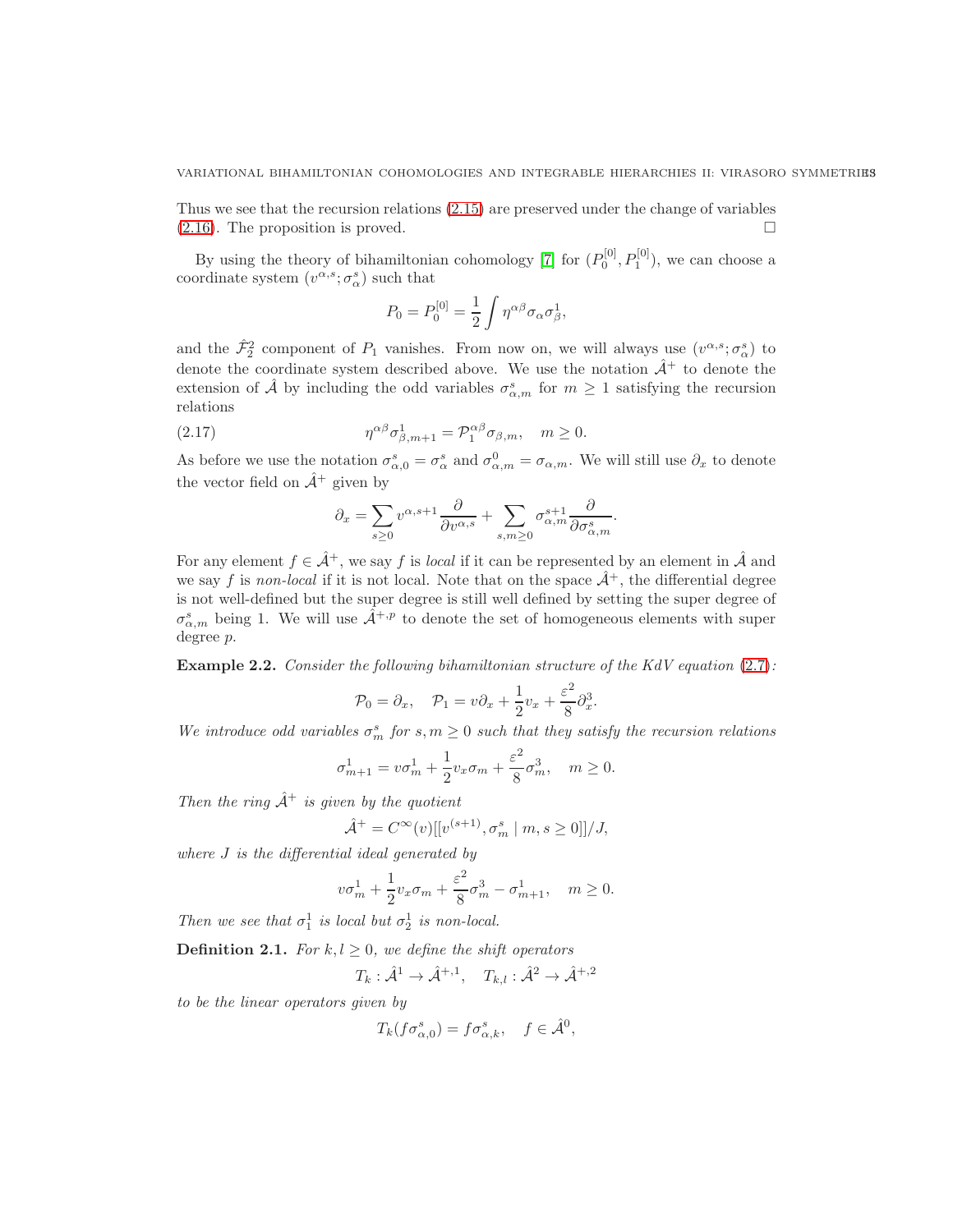Thus we see that the recursion relations (2.15) are preserved under the change of variables (2.16). The proposition is proved. □

By using the theory of bihamiltonian cohomology [7] for $(P_0^{[0]}, P_1^{[0]})$, we can choose a coordinate system $(v^{\alpha,s}; \sigma_\alpha^s)$ such that

$$P_0 = P_0^{[0]} = \frac{1}{2}\int \eta^{\alpha\beta}\sigma_\alpha\sigma_\beta^1,$$

and the $\hat{\mathcal{F}}_2^2$ component of $P_1$ vanishes. From now on, we will always use $(v^{\alpha,s}; \sigma_\alpha^s)$ to denote the coordinate system described above. We use the notation $\hat{\mathcal{A}}^+$ to denote the extension of $\hat{\mathcal{A}}$ by including the odd variables $\sigma_{\alpha,m}^s$ for $m \geq 1$ satisfying the recursion relations

$$\eta^{\alpha\beta}\sigma_{\beta,m+1}^1 = \mathcal{P}_1^{\alpha\beta}\sigma_{\beta,m}, \quad m \geq 0. \tag{2.17}$$

As before we use the notation $\sigma_{\alpha,0}^s = \sigma_\alpha^s$ and $\sigma_{\alpha,m}^0 = \sigma_{\alpha,m}$. We will still use $\partial_x$ to denote the vector field on $\hat{\mathcal{A}}^+$ given by

$$\partial_x = \sum_{s\geq 0} v^{\alpha,s+1}\frac{\partial}{\partial v^{\alpha,s}} + \sum_{s,m\geq 0}\sigma_{\alpha,m}^{s+1}\frac{\partial}{\partial \sigma_{\alpha,m}^s}.$$

For any element $f \in \hat{\mathcal{A}}^+$, we say $f$ is *local* if it can be represented by an element in $\hat{\mathcal{A}}$ and we say $f$ is *non-local* if it is not local. Note that on the space $\hat{\mathcal{A}}^+$, the differential degree is not well-defined but the super degree is still well defined by setting the super degree of $\sigma_{\alpha,m}^s$ being 1. We will use $\hat{\mathcal{A}}^{+,p}$ to denote the set of homogeneous elements with super degree $p$.

**Example 2.2.** *Consider the following bihamiltonian structure of the KdV equation (2.7):*

$$\mathcal{P}_0 = \partial_x, \quad \mathcal{P}_1 = v\partial_x + \frac{1}{2}v_x + \frac{\varepsilon^2}{8}\partial_x^3.$$

*We introduce odd variables $\sigma_m^s$ for $s, m \geq 0$ such that they satisfy the recursion relations*

$$\sigma_{m+1}^1 = v\sigma_m^1 + \frac{1}{2}v_x\sigma_m + \frac{\varepsilon^2}{8}\sigma_m^3, \quad m \geq 0.$$

*Then the ring $\hat{\mathcal{A}}^+$ is given by the quotient*

$$\hat{\mathcal{A}}^+ = C^\infty(v)[[v^{(s+1)}, \sigma_m^s \mid m, s \geq 0]]/J,$$

*where $J$ is the differential ideal generated by*

$$v\sigma_m^1 + \frac{1}{2}v_x\sigma_m + \frac{\varepsilon^2}{8}\sigma_m^3 - \sigma_{m+1}^1, \quad m \geq 0.$$

*Then we see that $\sigma_1^1$ is local but $\sigma_2^1$ is non-local.*

**Definition 2.1.** *For $k, l \geq 0$, we define the shift operators*

$$T_k : \hat{\mathcal{A}}^1 \to \hat{\mathcal{A}}^{+,1}, \quad T_{k,l} : \hat{\mathcal{A}}^2 \to \hat{\mathcal{A}}^{+,2}$$

*to be the linear operators given by*

$$T_k(f\sigma_{\alpha,0}^s) = f\sigma_{\alpha,k}^s, \quad f \in \hat{\mathcal{A}}^0,$$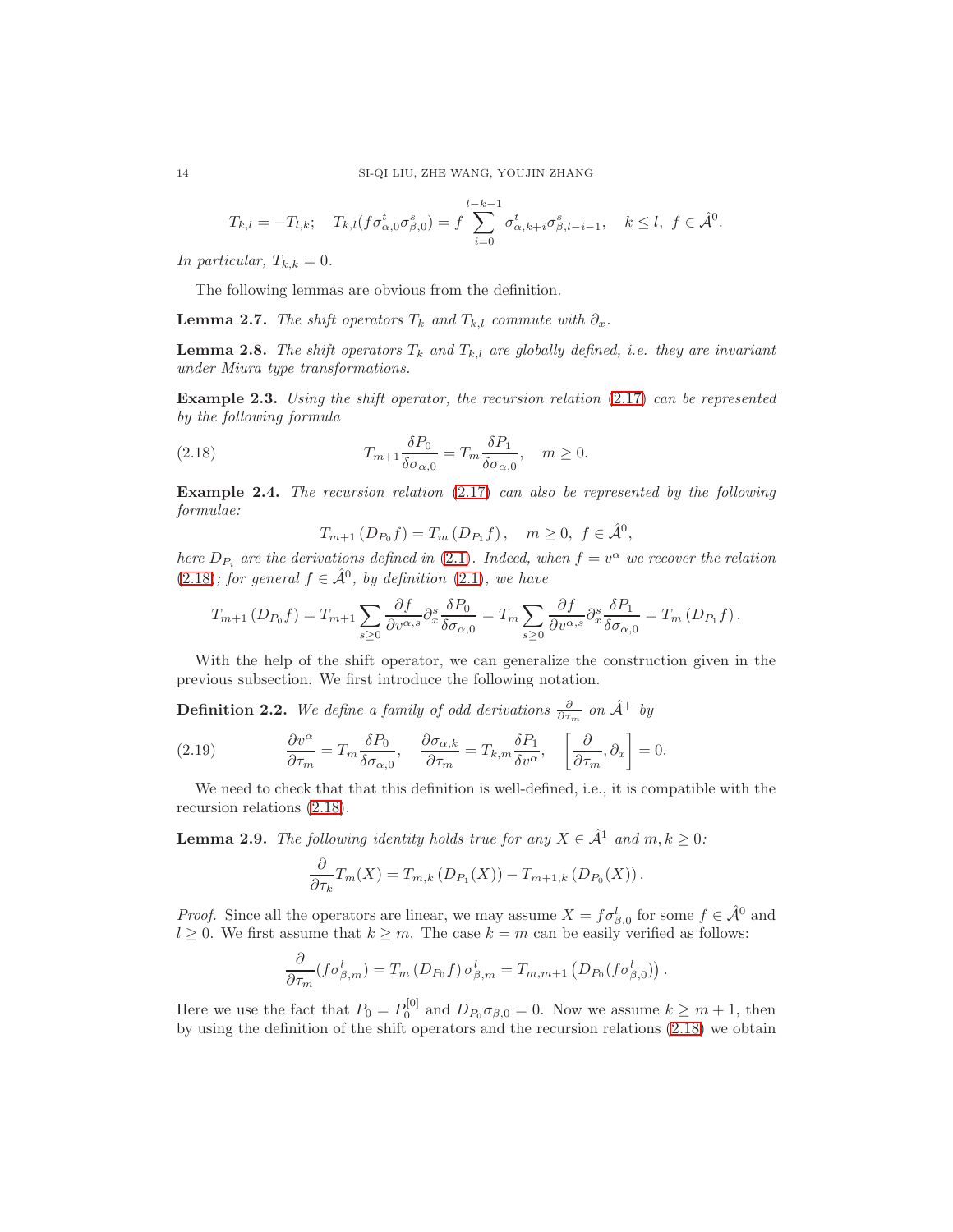$$T_{k,l} = -T_{l,k}; \quad T_{k,l}(f\sigma^t_{\alpha,0}\sigma^s_{\beta,0}) = f\sum_{i=0}^{l-k-1}\sigma^t_{\alpha,k+i}\sigma^s_{\beta,l-i-1}, \quad k \le l,\ f \in \hat{\mathcal{A}}^0.$$

*In particular,* $T_{k,k} = 0$.

The following lemmas are obvious from the definition.

**Lemma 2.7.** *The shift operators* $T_k$ *and* $T_{k,l}$ *commute with* $\partial_x$.

**Lemma 2.8.** *The shift operators* $T_k$ *and* $T_{k,l}$ *are globally defined, i.e. they are invariant under Miura type transformations.*

**Example 2.3.** *Using the shift operator, the recursion relation* (2.17) *can be represented by the following formula*

$$T_{m+1}\frac{\delta P_0}{\delta \sigma_{\alpha,0}} = T_m\frac{\delta P_1}{\delta \sigma_{\alpha,0}}, \quad m \ge 0. \tag{2.18}$$

**Example 2.4.** *The recursion relation* (2.17) *can also be represented by the following formulae:*

$$T_{m+1}\left(D_{P_0}f\right) = T_m\left(D_{P_1}f\right), \quad m \ge 0,\ f \in \hat{\mathcal{A}}^0,$$

*here* $D_{P_i}$ *are the derivations defined in* (2.1)*. Indeed, when* $f = v^\alpha$ *we recover the relation* (2.18)*; for general* $f \in \hat{\mathcal{A}}^0$*, by definition* (2.1)*, we have*

$$T_{m+1}\left(D_{P_0}f\right) = T_{m+1}\sum_{s\ge 0}\frac{\partial f}{\partial v^{\alpha,s}}\partial_x^s\frac{\delta P_0}{\delta\sigma_{\alpha,0}} = T_m\sum_{s\ge 0}\frac{\partial f}{\partial v^{\alpha,s}}\partial_x^s\frac{\delta P_1}{\delta\sigma_{\alpha,0}} = T_m\left(D_{P_1}f\right).$$

With the help of the shift operator, we can generalize the construction given in the previous subsection. We first introduce the following notation.

**Definition 2.2.** *We define a family of odd derivations* $\frac{\partial}{\partial \tau_m}$ *on* $\hat{\mathcal{A}}^+$ *by*

$$\frac{\partial v^\alpha}{\partial \tau_m} = T_m\frac{\delta P_0}{\delta\sigma_{\alpha,0}}, \quad \frac{\partial \sigma_{\alpha,k}}{\partial \tau_m} = T_{k,m}\frac{\delta P_1}{\delta v^\alpha}, \quad \left[\frac{\partial}{\partial\tau_m}, \partial_x\right] = 0. \tag{2.19}$$

We need to check that that this definition is well-defined, i.e., it is compatible with the recursion relations (2.18).

**Lemma 2.9.** *The following identity holds true for any* $X \in \hat{\mathcal{A}}^1$ *and* $m, k \ge 0$*:*

$$\frac{\partial}{\partial\tau_k}T_m(X) = T_{m,k}\left(D_{P_1}(X)\right) - T_{m+1,k}\left(D_{P_0}(X)\right).$$

*Proof.* Since all the operators are linear, we may assume $X = f\sigma^l_{\beta,0}$ for some $f \in \hat{\mathcal{A}}^0$ and $l \ge 0$. We first assume that $k \ge m$. The case $k = m$ can be easily verified as follows:

$$\frac{\partial}{\partial\tau_m}(f\sigma^l_{\beta,m}) = T_m\left(D_{P_0}f\right)\sigma^l_{\beta,m} = T_{m,m+1}\left(D_{P_0}(f\sigma^l_{\beta,0})\right).$$

Here we use the fact that $P_0 = P_0^{[0]}$ and $D_{P_0}\sigma_{\beta,0} = 0$. Now we assume $k \ge m+1$, then by using the definition of the shift operators and the recursion relations (2.18) we obtain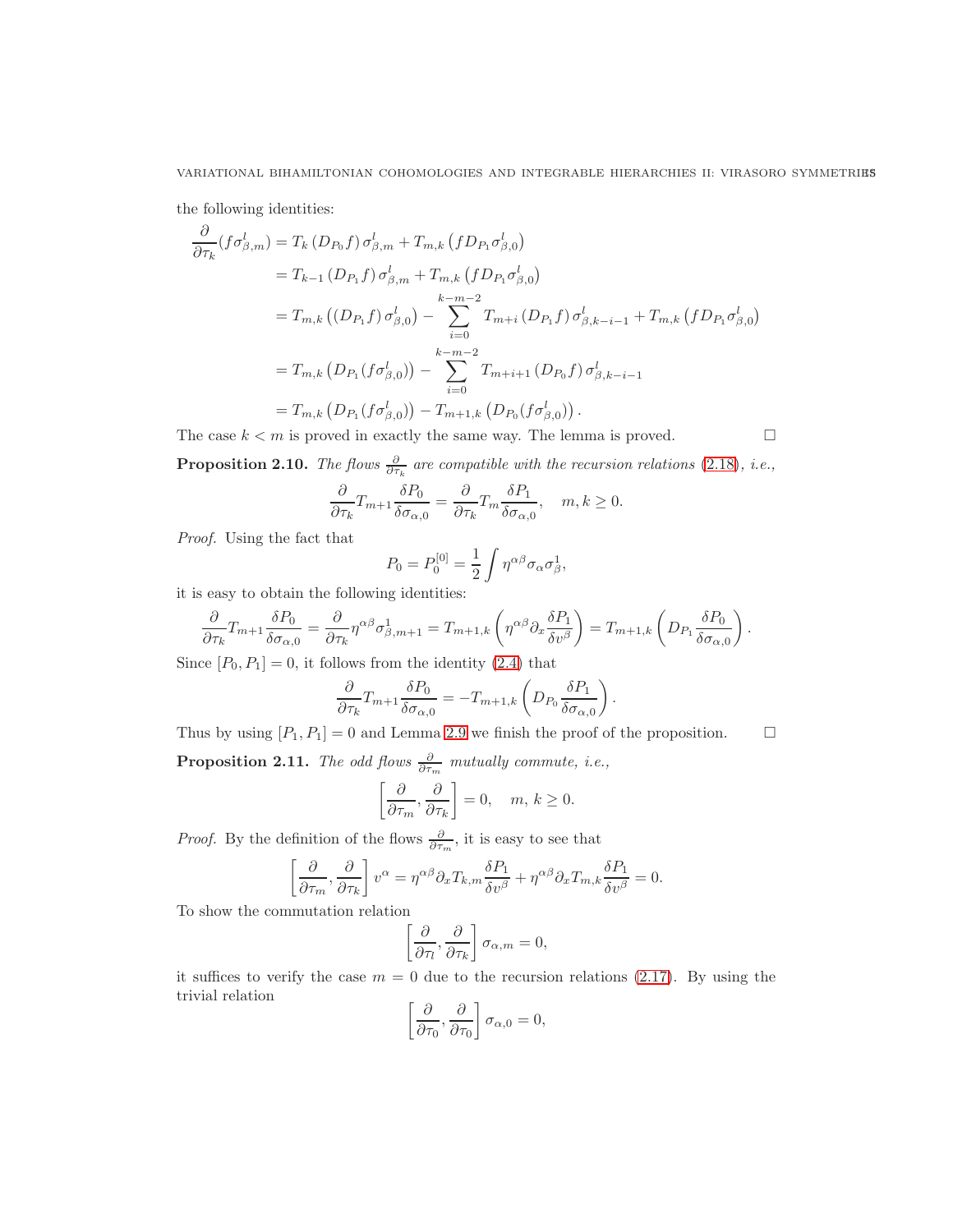the following identities:

$$
\begin{aligned}
\frac{\partial}{\partial \tau_k}(f\sigma^l_{\beta,m}) &= T_k\left(D_{P_0} f\right)\sigma^l_{\beta,m} + T_{m,k}\left(f D_{P_1}\sigma^l_{\beta,0}\right) \\
&= T_{k-1}\left(D_{P_1} f\right)\sigma^l_{\beta,m} + T_{m,k}\left(f D_{P_1}\sigma^l_{\beta,0}\right) \\
&= T_{m,k}\left(\left(D_{P_1} f\right)\sigma^l_{\beta,0}\right) - \sum_{i=0}^{k-m-2} T_{m+i}\left(D_{P_1} f\right)\sigma^l_{\beta,k-i-1} + T_{m,k}\left(f D_{P_1}\sigma^l_{\beta,0}\right) \\
&= T_{m,k}\left(D_{P_1}(f\sigma^l_{\beta,0})\right) - \sum_{i=0}^{k-m-2} T_{m+i+1}\left(D_{P_0} f\right)\sigma^l_{\beta,k-i-1} \\
&= T_{m,k}\left(D_{P_1}(f\sigma^l_{\beta,0})\right) - T_{m+1,k}\left(D_{P_0}(f\sigma^l_{\beta,0})\right).
\end{aligned}
$$

The case $k < m$ is proved in exactly the same way. The lemma is proved. $\square$

**Proposition 2.10.** *The flows $\frac{\partial}{\partial \tau_k}$ are compatible with the recursion relations (2.18), i.e.,*

$$
\frac{\partial}{\partial \tau_k} T_{m+1}\frac{\delta P_0}{\delta \sigma_{\alpha,0}} = \frac{\partial}{\partial \tau_k} T_m \frac{\delta P_1}{\delta \sigma_{\alpha,0}}, \quad m, k \geq 0.
$$

*Proof.* Using the fact that

$$
P_0 = P_0^{[0]} = \frac{1}{2}\int \eta^{\alpha\beta}\sigma_\alpha\sigma^1_\beta,
$$

it is easy to obtain the following identities:

$$
\frac{\partial}{\partial \tau_k} T_{m+1}\frac{\delta P_0}{\delta \sigma_{\alpha,0}} = \frac{\partial}{\partial \tau_k}\eta^{\alpha\beta}\sigma^1_{\beta,m+1} = T_{m+1,k}\left(\eta^{\alpha\beta}\partial_x \frac{\delta P_1}{\delta v^\beta}\right) = T_{m+1,k}\left(D_{P_1}\frac{\delta P_0}{\delta \sigma_{\alpha,0}}\right).
$$

Since $[P_0, P_1] = 0$, it follows from the identity (2.4) that

$$
\frac{\partial}{\partial \tau_k} T_{m+1}\frac{\delta P_0}{\delta \sigma_{\alpha,0}} = -T_{m+1,k}\left(D_{P_0}\frac{\delta P_1}{\delta \sigma_{\alpha,0}}\right).
$$

Thus by using $[P_1, P_1] = 0$ and Lemma 2.9 we finish the proof of the proposition. $\square$

**Proposition 2.11.** *The odd flows $\frac{\partial}{\partial \tau_m}$ mutually commute, i.e.,*

$$
\left[\frac{\partial}{\partial \tau_m}, \frac{\partial}{\partial \tau_k}\right] = 0, \quad m, k \geq 0.
$$

*Proof.* By the definition of the flows $\frac{\partial}{\partial \tau_m}$, it is easy to see that

$$
\left[\frac{\partial}{\partial \tau_m}, \frac{\partial}{\partial \tau_k}\right] v^\alpha = \eta^{\alpha\beta}\partial_x T_{k,m}\frac{\delta P_1}{\delta v^\beta} + \eta^{\alpha\beta}\partial_x T_{m,k}\frac{\delta P_1}{\delta v^\beta} = 0.
$$

To show the commutation relation

$$
\left[\frac{\partial}{\partial \tau_l}, \frac{\partial}{\partial \tau_k}\right]\sigma_{\alpha,m} = 0,
$$

it suffices to verify the case $m = 0$ due to the recursion relations (2.17). By using the trivial relation

$$
\left[\frac{\partial}{\partial \tau_0}, \frac{\partial}{\partial \tau_0}\right]\sigma_{\alpha,0} = 0,
$$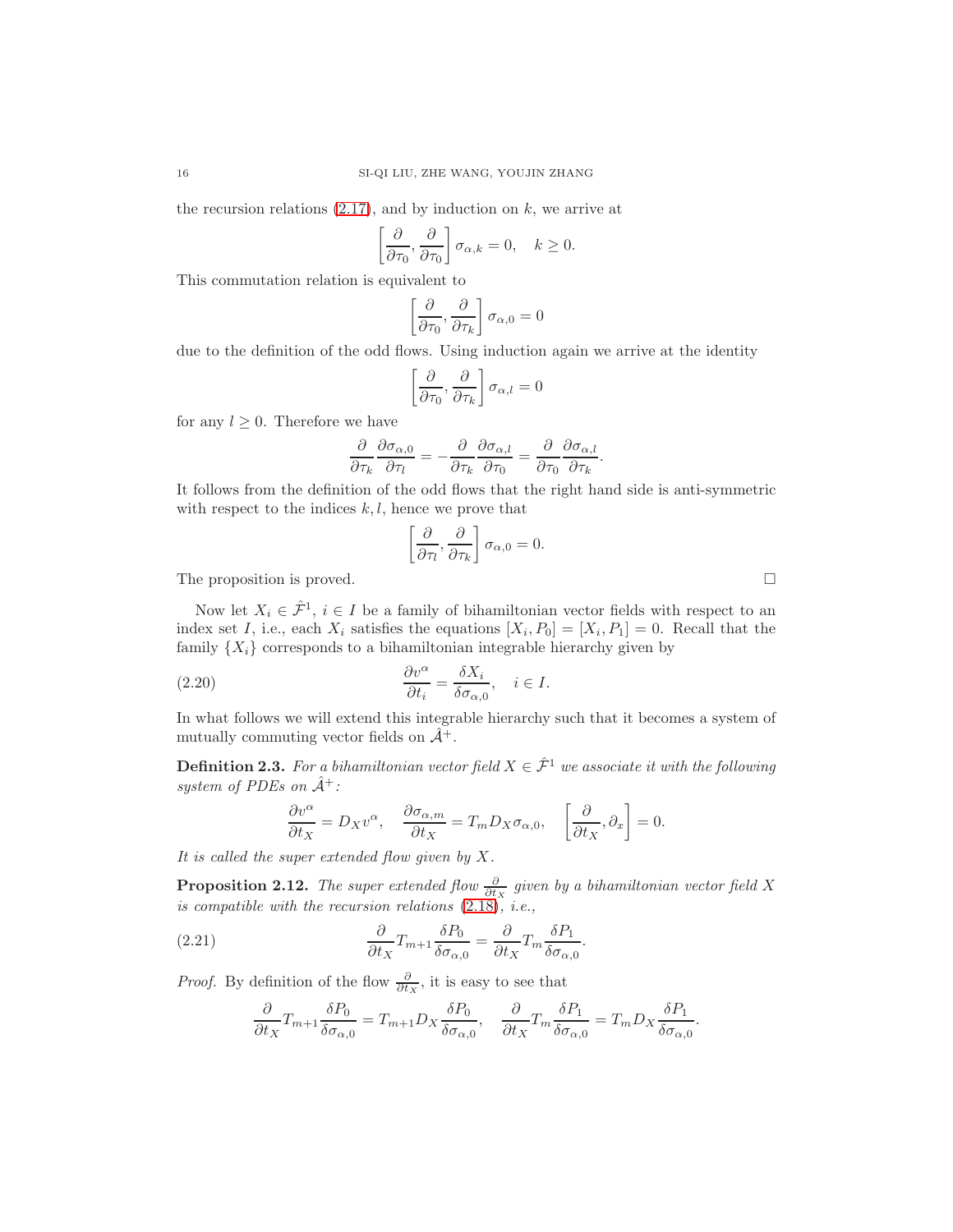the recursion relations (2.17), and by induction on $k$, we arrive at

$$\left[\frac{\partial}{\partial \tau_0}, \frac{\partial}{\partial \tau_0}\right] \sigma_{\alpha,k} = 0, \quad k \geq 0.$$

This commutation relation is equivalent to

$$\left[\frac{\partial}{\partial \tau_0}, \frac{\partial}{\partial \tau_k}\right] \sigma_{\alpha,0} = 0$$

due to the definition of the odd flows. Using induction again we arrive at the identity

$$\left[\frac{\partial}{\partial \tau_0}, \frac{\partial}{\partial \tau_k}\right] \sigma_{\alpha,l} = 0$$

for any $l \geq 0$. Therefore we have

$$\frac{\partial}{\partial \tau_k} \frac{\partial \sigma_{\alpha,0}}{\partial \tau_l} = -\frac{\partial}{\partial \tau_k} \frac{\partial \sigma_{\alpha,l}}{\partial \tau_0} = \frac{\partial}{\partial \tau_0} \frac{\partial \sigma_{\alpha,l}}{\partial \tau_k}.$$

It follows from the definition of the odd flows that the right hand side is anti-symmetric with respect to the indices $k, l$, hence we prove that

$$\left[\frac{\partial}{\partial \tau_l}, \frac{\partial}{\partial \tau_k}\right] \sigma_{\alpha,0} = 0.$$

The proposition is proved. □

Now let $X_i \in \hat{\mathcal{F}}^1$, $i \in I$ be a family of bihamiltonian vector fields with respect to an index set $I$, i.e., each $X_i$ satisfies the equations $[X_i, P_0] = [X_i, P_1] = 0$. Recall that the family $\{X_i\}$ corresponds to a bihamiltonian integrable hierarchy given by

$$\frac{\partial v^\alpha}{\partial t_i} = \frac{\delta X_i}{\delta \sigma_{\alpha,0}}, \quad i \in I. \tag{2.20}$$

In what follows we will extend this integrable hierarchy such that it becomes a system of mutually commuting vector fields on $\hat{\mathcal{A}}^+$.

**Definition 2.3.** *For a bihamiltonian vector field $X \in \hat{\mathcal{F}}^1$ we associate it with the following system of PDEs on $\hat{\mathcal{A}}^+$:*

$$\frac{\partial v^\alpha}{\partial t_X} = D_X v^\alpha, \quad \frac{\partial \sigma_{\alpha,m}}{\partial t_X} = T_m D_X \sigma_{\alpha,0}, \quad \left[\frac{\partial}{\partial t_X}, \partial_x\right] = 0.$$

*It is called the super extended flow given by $X$.*

**Proposition 2.12.** *The super extended flow $\frac{\partial}{\partial t_X}$ given by a bihamiltonian vector field $X$ is compatible with the recursion relations (2.18), i.e.,*

$$\frac{\partial}{\partial t_X} T_{m+1} \frac{\delta P_0}{\delta \sigma_{\alpha,0}} = \frac{\partial}{\partial t_X} T_m \frac{\delta P_1}{\delta \sigma_{\alpha,0}}. \tag{2.21}$$

*Proof.* By definition of the flow $\frac{\partial}{\partial t_X}$, it is easy to see that

$$\frac{\partial}{\partial t_X} T_{m+1} \frac{\delta P_0}{\delta \sigma_{\alpha,0}} = T_{m+1} D_X \frac{\delta P_0}{\delta \sigma_{\alpha,0}}, \quad \frac{\partial}{\partial t_X} T_m \frac{\delta P_1}{\delta \sigma_{\alpha,0}} = T_m D_X \frac{\delta P_1}{\delta \sigma_{\alpha,0}}.$$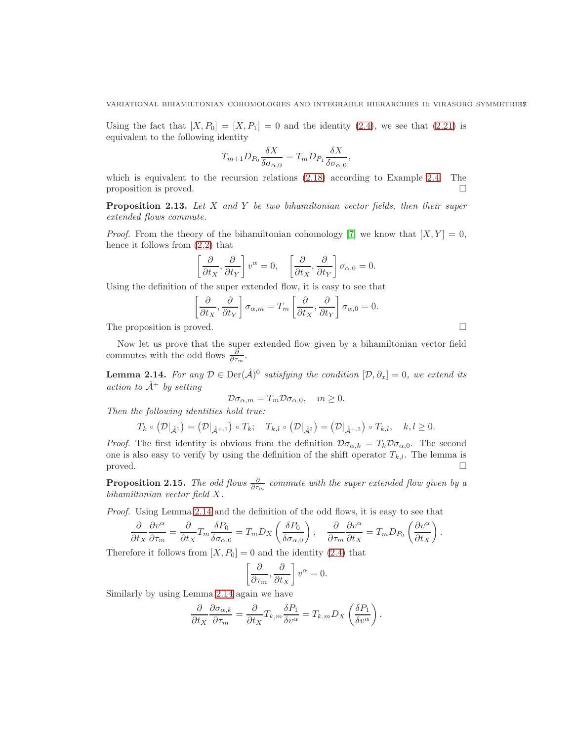Using the fact that $[X, P_0] = [X, P_1] = 0$ and the identity (2.4), we see that (2.21) is equivalent to the following identity

$$T_{m+1} D_{P_0} \frac{\delta X}{\delta \sigma_{\alpha,0}} = T_m D_{P_1} \frac{\delta X}{\delta \sigma_{\alpha,0}},$$

which is equivalent to the recursion relations (2.18) according to Example 2.4. The proposition is proved. $\square$

**Proposition 2.13.** *Let $X$ and $Y$ be two bihamiltonian vector fields, then their super extended flows commute.*

*Proof.* From the theory of the bihamiltonian cohomology [7] we know that $[X, Y] = 0$, hence it follows from (2.2) that

$$\left[\frac{\partial}{\partial t_X}, \frac{\partial}{\partial t_Y}\right] v^\alpha = 0, \quad \left[\frac{\partial}{\partial t_X}, \frac{\partial}{\partial t_Y}\right] \sigma_{\alpha,0} = 0.$$

Using the definition of the super extended flow, it is easy to see that

$$\left[\frac{\partial}{\partial t_X}, \frac{\partial}{\partial t_Y}\right] \sigma_{\alpha,m} = T_m \left[\frac{\partial}{\partial t_X}, \frac{\partial}{\partial t_Y}\right] \sigma_{\alpha,0} = 0.$$

The proposition is proved. $\square$

Now let us prove that the super extended flow given by a bihamiltonian vector field commutes with the odd flows $\frac{\partial}{\partial \tau_m}$.

**Lemma 2.14.** *For any $\mathcal{D} \in \mathrm{Der}(\hat{\mathcal{A}})^0$ satisfying the condition $[\mathcal{D}, \partial_x] = 0$, we extend its action to $\hat{\mathcal{A}}^+$ by setting*

$$\mathcal{D}\sigma_{\alpha,m} = T_m \mathcal{D}\sigma_{\alpha,0}, \quad m \ge 0.$$

*Then the following identities hold true:*

$$T_k \circ \left(\mathcal{D}|_{\hat{\mathcal{A}}^1}\right) = \left(\mathcal{D}|_{\hat{\mathcal{A}}^{+,1}}\right) \circ T_k; \quad T_{k,l} \circ \left(\mathcal{D}|_{\hat{\mathcal{A}}^2}\right) = \left(\mathcal{D}|_{\hat{\mathcal{A}}^{+,2}}\right) \circ T_{k,l}, \quad k, l \ge 0.$$

*Proof.* The first identity is obvious from the definition $\mathcal{D}\sigma_{\alpha,k} = T_k \mathcal{D}\sigma_{\alpha,0}$. The second one is also easy to verify by using the definition of the shift operator $T_{k,l}$. The lemma is proved. $\square$

**Proposition 2.15.** *The odd flows $\frac{\partial}{\partial \tau_m}$ commute with the super extended flow given by a bihamiltonian vector field $X$.*

*Proof.* Using Lemma 2.14 and the definition of the odd flows, it is easy to see that

$$\frac{\partial}{\partial t_X} \frac{\partial v^\alpha}{\partial \tau_m} = \frac{\partial}{\partial t_X} T_m \frac{\delta P_0}{\delta \sigma_{\alpha,0}} = T_m D_X \left(\frac{\delta P_0}{\delta \sigma_{\alpha,0}}\right), \quad \frac{\partial}{\partial \tau_m} \frac{\partial v^\alpha}{\partial t_X} = T_m D_{P_0} \left(\frac{\partial v^\alpha}{\partial t_X}\right).$$

Therefore it follows from $[X, P_0] = 0$ and the identity (2.4) that

$$\left[\frac{\partial}{\partial \tau_m}, \frac{\partial}{\partial t_X}\right] v^\alpha = 0.$$

Similarly by using Lemma 2.14 again we have

$$\frac{\partial}{\partial t_X} \frac{\partial \sigma_{\alpha,k}}{\partial \tau_m} = \frac{\partial}{\partial t_X} T_{k,m} \frac{\delta P_1}{\delta v^\alpha} = T_{k,m} D_X \left(\frac{\delta P_1}{\delta v^\alpha}\right).$$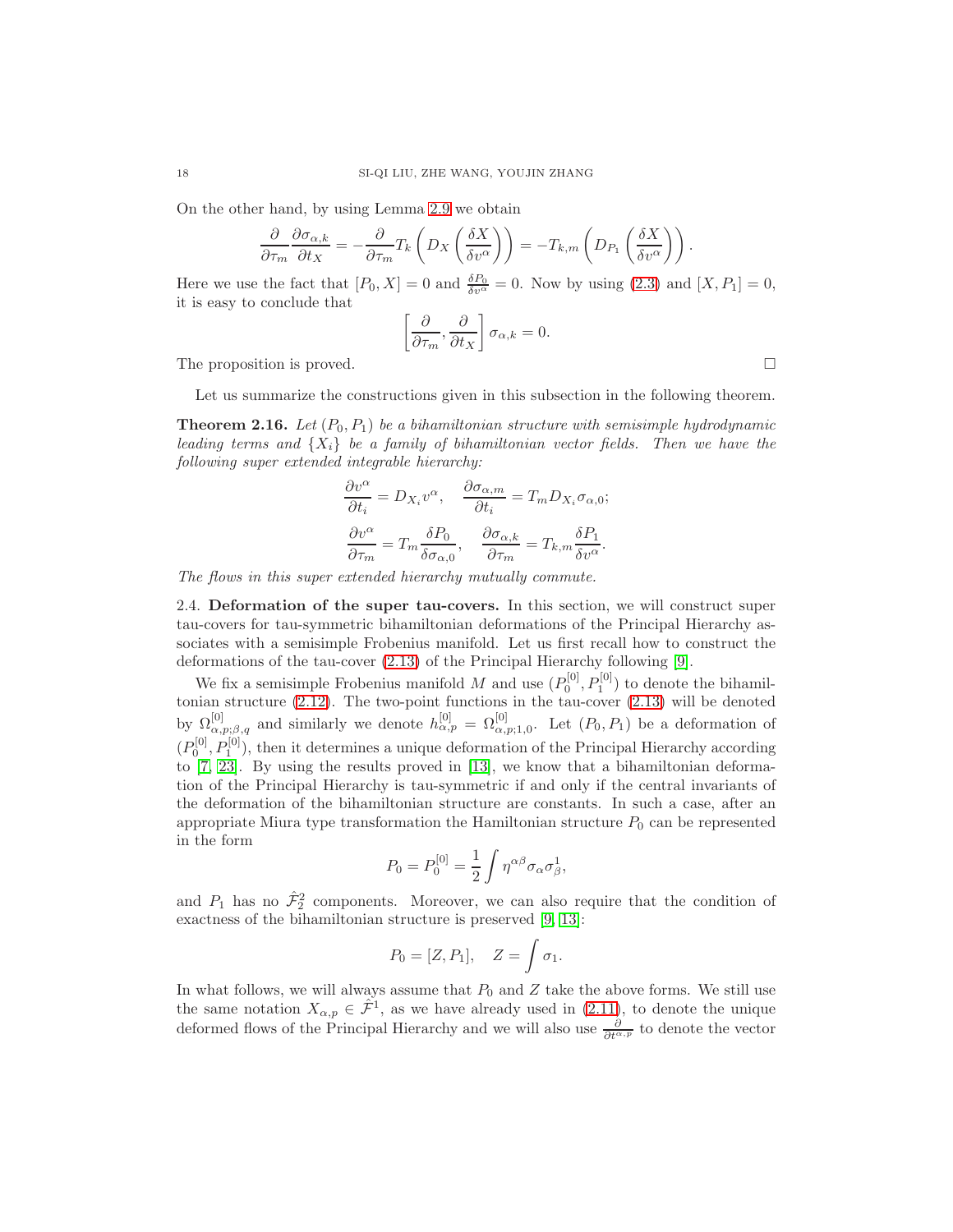On the other hand, by using Lemma 2.9 we obtain

$$\frac{\partial}{\partial \tau_m}\frac{\partial \sigma_{\alpha,k}}{\partial t_X} = -\frac{\partial}{\partial \tau_m} T_k\left(D_X\left(\frac{\delta X}{\delta v^\alpha}\right)\right) = -T_{k,m}\left(D_{P_1}\left(\frac{\delta X}{\delta v^\alpha}\right)\right).$$

Here we use the fact that $[P_0, X] = 0$ and $\frac{\delta P_0}{\delta v^\alpha} = 0$. Now by using (2.3) and $[X, P_1] = 0$, it is easy to conclude that

$$\left[\frac{\partial}{\partial \tau_m}, \frac{\partial}{\partial t_X}\right]\sigma_{\alpha,k} = 0.$$

The proposition is proved. $\square$

Let us summarize the constructions given in this subsection in the following theorem.

**Theorem 2.16.** *Let $(P_0, P_1)$ be a bihamiltonian structure with semisimple hydrodynamic leading terms and $\{X_i\}$ be a family of bihamiltonian vector fields. Then we have the following super extended integrable hierarchy:*

$$\frac{\partial v^\alpha}{\partial t_i} = D_{X_i} v^\alpha, \quad \frac{\partial \sigma_{\alpha,m}}{\partial t_i} = T_m D_{X_i}\sigma_{\alpha,0};$$

$$\frac{\partial v^\alpha}{\partial \tau_m} = T_m \frac{\delta P_0}{\delta \sigma_{\alpha,0}}, \quad \frac{\partial \sigma_{\alpha,k}}{\partial \tau_m} = T_{k,m}\frac{\delta P_1}{\delta v^\alpha}.$$

*The flows in this super extended hierarchy mutually commute.*

2.4. **Deformation of the super tau-covers.** In this section, we will construct super tau-covers for tau-symmetric bihamiltonian deformations of the Principal Hierarchy associates with a semisimple Frobenius manifold. Let us first recall how to construct the deformations of the tau-cover (2.13) of the Principal Hierarchy following [9].

We fix a semisimple Frobenius manifold $M$ and use $(P_0^{[0]}, P_1^{[0]})$ to denote the bihamiltonian structure (2.12). The two-point functions in the tau-cover (2.13) will be denoted by $\Omega^{[0]}_{\alpha,p;\beta,q}$ and similarly we denote $h^{[0]}_{\alpha,p} = \Omega^{[0]}_{\alpha,p;1,0}$. Let $(P_0, P_1)$ be a deformation of $(P_0^{[0]}, P_1^{[0]})$, then it determines a unique deformation of the Principal Hierarchy according to [7, 23]. By using the results proved in [13], we know that a bihamiltonian deformation of the Principal Hierarchy is tau-symmetric if and only if the central invariants of the deformation of the bihamiltonian structure are constants. In such a case, after an appropriate Miura type transformation the Hamiltonian structure $P_0$ can be represented in the form

$$P_0 = P_0^{[0]} = \frac{1}{2}\int \eta^{\alpha\beta}\sigma_\alpha\sigma_\beta^1,$$

and $P_1$ has no $\hat{\mathcal{F}}^2_2$ components. Moreover, we can also require that the condition of exactness of the bihamiltonian structure is preserved [9, 13]:

$$P_0 = [Z, P_1], \quad Z = \int \sigma_1.$$

In what follows, we will always assume that $P_0$ and $Z$ take the above forms. We still use the same notation $X_{\alpha,p} \in \hat{\mathcal{F}}^1$, as we have already used in (2.11), to denote the unique deformed flows of the Principal Hierarchy and we will also use $\frac{\partial}{\partial t^{\alpha,p}}$ to denote the vector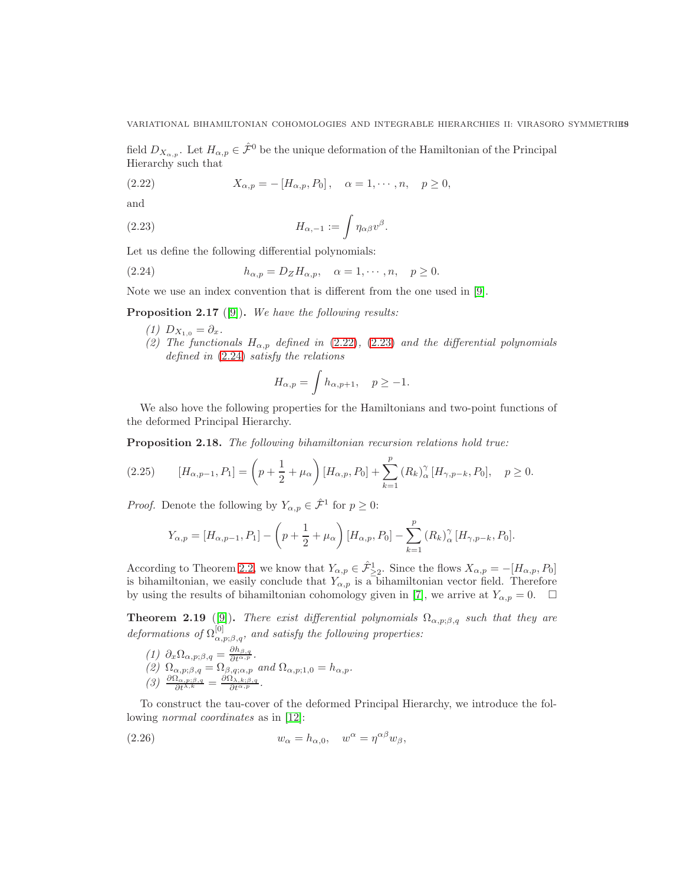field $D_{X_{\alpha,p}}$. Let $H_{\alpha,p} \in \hat{\mathcal{F}}^0$ be the unique deformation of the Hamiltonian of the Principal Hierarchy such that

$$X_{\alpha,p} = -\left[H_{\alpha,p}, P_0\right], \quad \alpha = 1, \cdots, n, \quad p \geq 0, \tag{2.22}$$

and

$$H_{\alpha,-1} := \int \eta_{\alpha\beta} v^\beta. \tag{2.23}$$

Let us define the following differential polynomials:

$$h_{\alpha,p} = D_Z H_{\alpha,p}, \quad \alpha = 1, \cdots, n, \quad p \geq 0. \tag{2.24}$$

Note we use an index convention that is different from the one used in [9].

**Proposition 2.17** ([9])**.** *We have the following results:*

*(1)* $D_{X_{1,0}} = \partial_x$.
*(2) The functionals $H_{\alpha,p}$ defined in (2.22), (2.23) and the differential polynomials defined in (2.24) satisfy the relations*

$$H_{\alpha,p} = \int h_{\alpha,p+1}, \quad p \geq -1.$$

We also hove the following properties for the Hamiltonians and two-point functions of the deformed Principal Hierarchy.

**Proposition 2.18.** *The following bihamiltonian recursion relations hold true:*

$$[H_{\alpha,p-1}, P_1] = \left(p + \frac{1}{2} + \mu_\alpha\right)[H_{\alpha,p}, P_0] + \sum_{k=1}^{p} \left(R_k\right)_\alpha^\gamma [H_{\gamma,p-k}, P_0], \quad p \geq 0. \tag{2.25}$$

*Proof.* Denote the following by $Y_{\alpha,p} \in \hat{\mathcal{F}}^1$ for $p \geq 0$:

$$Y_{\alpha,p} = [H_{\alpha,p-1}, P_1] - \left(p + \frac{1}{2} + \mu_\alpha\right)[H_{\alpha,p}, P_0] - \sum_{k=1}^{p} \left(R_k\right)_\alpha^\gamma [H_{\gamma,p-k}, P_0].$$

According to Theorem 2.2, we know that $Y_{\alpha,p} \in \hat{\mathcal{F}}^1_{\geq 2}$. Since the flows $X_{\alpha,p} = -[H_{\alpha,p}, P_0]$ is bihamiltonian, we easily conclude that $Y_{\alpha,p}$ is a bihamiltonian vector field. Therefore by using the results of bihamiltonian cohomology given in [7], we arrive at $Y_{\alpha,p} = 0$. $\square$

**Theorem 2.19** ([9])**.** *There exist differential polynomials $\Omega_{\alpha,p;\beta,q}$ such that they are deformations of $\Omega^{[0]}_{\alpha,p;\beta,q}$, and satisfy the following properties:*

*(1)* $\partial_x \Omega_{\alpha,p;\beta,q} = \frac{\partial h_{\beta,q}}{\partial t^{\alpha,p}}$.
*(2)* $\Omega_{\alpha,p;\beta,q} = \Omega_{\beta,q;\alpha,p}$ *and* $\Omega_{\alpha,p;1,0} = h_{\alpha,p}$.
*(3)* $\frac{\partial \Omega_{\alpha,p;\beta,q}}{\partial t^{\lambda,k}} = \frac{\partial \Omega_{\lambda,k;\beta,q}}{\partial t^{\alpha,p}}$.

To construct the tau-cover of the deformed Principal Hierarchy, we introduce the following *normal coordinates* as in [12]:

$$w_\alpha = h_{\alpha,0}, \quad w^\alpha = \eta^{\alpha\beta} w_\beta, \tag{2.26}$$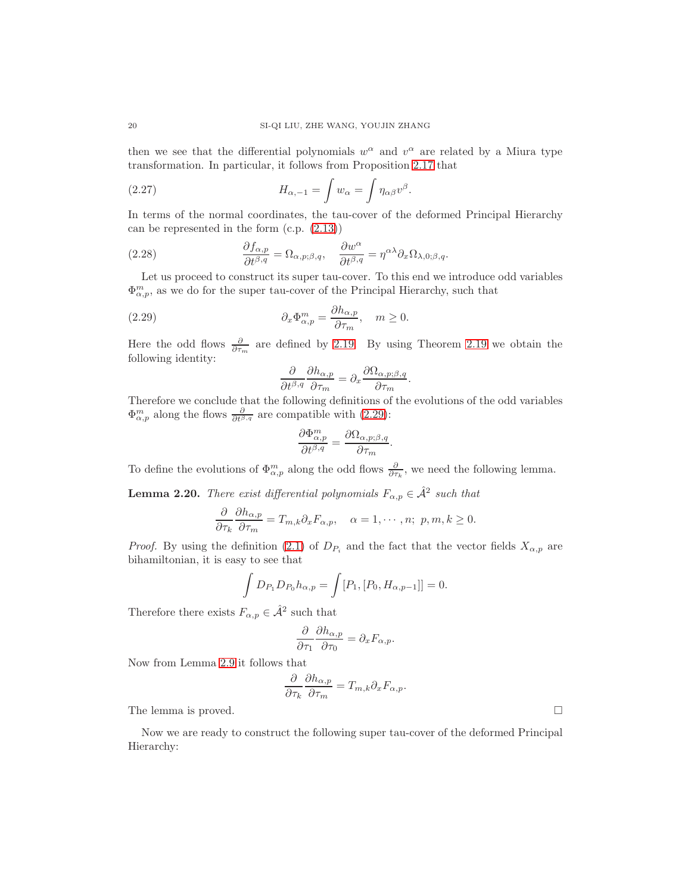then we see that the differential polynomials $w^\alpha$ and $v^\alpha$ are related by a Miura type transformation. In particular, it follows from Proposition 2.17 that

$$H_{\alpha,-1} = \int w_\alpha = \int \eta_{\alpha\beta} v^\beta. \tag{2.27}$$

In terms of the normal coordinates, the tau-cover of the deformed Principal Hierarchy can be represented in the form (c.p. (2.13))

$$\frac{\partial f_{\alpha,p}}{\partial t^{\beta,q}} = \Omega_{\alpha,p;\beta,q}, \quad \frac{\partial w^\alpha}{\partial t^{\beta,q}} = \eta^{\alpha\lambda}\partial_x \Omega_{\lambda,0;\beta,q}. \tag{2.28}$$

Let us proceed to construct its super tau-cover. To this end we introduce odd variables $\Phi^m_{\alpha,p}$, as we do for the super tau-cover of the Principal Hierarchy, such that

$$\partial_x \Phi^m_{\alpha,p} = \frac{\partial h_{\alpha,p}}{\partial \tau_m}, \quad m \geq 0. \tag{2.29}$$

Here the odd flows $\frac{\partial}{\partial \tau_m}$ are defined by 2.19. By using Theorem 2.19 we obtain the following identity:

$$\frac{\partial}{\partial t^{\beta,q}} \frac{\partial h_{\alpha,p}}{\partial \tau_m} = \partial_x \frac{\partial \Omega_{\alpha,p;\beta,q}}{\partial \tau_m}.$$

Therefore we conclude that the following definitions of the evolutions of the odd variables $\Phi^m_{\alpha,p}$ along the flows $\frac{\partial}{\partial t^{\beta,q}}$ are compatible with (2.29):

$$\frac{\partial \Phi^m_{\alpha,p}}{\partial t^{\beta,q}} = \frac{\partial \Omega_{\alpha,p;\beta,q}}{\partial \tau_m}.$$

To define the evolutions of $\Phi^m_{\alpha,p}$ along the odd flows $\frac{\partial}{\partial \tau_k}$, we need the following lemma.

**Lemma 2.20.** *There exist differential polynomials $F_{\alpha,p} \in \hat{\mathcal{A}}^2$ such that*

$$\frac{\partial}{\partial \tau_k} \frac{\partial h_{\alpha,p}}{\partial \tau_m} = T_{m,k}\partial_x F_{\alpha,p}, \quad \alpha = 1, \cdots, n;\ p, m, k \geq 0.$$

*Proof.* By using the definition (2.1) of $D_{P_i}$ and the fact that the vector fields $X_{\alpha,p}$ are bihamiltonian, it is easy to see that

$$\int D_{P_1} D_{P_0} h_{\alpha,p} = \int [P_1, [P_0, H_{\alpha,p-1}]] = 0.$$

Therefore there exists $F_{\alpha,p} \in \hat{\mathcal{A}}^2$ such that

$$\frac{\partial}{\partial \tau_1} \frac{\partial h_{\alpha,p}}{\partial \tau_0} = \partial_x F_{\alpha,p}.$$

Now from Lemma 2.9 it follows that

$$\frac{\partial}{\partial \tau_k} \frac{\partial h_{\alpha,p}}{\partial \tau_m} = T_{m,k}\partial_x F_{\alpha,p}.$$

The lemma is proved. $\square$

Now we are ready to construct the following super tau-cover of the deformed Principal Hierarchy: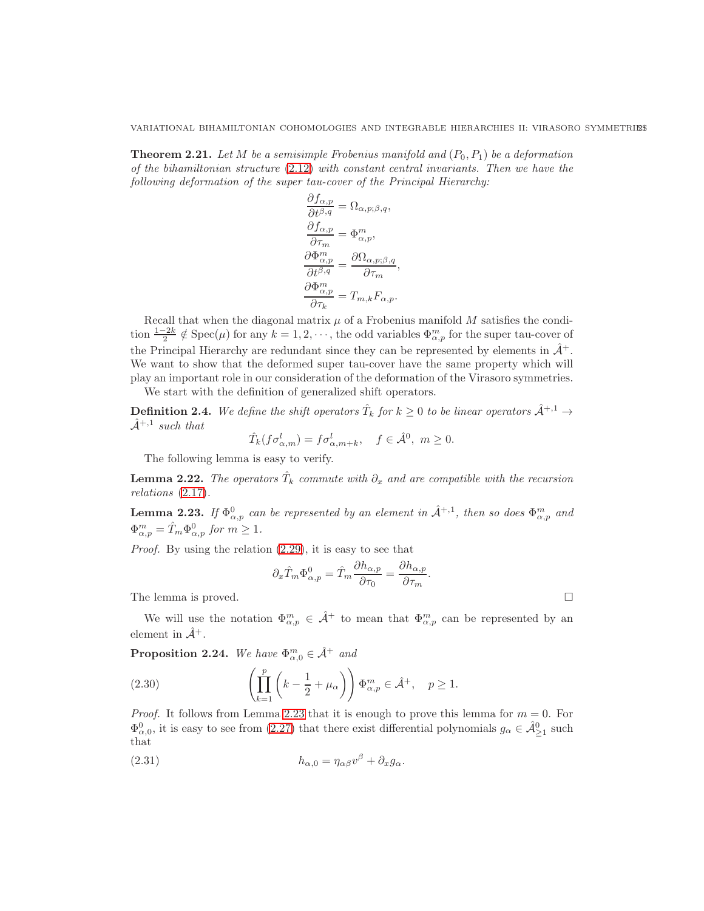**Theorem 2.21.** *Let $M$ be a semisimple Frobenius manifold and $(P_0, P_1)$ be a deformation of the bihamiltonian structure (2.12) with constant central invariants. Then we have the following deformation of the super tau-cover of the Principal Hierarchy:*

$$\frac{\partial f_{\alpha,p}}{\partial t^{\beta,q}} = \Omega_{\alpha,p;\beta,q},$$

$$\frac{\partial f_{\alpha,p}}{\partial \tau_m} = \Phi^m_{\alpha,p},$$

$$\frac{\partial \Phi^m_{\alpha,p}}{\partial t^{\beta,q}} = \frac{\partial \Omega_{\alpha,p;\beta,q}}{\partial \tau_m},$$

$$\frac{\partial \Phi^m_{\alpha,p}}{\partial \tau_k} = T_{m,k} F_{\alpha,p}.$$

Recall that when the diagonal matrix $\mu$ of a Frobenius manifold $M$ satisfies the condition $\frac{1-2k}{2} \notin \mathrm{Spec}(\mu)$ for any $k = 1, 2, \cdots$, the odd variables $\Phi^m_{\alpha,p}$ for the super tau-cover of the Principal Hierarchy are redundant since they can be represented by elements in $\hat{\mathcal{A}}^+$. We want to show that the deformed super tau-cover have the same property which will play an important role in our consideration of the deformation of the Virasoro symmetries.

We start with the definition of generalized shift operators.

**Definition 2.4.** *We define the shift operators $\hat{T}_k$ for $k \geq 0$ to be linear operators $\hat{\mathcal{A}}^{+,1} \to \hat{\mathcal{A}}^{+,1}$ such that*

$$\hat{T}_k(f\sigma^l_{\alpha,m}) = f\sigma^l_{\alpha,m+k}, \quad f \in \hat{\mathcal{A}}^0, \ m \geq 0.$$

The following lemma is easy to verify.

**Lemma 2.22.** *The operators $\hat{T}_k$ commute with $\partial_x$ and are compatible with the recursion relations (2.17).*

**Lemma 2.23.** *If $\Phi^0_{\alpha,p}$ can be represented by an element in $\hat{\mathcal{A}}^{+,1}$, then so does $\Phi^m_{\alpha,p}$ and $\Phi^m_{\alpha,p} = \hat{T}_m \Phi^0_{\alpha,p}$ for $m \geq 1$.*

*Proof.* By using the relation (2.29), it is easy to see that

$$\partial_x \hat{T}_m \Phi^0_{\alpha,p} = \hat{T}_m \frac{\partial h_{\alpha,p}}{\partial \tau_0} = \frac{\partial h_{\alpha,p}}{\partial \tau_m}.$$

The lemma is proved. □

We will use the notation $\Phi^m_{\alpha,p} \in \hat{\mathcal{A}}^+$ to mean that $\Phi^m_{\alpha,p}$ can be represented by an element in $\hat{\mathcal{A}}^+$.

**Proposition 2.24.** *We have $\Phi^m_{\alpha,0} \in \hat{\mathcal{A}}^+$ and*

$$\left(\prod_{k=1}^{p}\left(k - \frac{1}{2} + \mu_\alpha\right)\right)\Phi^m_{\alpha,p} \in \hat{\mathcal{A}}^+, \quad p \geq 1. \tag{2.30}$$

*Proof.* It follows from Lemma 2.23 that it is enough to prove this lemma for $m = 0$. For $\Phi^0_{\alpha,0}$, it is easy to see from (2.27) that there exist differential polynomials $g_\alpha \in \hat{\mathcal{A}}^0_{\geq 1}$ such that

$$h_{\alpha,0} = \eta_{\alpha\beta} v^\beta + \partial_x g_\alpha. \tag{2.31}$$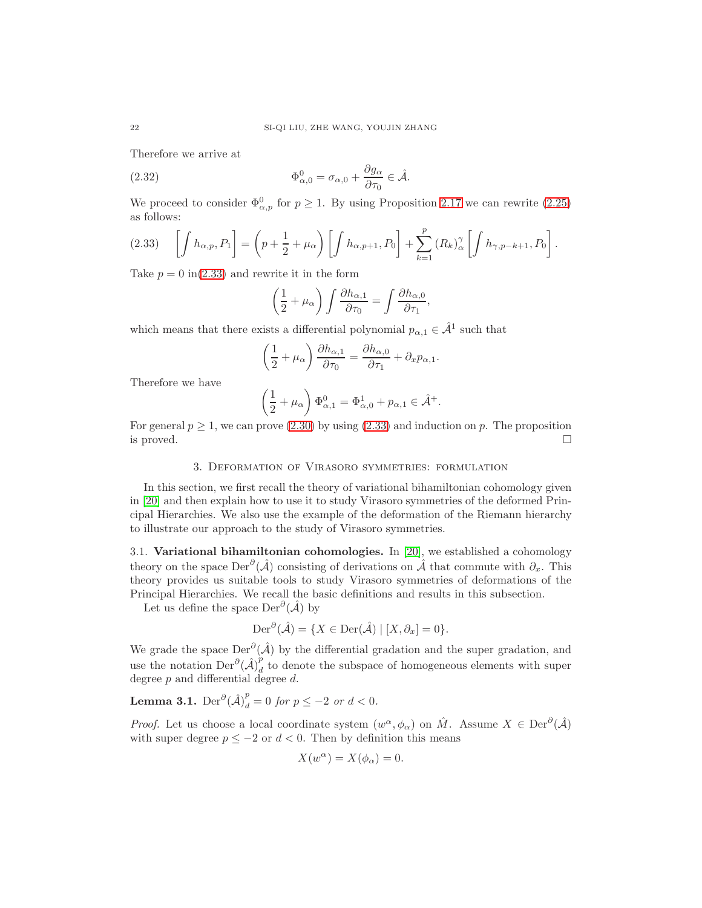Therefore we arrive at

$$\Phi^0_{\alpha,0} = \sigma_{\alpha,0} + \frac{\partial g_\alpha}{\partial \tau_0} \in \hat{\mathcal{A}}. \tag{2.32}$$

We proceed to consider $\Phi^0_{\alpha,p}$ for $p \geq 1$. By using Proposition 2.17 we can rewrite (2.25) as follows:

$$\left[\int h_{\alpha,p}, P_1\right] = \left(p + \frac{1}{2} + \mu_\alpha\right)\left[\int h_{\alpha,p+1}, P_0\right] + \sum_{k=1}^{p} (R_k)^\gamma_\alpha \left[\int h_{\gamma,p-k+1}, P_0\right]. \tag{2.33}$$

Take $p = 0$ in(2.33) and rewrite it in the form

$$\left(\frac{1}{2} + \mu_\alpha\right) \int \frac{\partial h_{\alpha,1}}{\partial \tau_0} = \int \frac{\partial h_{\alpha,0}}{\partial \tau_1},$$

which means that there exists a differential polynomial $p_{\alpha,1} \in \hat{\mathcal{A}}^1$ such that

$$\left(\frac{1}{2} + \mu_\alpha\right) \frac{\partial h_{\alpha,1}}{\partial \tau_0} = \frac{\partial h_{\alpha,0}}{\partial \tau_1} + \partial_x p_{\alpha,1}.$$

Therefore we have

$$\left(\frac{1}{2} + \mu_\alpha\right) \Phi^0_{\alpha,1} = \Phi^1_{\alpha,0} + p_{\alpha,1} \in \hat{\mathcal{A}}^+.$$

For general $p \geq 1$, we can prove (2.30) by using (2.33) and induction on $p$. The proposition is proved. □

## 3. Deformation of Virasoro symmetries: formulation

In this section, we first recall the theory of variational bihamiltonian cohomology given in [20] and then explain how to use it to study Virasoro symmetries of the deformed Principal Hierarchies. We also use the example of the deformation of the Riemann hierarchy to illustrate our approach to the study of Virasoro symmetries.

### 3.1. Variational bihamiltonian cohomologies.

In [20], we established a cohomology theory on the space $\mathrm{Der}^\partial(\hat{\mathcal{A}})$ consisting of derivations on $\hat{\mathcal{A}}$ that commute with $\partial_x$. This theory provides us suitable tools to study Virasoro symmetries of deformations of the Principal Hierarchies. We recall the basic definitions and results in this subsection.

Let us define the space $\mathrm{Der}^\partial(\hat{\mathcal{A}})$ by

$$\mathrm{Der}^\partial(\hat{\mathcal{A}}) = \{X \in \mathrm{Der}(\hat{\mathcal{A}}) \mid [X, \partial_x] = 0\}.$$

We grade the space $\mathrm{Der}^\partial(\hat{\mathcal{A}})$ by the differential gradation and the super gradation, and use the notation $\mathrm{Der}^\partial(\hat{\mathcal{A}})^p_d$ to denote the subspace of homogeneous elements with super degree $p$ and differential degree $d$.

**Lemma 3.1.** $\mathrm{Der}^\partial(\hat{\mathcal{A}})^p_d = 0$ *for* $p \leq -2$ *or* $d < 0$.

*Proof.* Let us choose a local coordinate system $(w^\alpha, \phi_\alpha)$ on $\hat{M}$. Assume $X \in \mathrm{Der}^\partial(\hat{\mathcal{A}})$ with super degree $p \leq -2$ or $d < 0$. Then by definition this means

$$X(w^\alpha) = X(\phi_\alpha) = 0.$$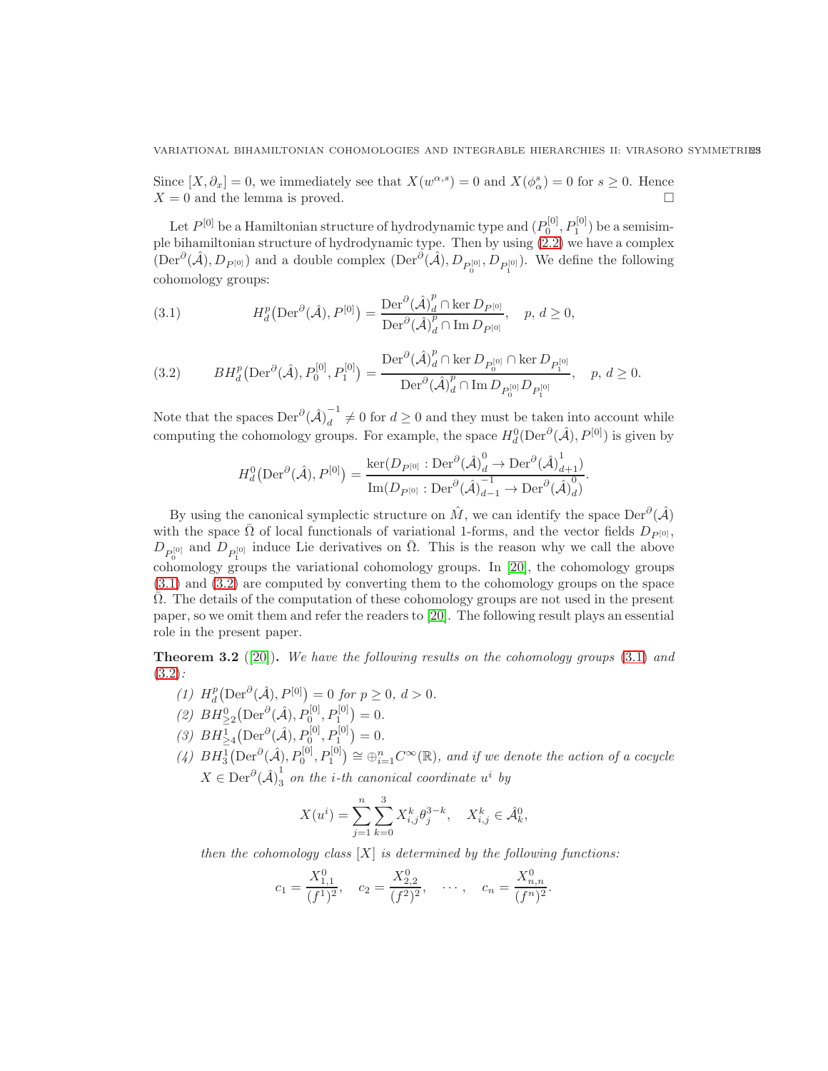Since $[X, \partial_x] = 0$, we immediately see that $X(w^{\alpha,s}) = 0$ and $X(\phi_\alpha^s) = 0$ for $s \geq 0$. Hence $X = 0$ and the lemma is proved. $\square$

Let $P^{[0]}$ be a Hamiltonian structure of hydrodynamic type and $(P_0^{[0]}, P_1^{[0]})$ be a semisimple bihamiltonian structure of hydrodynamic type. Then by using (2.2) we have a complex $(\mathrm{Der}^\partial(\hat{\mathcal{A}}), D_{P^{[0]}})$ and a double complex $(\mathrm{Der}^\partial(\hat{\mathcal{A}}), D_{P_0^{[0]}}, D_{P_1^{[0]}})$. We define the following cohomology groups:

$$H_d^p\big(\mathrm{Der}^\partial(\hat{\mathcal{A}}), P^{[0]}\big) = \frac{\mathrm{Der}^\partial(\hat{\mathcal{A}})_d^p \cap \ker D_{P^{[0]}}}{\mathrm{Der}^\partial(\hat{\mathcal{A}})_d^p \cap \mathrm{Im}\, D_{P^{[0]}}}, \quad p,\, d \geq 0, \tag{3.1}$$

$$BH_d^p\big(\mathrm{Der}^\partial(\hat{\mathcal{A}}), P_0^{[0]}, P_1^{[0]}\big) = \frac{\mathrm{Der}^\partial(\hat{\mathcal{A}})_d^p \cap \ker D_{P_0^{[0]}} \cap \ker D_{P_1^{[0]}}}{\mathrm{Der}^\partial(\hat{\mathcal{A}})_d^p \cap \mathrm{Im}\, D_{P_0^{[0]}} D_{P_1^{[0]}}}, \quad p,\, d \geq 0. \tag{3.2}$$

Note that the spaces $\mathrm{Der}^\partial(\hat{\mathcal{A}})_d^{-1} \neq 0$ for $d \geq 0$ and they must be taken into account while computing the cohomology groups. For example, the space $H_d^0(\mathrm{Der}^\partial(\hat{\mathcal{A}}), P^{[0]})$ is given by

$$H_d^0\big(\mathrm{Der}^\partial(\hat{\mathcal{A}}), P^{[0]}\big) = \frac{\ker(D_{P^{[0]}} : \mathrm{Der}^\partial(\hat{\mathcal{A}})_d^0 \to \mathrm{Der}^\partial(\hat{\mathcal{A}})_{d+1}^1)}{\mathrm{Im}(D_{P^{[0]}} : \mathrm{Der}^\partial(\hat{\mathcal{A}})_{d-1}^{-1} \to \mathrm{Der}^\partial(\hat{\mathcal{A}})_d^0)}.$$

By using the canonical symplectic structure on $\hat{M}$, we can identify the space $\mathrm{Der}^\partial(\hat{\mathcal{A}})$ with the space $\bar{\Omega}$ of local functionals of variational 1-forms, and the vector fields $D_{P^{[0]}}$, $D_{P_0^{[0]}}$ and $D_{P_1^{[0]}}$ induce Lie derivatives on $\bar{\Omega}$. This is the reason why we call the above cohomology groups the variational cohomology groups. In [20], the cohomology groups (3.1) and (3.2) are computed by converting them to the cohomology groups on the space $\bar{\Omega}$. The details of the computation of these cohomology groups are not used in the present paper, so we omit them and refer the readers to [20]. The following result plays an essential role in the present paper.

**Theorem 3.2** ([20]). *We have the following results on the cohomology groups (3.1) and (3.2):*

*(1)* $H_d^p\big(\mathrm{Der}^\partial(\hat{\mathcal{A}}), P^{[0]}\big) = 0$ *for* $p \geq 0$, $d > 0$.

*(2)* $BH_{\geq 2}^0\big(\mathrm{Der}^\partial(\hat{\mathcal{A}}), P_0^{[0]}, P_1^{[0]}\big) = 0$.

*(3)* $BH_{\geq 4}^1\big(\mathrm{Der}^\partial(\hat{\mathcal{A}}), P_0^{[0]}, P_1^{[0]}\big) = 0$.

*(4)* $BH_3^1\big(\mathrm{Der}^\partial(\hat{\mathcal{A}}), P_0^{[0]}, P_1^{[0]}\big) \cong \oplus_{i=1}^n C^\infty(\mathbb{R})$, *and if we denote the action of a cocycle* $X \in \mathrm{Der}^\partial(\hat{\mathcal{A}})_3^1$ *on the* $i$*-th canonical coordinate* $u^i$ *by*

$$X(u^i) = \sum_{j=1}^n \sum_{k=0}^3 X_{i,j}^k \theta_j^{3-k}, \quad X_{i,j}^k \in \hat{\mathcal{A}}_k^0,$$

*then the cohomology class* $[X]$ *is determined by the following functions:*

$$c_1 = \frac{X_{1,1}^0}{(f^1)^2}, \quad c_2 = \frac{X_{2,2}^0}{(f^2)^2}, \quad \cdots, \quad c_n = \frac{X_{n,n}^0}{(f^n)^2}.$$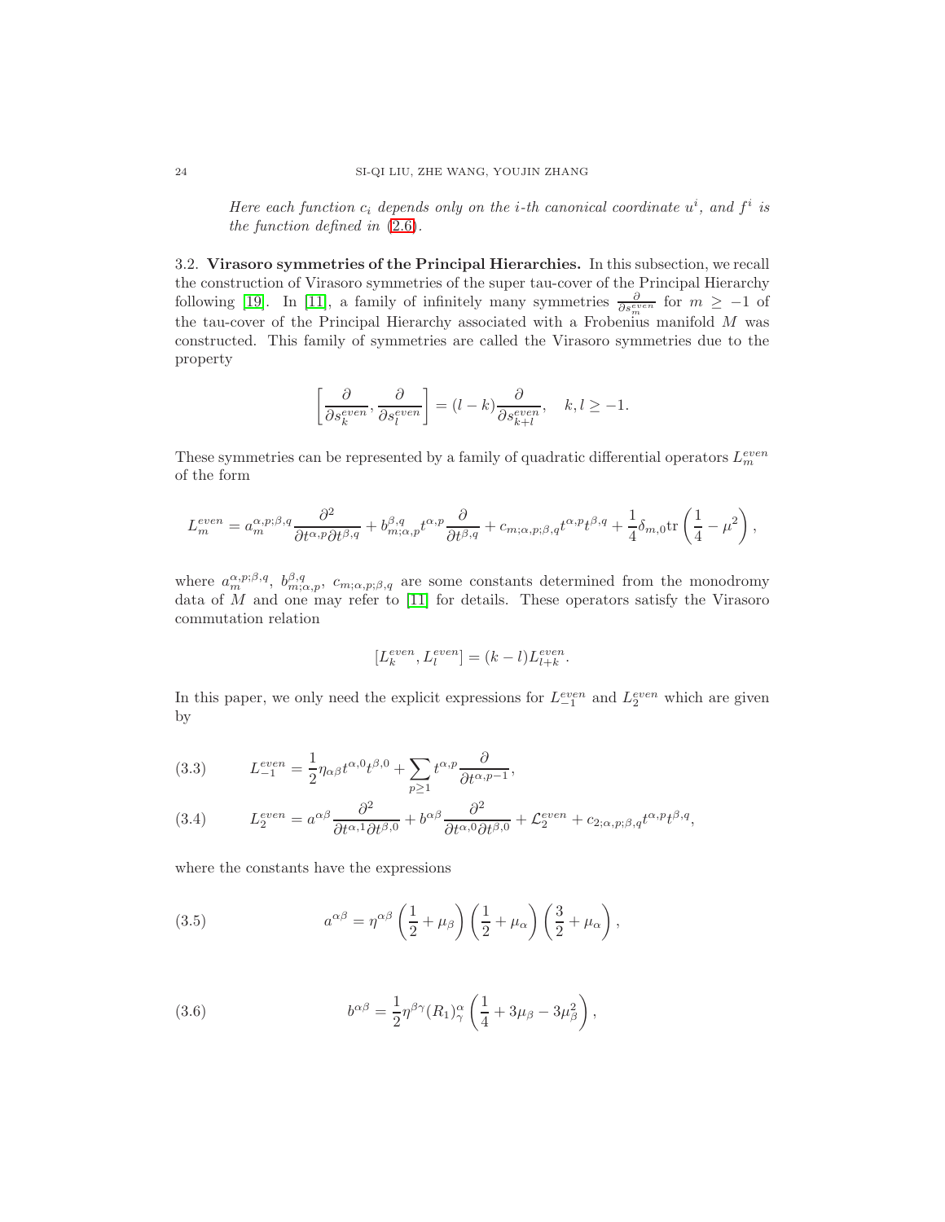*Here each function $c_i$ depends only on the $i$-th canonical coordinate $u^i$, and $f^i$ is the function defined in (2.6).*

3.2. **Virasoro symmetries of the Principal Hierarchies.** In this subsection, we recall the construction of Virasoro symmetries of the super tau-cover of the Principal Hierarchy following [19]. In [11], a family of infinitely many symmetries $\frac{\partial}{\partial s^{even}_m}$ for $m \geq -1$ of the tau-cover of the Principal Hierarchy associated with a Frobenius manifold $M$ was constructed. This family of symmetries are called the Virasoro symmetries due to the property

$$\left[\frac{\partial}{\partial s^{even}_k}, \frac{\partial}{\partial s^{even}_l}\right] = (l-k)\frac{\partial}{\partial s^{even}_{k+l}}, \quad k, l \geq -1.$$

These symmetries can be represented by a family of quadratic differential operators $L^{even}_m$ of the form

$$L^{even}_m = a^{\alpha,p;\beta,q}_m \frac{\partial^2}{\partial t^{\alpha,p}\partial t^{\beta,q}} + b^{\beta,q}_{m;\alpha,p} t^{\alpha,p}\frac{\partial}{\partial t^{\beta,q}} + c_{m;\alpha,p;\beta,q}t^{\alpha,p}t^{\beta,q} + \frac{1}{4}\delta_{m,0}\mathrm{tr}\left(\frac{1}{4}-\mu^2\right),$$

where $a^{\alpha,p;\beta,q}_m$, $b^{\beta,q}_{m;\alpha,p}$, $c_{m;\alpha,p;\beta,q}$ are some constants determined from the monodromy data of $M$ and one may refer to [11] for details. These operators satisfy the Virasoro commutation relation

$$[L^{even}_k, L^{even}_l] = (k-l)L^{even}_{l+k}.$$

In this paper, we only need the explicit expressions for $L^{even}_{-1}$ and $L^{even}_2$ which are given by

$$L^{even}_{-1} = \frac{1}{2}\eta_{\alpha\beta}t^{\alpha,0}t^{\beta,0} + \sum_{p\geq 1} t^{\alpha,p}\frac{\partial}{\partial t^{\alpha,p-1}}, \tag{3.3}$$

$$L^{even}_2 = a^{\alpha\beta}\frac{\partial^2}{\partial t^{\alpha,1}\partial t^{\beta,0}} + b^{\alpha\beta}\frac{\partial^2}{\partial t^{\alpha,0}\partial t^{\beta,0}} + \mathcal{L}^{even}_2 + c_{2;\alpha,p;\beta,q}t^{\alpha,p}t^{\beta,q}, \tag{3.4}$$

where the constants have the expressions

$$a^{\alpha\beta} = \eta^{\alpha\beta}\left(\frac{1}{2}+\mu_\beta\right)\left(\frac{1}{2}+\mu_\alpha\right)\left(\frac{3}{2}+\mu_\alpha\right), \tag{3.5}$$

$$b^{\alpha\beta} = \frac{1}{2}\eta^{\beta\gamma}(R_1)^\alpha_\gamma\left(\frac{1}{4}+3\mu_\beta-3\mu_\beta^2\right), \tag{3.6}$$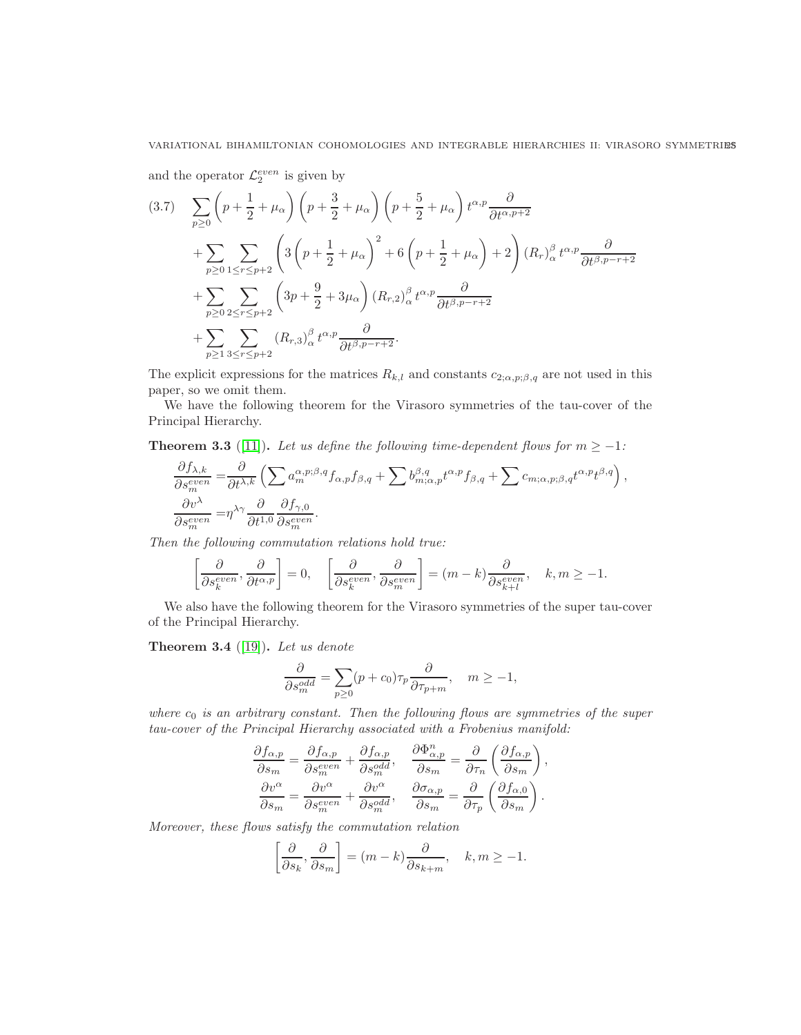and the operator $\mathcal{L}_2^{even}$ is given by

$$
\begin{aligned}
(3.7)\quad & \sum_{p\geq 0}\left(p+\frac{1}{2}+\mu_\alpha\right)\left(p+\frac{3}{2}+\mu_\alpha\right)\left(p+\frac{5}{2}+\mu_\alpha\right)t^{\alpha,p}\frac{\partial}{\partial t^{\alpha,p+2}}\\
&+\sum_{p\geq 0}\sum_{1\leq r\leq p+2}\left(3\left(p+\frac{1}{2}+\mu_\alpha\right)^2+6\left(p+\frac{1}{2}+\mu_\alpha\right)+2\right)(R_r)^\beta_\alpha t^{\alpha,p}\frac{\partial}{\partial t^{\beta,p-r+2}}\\
&+\sum_{p\geq 0}\sum_{2\leq r\leq p+2}\left(3p+\frac{9}{2}+3\mu_\alpha\right)(R_{r,2})^\beta_\alpha t^{\alpha,p}\frac{\partial}{\partial t^{\beta,p-r+2}}\\
&+\sum_{p\geq 1}\sum_{3\leq r\leq p+2}(R_{r,3})^\beta_\alpha t^{\alpha,p}\frac{\partial}{\partial t^{\beta,p-r+2}}.
\end{aligned}
$$

The explicit expressions for the matrices $R_{k,l}$ and constants $c_{2;\alpha,p;\beta,q}$ are not used in this paper, so we omit them.

We have the following theorem for the Virasoro symmetries of the tau-cover of the Principal Hierarchy.

**Theorem 3.3** ([11]). *Let us define the following time-dependent flows for $m\geq -1$:*

$$
\begin{aligned}
\frac{\partial f_{\lambda,k}}{\partial s^{even}_m} &= \frac{\partial}{\partial t^{\lambda,k}}\left(\sum a^{\alpha,p;\beta,q}_m f_{\alpha,p}f_{\beta,q}+\sum b^{\beta,q}_{m;\alpha,p}t^{\alpha,p}f_{\beta,q}+\sum c_{m;\alpha,p;\beta,q}t^{\alpha,p}t^{\beta,q}\right),\\
\frac{\partial v^\lambda}{\partial s^{even}_m} &= \eta^{\lambda\gamma}\frac{\partial}{\partial t^{1,0}}\frac{\partial f_{\gamma,0}}{\partial s^{even}_m}.
\end{aligned}
$$

*Then the following commutation relations hold true:*

$$
\left[\frac{\partial}{\partial s^{even}_k},\frac{\partial}{\partial t^{\alpha,p}}\right]=0,\quad \left[\frac{\partial}{\partial s^{even}_k},\frac{\partial}{\partial s^{even}_m}\right]=(m-k)\frac{\partial}{\partial s^{even}_{k+l}},\quad k,m\geq -1.
$$

We also have the following theorem for the Virasoro symmetries of the super tau-cover of the Principal Hierarchy.

**Theorem 3.4** ([19]). *Let us denote*

$$
\frac{\partial}{\partial s^{odd}_m}=\sum_{p\geq 0}(p+c_0)\tau_p\frac{\partial}{\partial \tau_{p+m}},\quad m\geq -1,
$$

*where $c_0$ is an arbitrary constant. Then the following flows are symmetries of the super tau-cover of the Principal Hierarchy associated with a Frobenius manifold:*

$$
\begin{aligned}
\frac{\partial f_{\alpha,p}}{\partial s_m} &= \frac{\partial f_{\alpha,p}}{\partial s^{even}_m}+\frac{\partial f_{\alpha,p}}{\partial s^{odd}_m}, & \frac{\partial \Phi^n_{\alpha,p}}{\partial s_m} &= \frac{\partial}{\partial \tau_n}\left(\frac{\partial f_{\alpha,p}}{\partial s_m}\right),\\
\frac{\partial v^\alpha}{\partial s_m} &= \frac{\partial v^\alpha}{\partial s^{even}_m}+\frac{\partial v^\alpha}{\partial s^{odd}_m}, & \frac{\partial \sigma_{\alpha,p}}{\partial s_m} &= \frac{\partial}{\partial \tau_p}\left(\frac{\partial f_{\alpha,0}}{\partial s_m}\right).
\end{aligned}
$$

*Moreover, these flows satisfy the commutation relation*

$$
\left[\frac{\partial}{\partial s_k},\frac{\partial}{\partial s_m}\right]=(m-k)\frac{\partial}{\partial s_{k+m}},\quad k,m\geq -1.
$$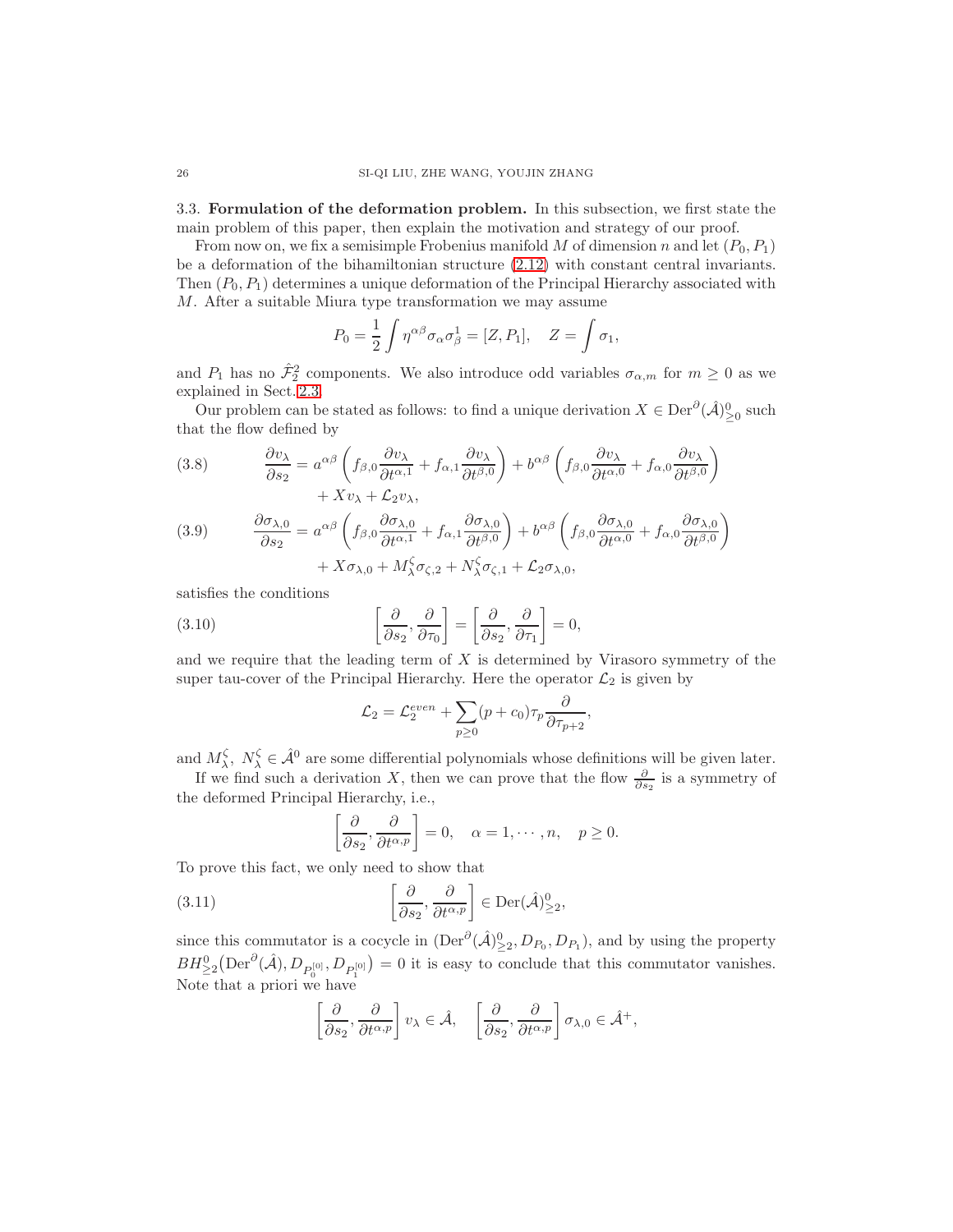**3.3. Formulation of the deformation problem.** In this subsection, we first state the main problem of this paper, then explain the motivation and strategy of our proof.

From now on, we fix a semisimple Frobenius manifold $M$ of dimension $n$ and let $(P_0, P_1)$ be a deformation of the bihamiltonian structure (2.12) with constant central invariants. Then $(P_0, P_1)$ determines a unique deformation of the Principal Hierarchy associated with $M$. After a suitable Miura type transformation we may assume

$$P_0 = \frac{1}{2}\int \eta^{\alpha\beta}\sigma_\alpha\sigma_\beta^1 = [Z, P_1], \quad Z = \int \sigma_1,$$

and $P_1$ has no $\hat{\mathcal{F}}_2^2$ components. We also introduce odd variables $\sigma_{\alpha,m}$ for $m \geq 0$ as we explained in Sect. 2.3.

Our problem can be stated as follows: to find a unique derivation $X \in \mathrm{Der}^\partial(\hat{\mathcal{A}})^0_{\geq 0}$ such that the flow defined by

$$\begin{aligned}\frac{\partial v_\lambda}{\partial s_2} = {}& a^{\alpha\beta}\left(f_{\beta,0}\frac{\partial v_\lambda}{\partial t^{\alpha,1}} + f_{\alpha,1}\frac{\partial v_\lambda}{\partial t^{\beta,0}}\right) + b^{\alpha\beta}\left(f_{\beta,0}\frac{\partial v_\lambda}{\partial t^{\alpha,0}} + f_{\alpha,0}\frac{\partial v_\lambda}{\partial t^{\beta,0}}\right)\\ &+ Xv_\lambda + \mathcal{L}_2 v_\lambda,\end{aligned} \tag{3.8}$$

$$\begin{aligned}\frac{\partial \sigma_{\lambda,0}}{\partial s_2} = {}& a^{\alpha\beta}\left(f_{\beta,0}\frac{\partial \sigma_{\lambda,0}}{\partial t^{\alpha,1}} + f_{\alpha,1}\frac{\partial \sigma_{\lambda,0}}{\partial t^{\beta,0}}\right) + b^{\alpha\beta}\left(f_{\beta,0}\frac{\partial \sigma_{\lambda,0}}{\partial t^{\alpha,0}} + f_{\alpha,0}\frac{\partial \sigma_{\lambda,0}}{\partial t^{\beta,0}}\right)\\ &+ X\sigma_{\lambda,0} + M_\lambda^\zeta\sigma_{\zeta,2} + N_\lambda^\zeta\sigma_{\zeta,1} + \mathcal{L}_2\sigma_{\lambda,0},\end{aligned} \tag{3.9}$$

satisfies the conditions

$$\left[\frac{\partial}{\partial s_2}, \frac{\partial}{\partial \tau_0}\right] = \left[\frac{\partial}{\partial s_2}, \frac{\partial}{\partial \tau_1}\right] = 0, \tag{3.10}$$

and we require that the leading term of $X$ is determined by Virasoro symmetry of the super tau-cover of the Principal Hierarchy. Here the operator $\mathcal{L}_2$ is given by

$$\mathcal{L}_2 = \mathcal{L}_2^{even} + \sum_{p\geq 0}(p + c_0)\tau_p\frac{\partial}{\partial \tau_{p+2}},$$

and $M_\lambda^\zeta,\ N_\lambda^\zeta \in \hat{\mathcal{A}}^0$ are some differential polynomials whose definitions will be given later.

If we find such a derivation $X$, then we can prove that the flow $\frac{\partial}{\partial s_2}$ is a symmetry of the deformed Principal Hierarchy, i.e.,

$$\left[\frac{\partial}{\partial s_2}, \frac{\partial}{\partial t^{\alpha,p}}\right] = 0, \quad \alpha = 1, \cdots, n, \quad p \geq 0.$$

To prove this fact, we only need to show that

$$\left[\frac{\partial}{\partial s_2}, \frac{\partial}{\partial t^{\alpha,p}}\right] \in \mathrm{Der}(\hat{\mathcal{A}})^0_{\geq 2}, \tag{3.11}$$

since this commutator is a cocycle in $(\mathrm{Der}^\partial(\hat{\mathcal{A}})^0_{\geq 2}, D_{P_0}, D_{P_1})$, and by using the property $BH^0_{\geq 2}\big(\mathrm{Der}^\partial(\hat{\mathcal{A}}), D_{P_0^{[0]}}, D_{P_1^{[0]}}\big) = 0$ it is easy to conclude that this commutator vanishes. Note that a priori we have

$$\left[\frac{\partial}{\partial s_2}, \frac{\partial}{\partial t^{\alpha,p}}\right] v_\lambda \in \hat{\mathcal{A}}, \quad \left[\frac{\partial}{\partial s_2}, \frac{\partial}{\partial t^{\alpha,p}}\right] \sigma_{\lambda,0} \in \hat{\mathcal{A}}^+,$$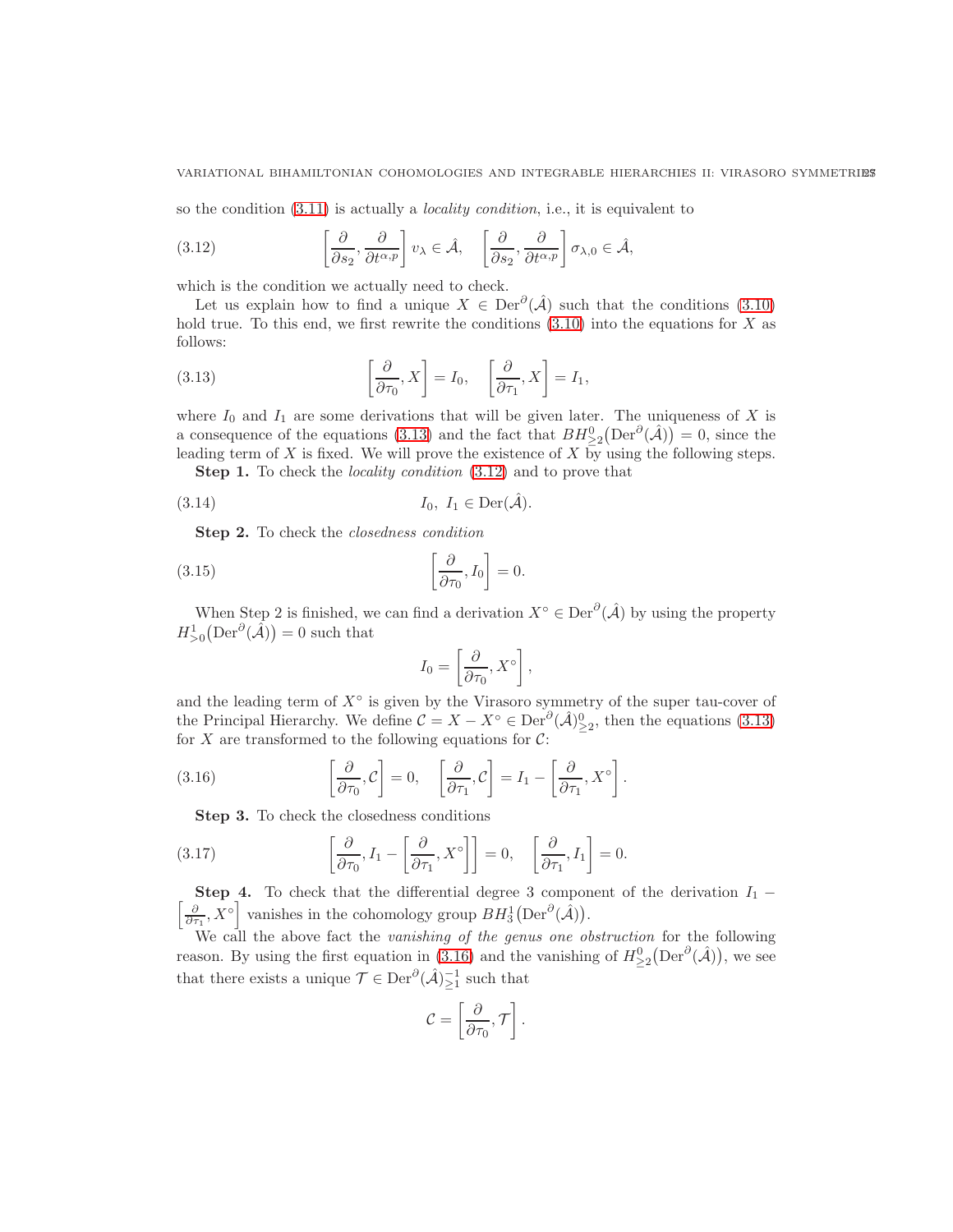so the condition (3.11) is actually a *locality condition*, i.e., it is equivalent to

$$\left[\frac{\partial}{\partial s_2}, \frac{\partial}{\partial t^{\alpha,p}}\right] v_\lambda \in \hat{\mathcal{A}}, \quad \left[\frac{\partial}{\partial s_2}, \frac{\partial}{\partial t^{\alpha,p}}\right] \sigma_{\lambda,0} \in \hat{\mathcal{A}}, \tag{3.12}$$

which is the condition we actually need to check.

Let us explain how to find a unique $X \in \mathrm{Der}^{\partial}(\hat{\mathcal{A}})$ such that the conditions (3.10) hold true. To this end, we first rewrite the conditions (3.10) into the equations for $X$ as follows:

$$\left[\frac{\partial}{\partial \tau_0}, X\right] = I_0, \quad \left[\frac{\partial}{\partial \tau_1}, X\right] = I_1, \tag{3.13}$$

where $I_0$ and $I_1$ are some derivations that will be given later. The uniqueness of $X$ is a consequence of the equations (3.13) and the fact that $BH^0_{\geq 2}\big(\mathrm{Der}^{\partial}(\hat{\mathcal{A}})\big) = 0$, since the leading term of $X$ is fixed. We will prove the existence of $X$ by using the following steps.

**Step 1.** To check the *locality condition* (3.12) and to prove that

$$I_0,\ I_1 \in \mathrm{Der}(\hat{\mathcal{A}}). \tag{3.14}$$

**Step 2.** To check the *closedness condition*

$$\left[\frac{\partial}{\partial \tau_0}, I_0\right] = 0. \tag{3.15}$$

When Step 2 is finished, we can find a derivation $X^\circ \in \mathrm{Der}^{\partial}(\hat{\mathcal{A}})$ by using the property $H^1_{>0}\big(\mathrm{Der}^{\partial}(\hat{\mathcal{A}})\big) = 0$ such that

$$I_0 = \left[\frac{\partial}{\partial \tau_0}, X^\circ\right],$$

and the leading term of $X^\circ$ is given by the Virasoro symmetry of the super tau-cover of the Principal Hierarchy. We define $\mathcal{C} = X - X^\circ \in \mathrm{Der}^{\partial}(\hat{\mathcal{A}})^0_{\geq 2}$, then the equations (3.13) for $X$ are transformed to the following equations for $\mathcal{C}$:

$$\left[\frac{\partial}{\partial \tau_0}, \mathcal{C}\right] = 0, \quad \left[\frac{\partial}{\partial \tau_1}, \mathcal{C}\right] = I_1 - \left[\frac{\partial}{\partial \tau_1}, X^\circ\right]. \tag{3.16}$$

**Step 3.** To check the closedness conditions

$$\left[\frac{\partial}{\partial \tau_0}, I_1 - \left[\frac{\partial}{\partial \tau_1}, X^\circ\right]\right] = 0, \quad \left[\frac{\partial}{\partial \tau_1}, I_1\right] = 0. \tag{3.17}$$

**Step 4.** To check that the differential degree 3 component of the derivation $I_1 - \left[\frac{\partial}{\partial \tau_1}, X^\circ\right]$ vanishes in the cohomology group $BH^1_3\big(\mathrm{Der}^{\partial}(\hat{\mathcal{A}})\big)$.

We call the above fact the *vanishing of the genus one obstruction* for the following reason. By using the first equation in (3.16) and the vanishing of $H^0_{\geq 2}\big(\mathrm{Der}^{\partial}(\hat{\mathcal{A}})\big)$, we see that there exists a unique $\mathcal{T} \in \mathrm{Der}^{\partial}(\hat{\mathcal{A}})^{-1}_{\geq 1}$ such that

$$\mathcal{C} = \left[\frac{\partial}{\partial \tau_0}, \mathcal{T}\right].$$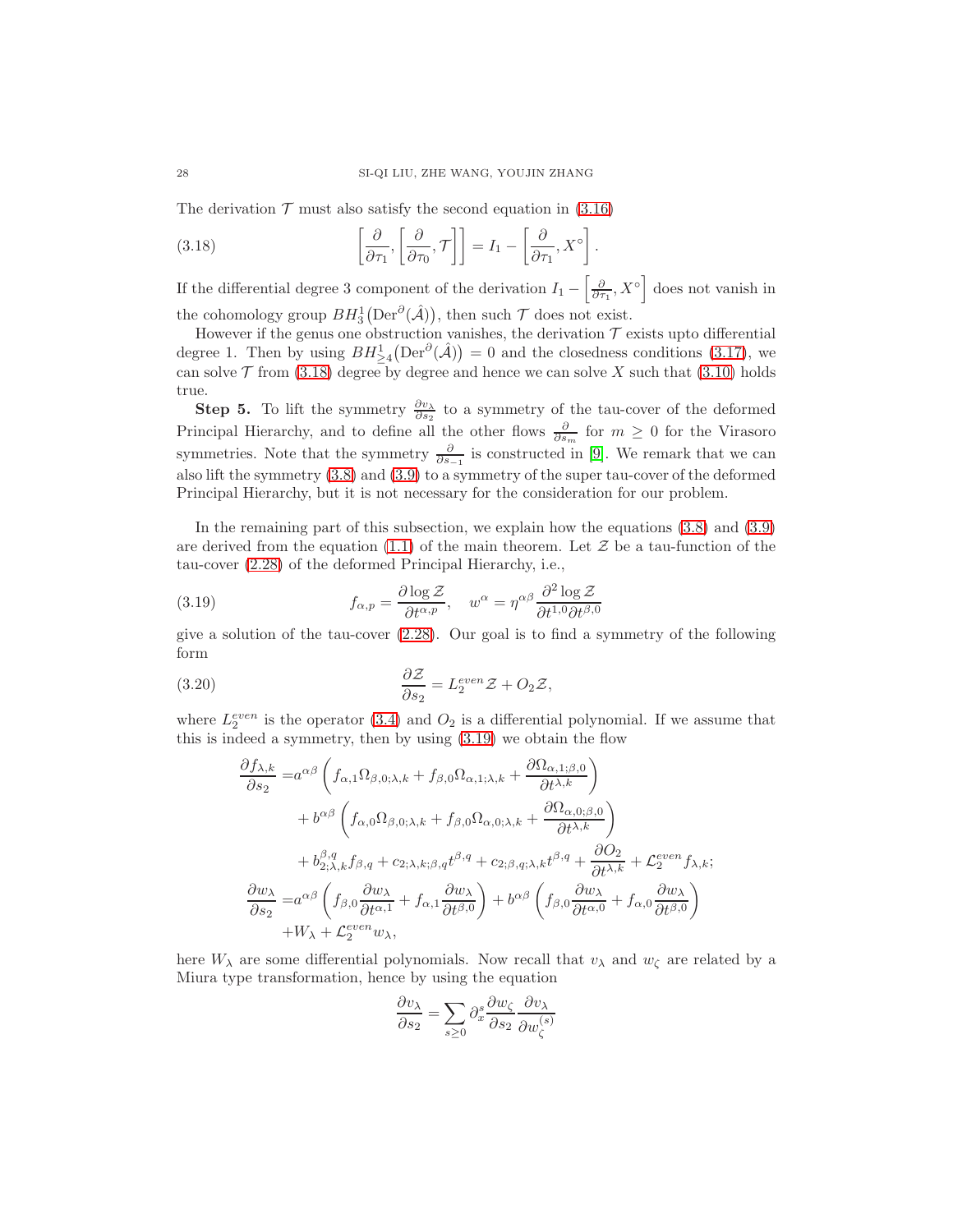The derivation $\mathcal{T}$ must also satisfy the second equation in (3.16)

$$
\left[\frac{\partial}{\partial \tau_1}, \left[\frac{\partial}{\partial \tau_0}, \mathcal{T}\right]\right] = I_1 - \left[\frac{\partial}{\partial \tau_1}, X^\circ\right]. \tag{3.18}
$$

If the differential degree 3 component of the derivation $I_1 - \left[\frac{\partial}{\partial \tau_1}, X^\circ\right]$ does not vanish in the cohomology group $BH_3^1\big(\mathrm{Der}^\partial(\hat{\mathcal{A}})\big)$, then such $\mathcal{T}$ does not exist.

However if the genus one obstruction vanishes, the derivation $\mathcal{T}$ exists upto differential degree 1. Then by using $BH_{\geq 4}^1\big(\mathrm{Der}^\partial(\hat{\mathcal{A}})\big) = 0$ and the closedness conditions (3.17), we can solve $\mathcal{T}$ from (3.18) degree by degree and hence we can solve $X$ such that (3.10) holds true.

**Step 5.** To lift the symmetry $\frac{\partial v_\lambda}{\partial s_2}$ to a symmetry of the tau-cover of the deformed Principal Hierarchy, and to define all the other flows $\frac{\partial}{\partial s_m}$ for $m \geq 0$ for the Virasoro symmetries. Note that the symmetry $\frac{\partial}{\partial s_{-1}}$ is constructed in [9]. We remark that we can also lift the symmetry (3.8) and (3.9) to a symmetry of the super tau-cover of the deformed Principal Hierarchy, but it is not necessary for the consideration for our problem.

In the remaining part of this subsection, we explain how the equations (3.8) and (3.9) are derived from the equation (1.1) of the main theorem. Let $\mathcal{Z}$ be a tau-function of the tau-cover (2.28) of the deformed Principal Hierarchy, i.e.,

$$
f_{\alpha,p} = \frac{\partial \log \mathcal{Z}}{\partial t^{\alpha,p}}, \quad w^\alpha = \eta^{\alpha\beta}\frac{\partial^2 \log \mathcal{Z}}{\partial t^{1,0}\partial t^{\beta,0}} \tag{3.19}
$$

give a solution of the tau-cover (2.28). Our goal is to find a symmetry of the following form

$$
\frac{\partial \mathcal{Z}}{\partial s_2} = L_2^{even}\mathcal{Z} + O_2\mathcal{Z}, \tag{3.20}
$$

where $L_2^{even}$ is the operator (3.4) and $O_2$ is a differential polynomial. If we assume that this is indeed a symmetry, then by using (3.19) we obtain the flow

$$
\begin{aligned}
\frac{\partial f_{\lambda,k}}{\partial s_2} =& a^{\alpha\beta}\left(f_{\alpha,1}\Omega_{\beta,0;\lambda,k} + f_{\beta,0}\Omega_{\alpha,1;\lambda,k} + \frac{\partial \Omega_{\alpha,1;\beta,0}}{\partial t^{\lambda,k}}\right)\\
&+ b^{\alpha\beta}\left(f_{\alpha,0}\Omega_{\beta,0;\lambda,k} + f_{\beta,0}\Omega_{\alpha,0;\lambda,k} + \frac{\partial \Omega_{\alpha,0;\beta,0}}{\partial t^{\lambda,k}}\right)\\
&+ b_{2;\lambda,k}^{\beta,q} f_{\beta,q} + c_{2;\lambda,k;\beta,q}t^{\beta,q} + c_{2;\beta,q;\lambda,k}t^{\beta,q} + \frac{\partial O_2}{\partial t^{\lambda,k}} + \mathcal{L}_2^{even}f_{\lambda,k};\\
\frac{\partial w_\lambda}{\partial s_2} =& a^{\alpha\beta}\left(f_{\beta,0}\frac{\partial w_\lambda}{\partial t^{\alpha,1}} + f_{\alpha,1}\frac{\partial w_\lambda}{\partial t^{\beta,0}}\right) + b^{\alpha\beta}\left(f_{\beta,0}\frac{\partial w_\lambda}{\partial t^{\alpha,0}} + f_{\alpha,0}\frac{\partial w_\lambda}{\partial t^{\beta,0}}\right)\\
&+ W_\lambda + \mathcal{L}_2^{even}w_\lambda,
\end{aligned}
$$

here $W_\lambda$ are some differential polynomials. Now recall that $v_\lambda$ and $w_\zeta$ are related by a Miura type transformation, hence by using the equation

$$
\frac{\partial v_\lambda}{\partial s_2} = \sum_{s\geq 0}\partial_x^s\frac{\partial w_\zeta}{\partial s_2}\frac{\partial v_\lambda}{\partial w_\zeta^{(s)}}
$$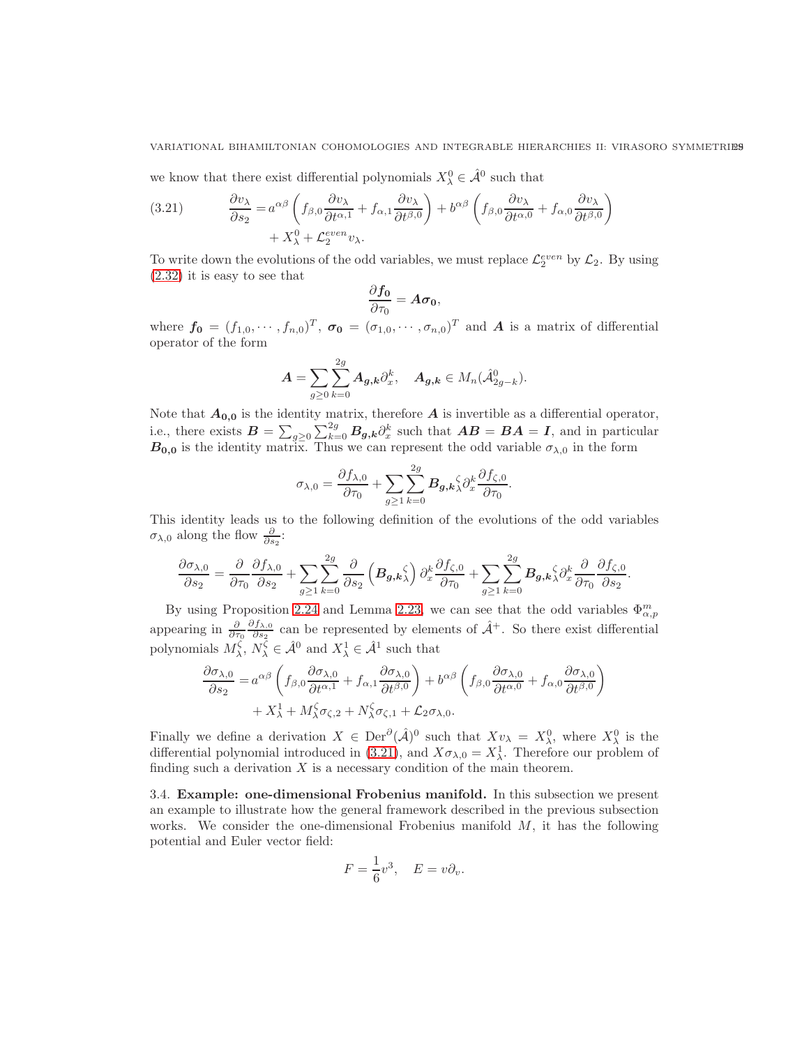we know that there exist differential polynomials $X^0_\lambda \in \hat{\mathcal{A}}^0$ such that

$$\frac{\partial v_\lambda}{\partial s_2} = a^{\alpha\beta}\left(f_{\beta,0}\frac{\partial v_\lambda}{\partial t^{\alpha,1}} + f_{\alpha,1}\frac{\partial v_\lambda}{\partial t^{\beta,0}}\right) + b^{\alpha\beta}\left(f_{\beta,0}\frac{\partial v_\lambda}{\partial t^{\alpha,0}} + f_{\alpha,0}\frac{\partial v_\lambda}{\partial t^{\beta,0}}\right) + X^0_\lambda + \mathcal{L}_2^{even} v_\lambda. \tag{3.21}$$

To write down the evolutions of the odd variables, we must replace $\mathcal{L}_2^{even}$ by $\mathcal{L}_2$. By using (2.32) it is easy to see that

$$\frac{\partial \boldsymbol{f_0}}{\partial \tau_0} = \boldsymbol{A}\boldsymbol{\sigma_0},$$

where $\boldsymbol{f_0} = (f_{1,0}, \cdots, f_{n,0})^T$, $\boldsymbol{\sigma_0} = (\sigma_{1,0}, \cdots, \sigma_{n,0})^T$ and $\boldsymbol{A}$ is a matrix of differential operator of the form

$$\boldsymbol{A} = \sum_{g\geq 0}\sum_{k=0}^{2g} \boldsymbol{A_{g,k}}\partial_x^k, \quad \boldsymbol{A_{g,k}} \in M_n(\hat{\mathcal{A}}^0_{2g-k}).$$

Note that $\boldsymbol{A_{0,0}}$ is the identity matrix, therefore $\boldsymbol{A}$ is invertible as a differential operator, i.e., there exists $\boldsymbol{B} = \sum_{g\geq 0}\sum_{k=0}^{2g} \boldsymbol{B_{g,k}}\partial_x^k$ such that $\boldsymbol{AB} = \boldsymbol{BA} = \boldsymbol{I}$, and in particular $\boldsymbol{B_{0,0}}$ is the identity matrix. Thus we can represent the odd variable $\sigma_{\lambda,0}$ in the form

$$\sigma_{\lambda,0} = \frac{\partial f_{\lambda,0}}{\partial \tau_0} + \sum_{g\geq 1}\sum_{k=0}^{2g} \boldsymbol{B_{g,k}}^\zeta_\lambda \partial_x^k \frac{\partial f_{\zeta,0}}{\partial \tau_0}.$$

This identity leads us to the following definition of the evolutions of the odd variables $\sigma_{\lambda,0}$ along the flow $\frac{\partial}{\partial s_2}$:

$$\frac{\partial \sigma_{\lambda,0}}{\partial s_2} = \frac{\partial}{\partial \tau_0}\frac{\partial f_{\lambda,0}}{\partial s_2} + \sum_{g\geq 1}\sum_{k=0}^{2g} \frac{\partial}{\partial s_2}\left(\boldsymbol{B_{g,k}}^\zeta_\lambda\right)\partial_x^k \frac{\partial f_{\zeta,0}}{\partial \tau_0} + \sum_{g\geq 1}\sum_{k=0}^{2g} \boldsymbol{B_{g,k}}^\zeta_\lambda \partial_x^k \frac{\partial}{\partial \tau_0}\frac{\partial f_{\zeta,0}}{\partial s_2}.$$

By using Proposition 2.24 and Lemma 2.23, we can see that the odd variables $\Phi^m_{\alpha,p}$ appearing in $\frac{\partial}{\partial \tau_0}\frac{\partial f_{\lambda,0}}{\partial s_2}$ can be represented by elements of $\hat{\mathcal{A}}^+$. So there exist differential polynomials $M^\zeta_\lambda$, $N^\zeta_\lambda \in \hat{\mathcal{A}}^0$ and $X^1_\lambda \in \hat{\mathcal{A}}^1$ such that

$$\frac{\partial \sigma_{\lambda,0}}{\partial s_2} = a^{\alpha\beta}\left(f_{\beta,0}\frac{\partial \sigma_{\lambda,0}}{\partial t^{\alpha,1}} + f_{\alpha,1}\frac{\partial \sigma_{\lambda,0}}{\partial t^{\beta,0}}\right) + b^{\alpha\beta}\left(f_{\beta,0}\frac{\partial \sigma_{\lambda,0}}{\partial t^{\alpha,0}} + f_{\alpha,0}\frac{\partial \sigma_{\lambda,0}}{\partial t^{\beta,0}}\right) + X^1_\lambda + M^\zeta_\lambda \sigma_{\zeta,2} + N^\zeta_\lambda \sigma_{\zeta,1} + \mathcal{L}_2\sigma_{\lambda,0}.$$

Finally we define a derivation $X \in \mathrm{Der}^\partial(\hat{\mathcal{A}})^0$ such that $X v_\lambda = X^0_\lambda$, where $X^0_\lambda$ is the differential polynomial introduced in (3.21), and $X\sigma_{\lambda,0} = X^1_\lambda$. Therefore our problem of finding such a derivation $X$ is a necessary condition of the main theorem.

3.4. **Example: one-dimensional Frobenius manifold.** In this subsection we present an example to illustrate how the general framework described in the previous subsection works. We consider the one-dimensional Frobenius manifold $M$, it has the following potential and Euler vector field:

$$F = \frac{1}{6}v^3, \quad E = v\partial_v.$$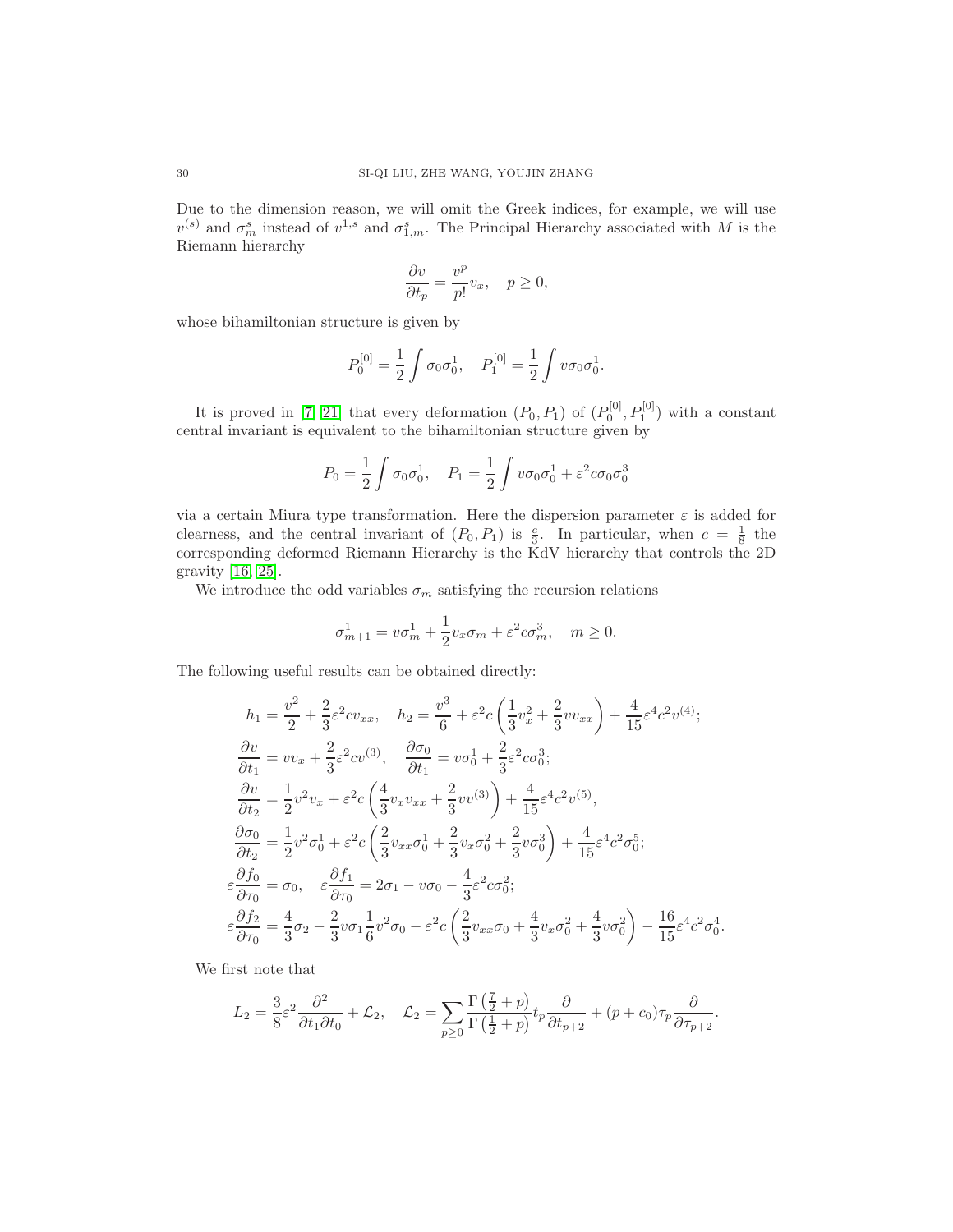Due to the dimension reason, we will omit the Greek indices, for example, we will use $v^{(s)}$ and $\sigma_m^s$ instead of $v^{1,s}$ and $\sigma_{1,m}^s$. The Principal Hierarchy associated with $M$ is the Riemann hierarchy

$$\frac{\partial v}{\partial t_p} = \frac{v^p}{p!} v_x, \quad p \geq 0,$$

whose bihamiltonian structure is given by

$$P_0^{[0]} = \frac{1}{2} \int \sigma_0 \sigma_0^1, \quad P_1^{[0]} = \frac{1}{2} \int v \sigma_0 \sigma_0^1.$$

It is proved in [7, 21] that every deformation $(P_0, P_1)$ of $(P_0^{[0]}, P_1^{[0]})$ with a constant central invariant is equivalent to the bihamiltonian structure given by

$$P_0 = \frac{1}{2} \int \sigma_0 \sigma_0^1, \quad P_1 = \frac{1}{2} \int v \sigma_0 \sigma_0^1 + \varepsilon^2 c \sigma_0 \sigma_0^3$$

via a certain Miura type transformation. Here the dispersion parameter $\varepsilon$ is added for clearness, and the central invariant of $(P_0, P_1)$ is $\frac{c}{3}$. In particular, when $c = \frac{1}{8}$ the corresponding deformed Riemann Hierarchy is the KdV hierarchy that controls the 2D gravity [16, 25].

We introduce the odd variables $\sigma_m$ satisfying the recursion relations

$$\sigma_{m+1}^1 = v \sigma_m^1 + \frac{1}{2} v_x \sigma_m + \varepsilon^2 c \sigma_m^3, \quad m \geq 0.$$

The following useful results can be obtained directly:

$$\begin{aligned}
&h_1 = \frac{v^2}{2} + \frac{2}{3}\varepsilon^2 c v_{xx}, \quad h_2 = \frac{v^3}{6} + \varepsilon^2 c \left( \frac{1}{3} v_x^2 + \frac{2}{3} v v_{xx} \right) + \frac{4}{15} \varepsilon^4 c^2 v^{(4)}; \\
&\frac{\partial v}{\partial t_1} = v v_x + \frac{2}{3} \varepsilon^2 c v^{(3)}, \quad \frac{\partial \sigma_0}{\partial t_1} = v \sigma_0^1 + \frac{2}{3} \varepsilon^2 c \sigma_0^3; \\
&\frac{\partial v}{\partial t_2} = \frac{1}{2} v^2 v_x + \varepsilon^2 c \left( \frac{4}{3} v_x v_{xx} + \frac{2}{3} v v^{(3)} \right) + \frac{4}{15} \varepsilon^4 c^2 v^{(5)}, \\
&\frac{\partial \sigma_0}{\partial t_2} = \frac{1}{2} v^2 \sigma_0^1 + \varepsilon^2 c \left( \frac{2}{3} v_{xx} \sigma_0^1 + \frac{2}{3} v_x \sigma_0^2 + \frac{2}{3} v \sigma_0^3 \right) + \frac{4}{15} \varepsilon^4 c^2 \sigma_0^5; \\
&\varepsilon \frac{\partial f_0}{\partial \tau_0} = \sigma_0, \quad \varepsilon \frac{\partial f_1}{\partial \tau_0} = 2\sigma_1 - v \sigma_0 - \frac{4}{3} \varepsilon^2 c \sigma_0^2; \\
&\varepsilon \frac{\partial f_2}{\partial \tau_0} = \frac{4}{3} \sigma_2 - \frac{2}{3} v \sigma_1 \frac{1}{6} v^2 \sigma_0 - \varepsilon^2 c \left( \frac{2}{3} v_{xx} \sigma_0 + \frac{4}{3} v_x \sigma_0^2 + \frac{4}{3} v \sigma_0^2 \right) - \frac{16}{15} \varepsilon^4 c^2 \sigma_0^4.
\end{aligned}$$

We first note that

$$L_2 = \frac{3}{8} \varepsilon^2 \frac{\partial^2}{\partial t_1 \partial t_0} + \mathcal{L}_2, \quad \mathcal{L}_2 = \sum_{p \geq 0} \frac{\Gamma\left(\frac{7}{2} + p\right)}{\Gamma\left(\frac{1}{2} + p\right)} t_p \frac{\partial}{\partial t_{p+2}} + (p + c_0) \tau_p \frac{\partial}{\partial \tau_{p+2}}.$$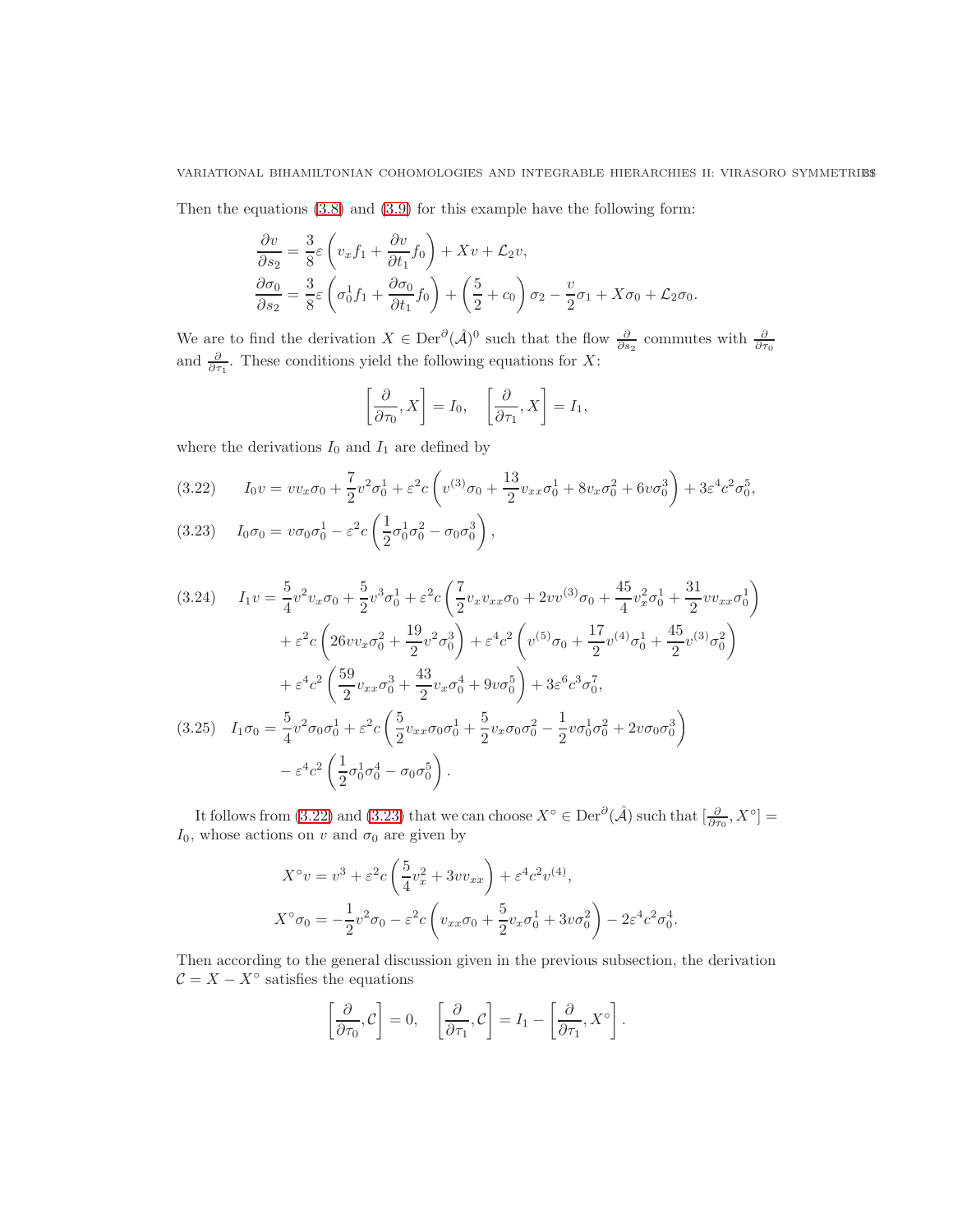Then the equations (3.8) and (3.9) for this example have the following form:

$$
\frac{\partial v}{\partial s_2} = \frac{3}{8}\varepsilon\left(v_x f_1 + \frac{\partial v}{\partial t_1} f_0\right) + Xv + \mathcal{L}_2 v,
$$

$$
\frac{\partial \sigma_0}{\partial s_2} = \frac{3}{8}\varepsilon\left(\sigma_0^1 f_1 + \frac{\partial \sigma_0}{\partial t_1} f_0\right) + \left(\frac{5}{2} + c_0\right)\sigma_2 - \frac{v}{2}\sigma_1 + X\sigma_0 + \mathcal{L}_2\sigma_0.
$$

We are to find the derivation $X \in \mathrm{Der}^{\partial}(\hat{\mathcal{A}})^0$ such that the flow $\frac{\partial}{\partial s_2}$ commutes with $\frac{\partial}{\partial \tau_0}$ and $\frac{\partial}{\partial \tau_1}$. These conditions yield the following equations for $X$:

$$
\left[\frac{\partial}{\partial \tau_0}, X\right] = I_0, \quad \left[\frac{\partial}{\partial \tau_1}, X\right] = I_1,
$$

where the derivations $I_0$ and $I_1$ are defined by

$$
I_0 v = v v_x \sigma_0 + \frac{7}{2}v^2\sigma_0^1 + \varepsilon^2 c\left(v^{(3)}\sigma_0 + \frac{13}{2}v_{xx}\sigma_0^1 + 8v_x\sigma_0^2 + 6v\sigma_0^3\right) + 3\varepsilon^4 c^2\sigma_0^5, \tag{3.22}
$$

$$
I_0\sigma_0 = v\sigma_0\sigma_0^1 - \varepsilon^2 c\left(\frac{1}{2}\sigma_0^1\sigma_0^2 - \sigma_0\sigma_0^3\right), \tag{3.23}
$$

$$
\begin{aligned}
I_1 v = {}& \frac{5}{4}v^2 v_x\sigma_0 + \frac{5}{2}v^3\sigma_0^1 + \varepsilon^2 c\left(\frac{7}{2}v_x v_{xx}\sigma_0 + 2v v^{(3)}\sigma_0 + \frac{45}{4}v_x^2\sigma_0^1 + \frac{31}{2}v v_{xx}\sigma_0^1\right) \\
& + \varepsilon^2 c\left(26 v v_x \sigma_0^2 + \frac{19}{2}v^2\sigma_0^3\right) + \varepsilon^4 c^2\left(v^{(5)}\sigma_0 + \frac{17}{2}v^{(4)}\sigma_0^1 + \frac{45}{2}v^{(3)}\sigma_0^2\right) \\
& + \varepsilon^4 c^2\left(\frac{59}{2}v_{xx}\sigma_0^3 + \frac{43}{2}v_x\sigma_0^4 + 9v\sigma_0^5\right) + 3\varepsilon^6 c^3\sigma_0^7,
\end{aligned} \tag{3.24}
$$

$$
\begin{aligned}
I_1\sigma_0 = {}& \frac{5}{4}v^2\sigma_0\sigma_0^1 + \varepsilon^2 c\left(\frac{5}{2}v_{xx}\sigma_0\sigma_0^1 + \frac{5}{2}v_x\sigma_0\sigma_0^2 - \frac{1}{2}v\sigma_0^1\sigma_0^2 + 2v\sigma_0\sigma_0^3\right) \\
& - \varepsilon^4 c^2\left(\frac{1}{2}\sigma_0^1\sigma_0^4 - \sigma_0\sigma_0^5\right).
\end{aligned} \tag{3.25}
$$

It follows from (3.22) and (3.23) that we can choose $X^\circ \in \mathrm{Der}^{\partial}(\hat{\mathcal{A}})$ such that $[\frac{\partial}{\partial \tau_0}, X^\circ] = I_0$, whose actions on $v$ and $\sigma_0$ are given by

$$
X^\circ v = v^3 + \varepsilon^2 c\left(\frac{5}{4}v_x^2 + 3v v_{xx}\right) + \varepsilon^4 c^2 v^{(4)},
$$

$$
X^\circ \sigma_0 = -\frac{1}{2}v^2\sigma_0 - \varepsilon^2 c\left(v_{xx}\sigma_0 + \frac{5}{2}v_x\sigma_0^1 + 3v\sigma_0^2\right) - 2\varepsilon^4 c^2\sigma_0^4.
$$

Then according to the general discussion given in the previous subsection, the derivation $\mathcal{C} = X - X^\circ$ satisfies the equations

$$
\left[\frac{\partial}{\partial \tau_0}, \mathcal{C}\right] = 0, \quad \left[\frac{\partial}{\partial \tau_1}, \mathcal{C}\right] = I_1 - \left[\frac{\partial}{\partial \tau_1}, X^\circ\right].
$$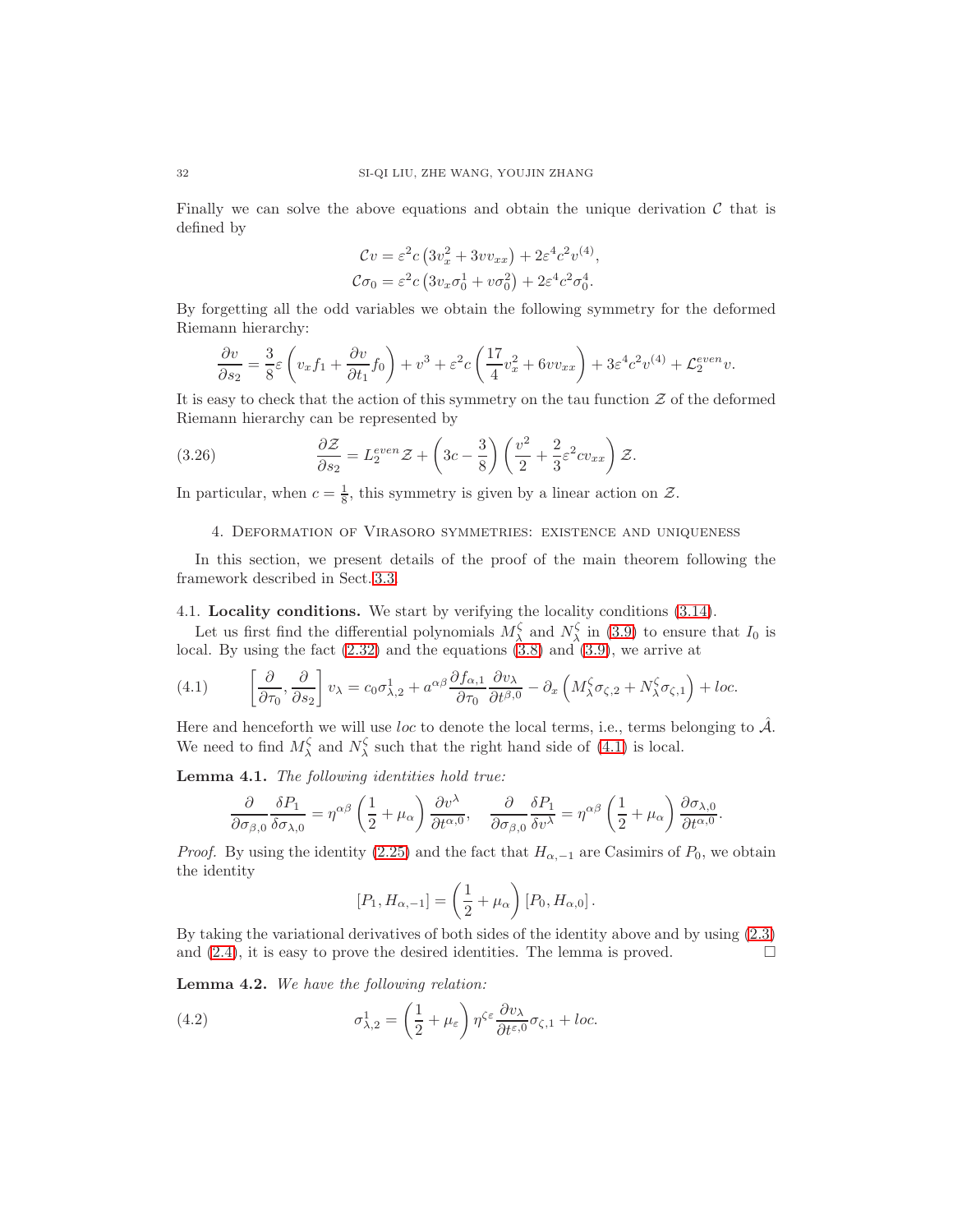Finally we can solve the above equations and obtain the unique derivation $\mathcal{C}$ that is defined by

$$\mathcal{C}v = \varepsilon^2 c\left(3v_x^2 + 3vv_{xx}\right) + 2\varepsilon^4 c^2 v^{(4)},$$
$$\mathcal{C}\sigma_0 = \varepsilon^2 c\left(3v_x\sigma_0^1 + v\sigma_0^2\right) + 2\varepsilon^4 c^2 \sigma_0^4.$$

By forgetting all the odd variables we obtain the following symmetry for the deformed Riemann hierarchy:

$$\frac{\partial v}{\partial s_2} = \frac{3}{8}\varepsilon\left(v_x f_1 + \frac{\partial v}{\partial t_1} f_0\right) + v^3 + \varepsilon^2 c\left(\frac{17}{4}v_x^2 + 6vv_{xx}\right) + 3\varepsilon^4 c^2 v^{(4)} + \mathcal{L}_2^{even} v.$$

It is easy to check that the action of this symmetry on the tau function $\mathcal{Z}$ of the deformed Riemann hierarchy can be represented by

$$\frac{\partial \mathcal{Z}}{\partial s_2} = L_2^{even}\mathcal{Z} + \left(3c - \frac{3}{8}\right)\left(\frac{v^2}{2} + \frac{2}{3}\varepsilon^2 c v_{xx}\right)\mathcal{Z}. \tag{3.26}$$

In particular, when $c = \frac{1}{8}$, this symmetry is given by a linear action on $\mathcal{Z}$.

## 4. Deformation of Virasoro symmetries: existence and uniqueness

In this section, we present details of the proof of the main theorem following the framework described in Sect.3.3.

### 4.1. Locality conditions.

We start by verifying the locality conditions (3.14).

Let us first find the differential polynomials $M_\lambda^\zeta$ and $N_\lambda^\zeta$ in (3.9) to ensure that $I_0$ is local. By using the fact (2.32) and the equations (3.8) and (3.9), we arrive at

$$\left[\frac{\partial}{\partial \tau_0}, \frac{\partial}{\partial s_2}\right] v_\lambda = c_0\sigma_{\lambda,2}^1 + a^{\alpha\beta}\frac{\partial f_{\alpha,1}}{\partial \tau_0}\frac{\partial v_\lambda}{\partial t^{\beta,0}} - \partial_x\left(M_\lambda^\zeta \sigma_{\zeta,2} + N_\lambda^\zeta \sigma_{\zeta,1}\right) + loc. \tag{4.1}$$

Here and henceforth we will use *loc* to denote the local terms, i.e., terms belonging to $\hat{\mathcal{A}}$. We need to find $M_\lambda^\zeta$ and $N_\lambda^\zeta$ such that the right hand side of (4.1) is local.

**Lemma 4.1.** *The following identities hold true:*

$$\frac{\partial}{\partial \sigma_{\beta,0}}\frac{\delta P_1}{\delta \sigma_{\lambda,0}} = \eta^{\alpha\beta}\left(\frac{1}{2} + \mu_\alpha\right)\frac{\partial v^\lambda}{\partial t^{\alpha,0}}, \quad \frac{\partial}{\partial \sigma_{\beta,0}}\frac{\delta P_1}{\delta v^\lambda} = \eta^{\alpha\beta}\left(\frac{1}{2} + \mu_\alpha\right)\frac{\partial \sigma_{\lambda,0}}{\partial t^{\alpha,0}}.$$

*Proof.* By using the identity (2.25) and the fact that $H_{\alpha,-1}$ are Casimirs of $P_0$, we obtain the identity

$$[P_1, H_{\alpha,-1}] = \left(\frac{1}{2} + \mu_\alpha\right)[P_0, H_{\alpha,0}].$$

By taking the variational derivatives of both sides of the identity above and by using (2.3) and (2.4), it is easy to prove the desired identities. The lemma is proved. □

**Lemma 4.2.** *We have the following relation:*

$$\sigma_{\lambda,2}^1 = \left(\frac{1}{2} + \mu_\varepsilon\right)\eta^{\zeta\varepsilon}\frac{\partial v_\lambda}{\partial t^{\varepsilon,0}}\sigma_{\zeta,1} + loc. \tag{4.2}$$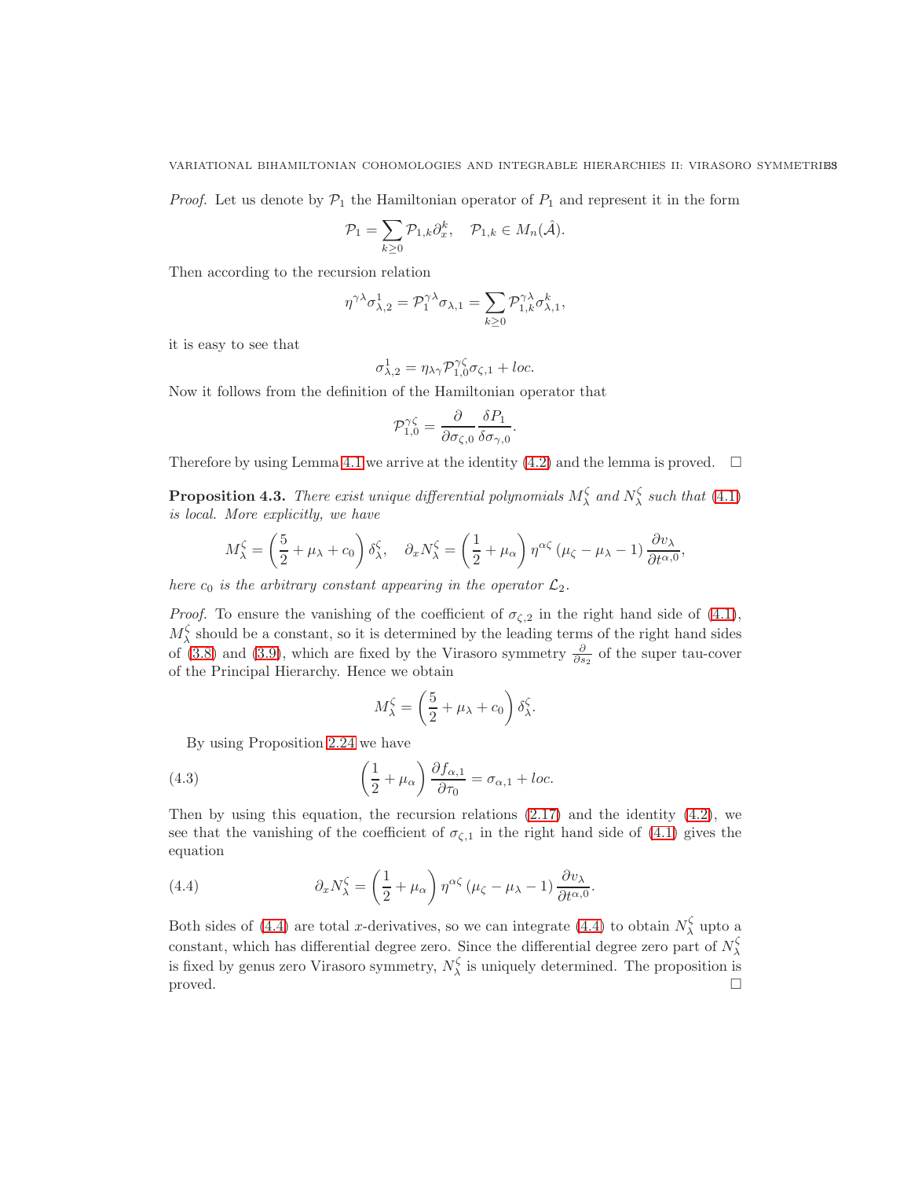*Proof.* Let us denote by $\mathcal{P}_1$ the Hamiltonian operator of $P_1$ and represent it in the form

$$\mathcal{P}_1 = \sum_{k\geq 0} \mathcal{P}_{1,k}\partial_x^k, \quad \mathcal{P}_{1,k} \in M_n(\hat{\mathcal{A}}).$$

Then according to the recursion relation

$$\eta^{\gamma\lambda}\sigma^1_{\lambda,2} = \mathcal{P}_1^{\gamma\lambda}\sigma_{\lambda,1} = \sum_{k\geq 0}\mathcal{P}^{\gamma\lambda}_{1,k}\sigma^k_{\lambda,1},$$

it is easy to see that

$$\sigma^1_{\lambda,2} = \eta_{\lambda\gamma}\mathcal{P}^{\gamma\zeta}_{1,0}\sigma_{\zeta,1} + loc.$$

Now it follows from the definition of the Hamiltonian operator that

$$\mathcal{P}^{\gamma\zeta}_{1,0} = \frac{\partial}{\partial\sigma_{\zeta,0}}\frac{\delta P_1}{\delta\sigma_{\gamma,0}}.$$

Therefore by using Lemma 4.1 we arrive at the identity (4.2) and the lemma is proved. $\square$

**Proposition 4.3.** *There exist unique differential polynomials $M^\zeta_\lambda$ and $N^\zeta_\lambda$ such that (4.1) is local. More explicitly, we have*

$$M^\zeta_\lambda = \left(\frac{5}{2} + \mu_\lambda + c_0\right)\delta^\zeta_\lambda, \quad \partial_x N^\zeta_\lambda = \left(\frac{1}{2} + \mu_\alpha\right)\eta^{\alpha\zeta}\left(\mu_\zeta - \mu_\lambda - 1\right)\frac{\partial v_\lambda}{\partial t^{\alpha,0}},$$

*here $c_0$ is the arbitrary constant appearing in the operator $\mathcal{L}_2$.*

*Proof.* To ensure the vanishing of the coefficient of $\sigma_{\zeta,2}$ in the right hand side of (4.1), $M^\zeta_\lambda$ should be a constant, so it is determined by the leading terms of the right hand sides of (3.8) and (3.9), which are fixed by the Virasoro symmetry $\frac{\partial}{\partial s_2}$ of the super tau-cover of the Principal Hierarchy. Hence we obtain

$$M^\zeta_\lambda = \left(\frac{5}{2} + \mu_\lambda + c_0\right)\delta^\zeta_\lambda.$$

By using Proposition 2.24 we have

$$\left(\frac{1}{2} + \mu_\alpha\right)\frac{\partial f_{\alpha,1}}{\partial\tau_0} = \sigma_{\alpha,1} + loc. \tag{4.3}$$

Then by using this equation, the recursion relations (2.17) and the identity (4.2), we see that the vanishing of the coefficient of $\sigma_{\zeta,1}$ in the right hand side of (4.1) gives the equation

$$\partial_x N^\zeta_\lambda = \left(\frac{1}{2} + \mu_\alpha\right)\eta^{\alpha\zeta}\left(\mu_\zeta - \mu_\lambda - 1\right)\frac{\partial v_\lambda}{\partial t^{\alpha,0}}. \tag{4.4}$$

Both sides of (4.4) are total $x$-derivatives, so we can integrate (4.4) to obtain $N^\zeta_\lambda$ upto a constant, which has differential degree zero. Since the differential degree zero part of $N^\zeta_\lambda$ is fixed by genus zero Virasoro symmetry, $N^\zeta_\lambda$ is uniquely determined. The proposition is proved. $\square$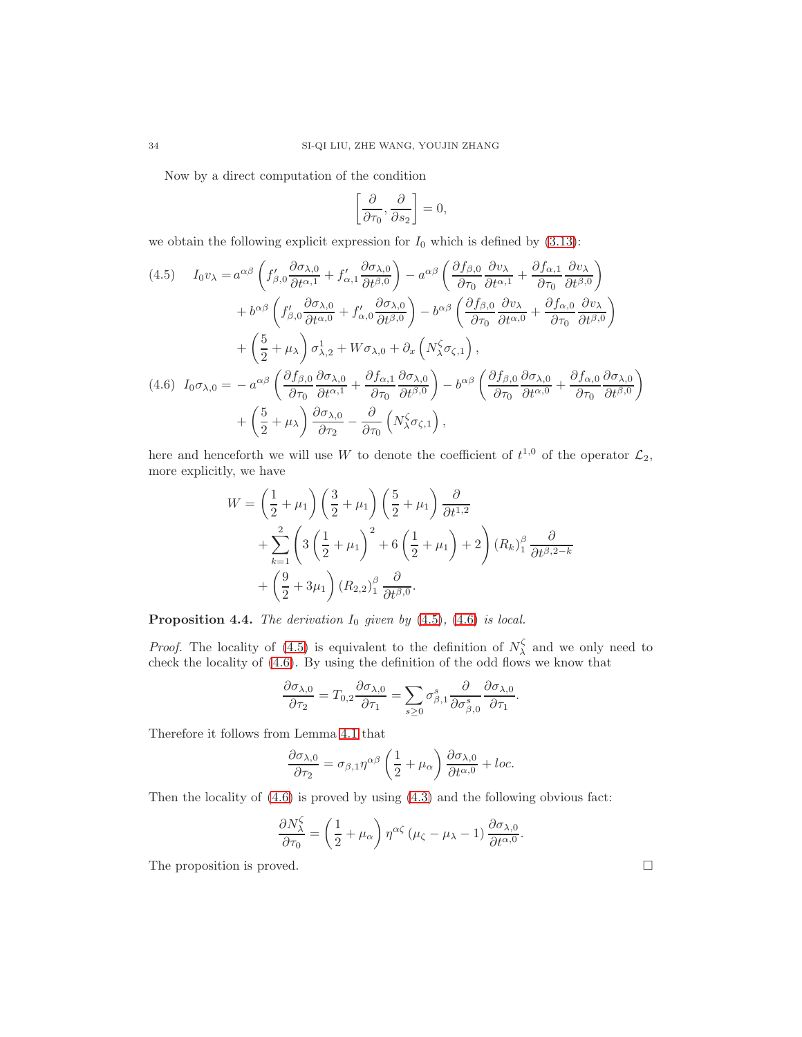Now by a direct computation of the condition

$$\left[\frac{\partial}{\partial \tau_0}, \frac{\partial}{\partial s_2}\right] = 0,$$

we obtain the following explicit expression for $I_0$ which is defined by (3.13):

$$
\begin{aligned}
(4.5)\quad I_0 v_\lambda =& \, a^{\alpha\beta}\left(f'_{\beta,0}\frac{\partial \sigma_{\lambda,0}}{\partial t^{\alpha,1}} + f'_{\alpha,1}\frac{\partial \sigma_{\lambda,0}}{\partial t^{\beta,0}}\right) - a^{\alpha\beta}\left(\frac{\partial f_{\beta,0}}{\partial \tau_0}\frac{\partial v_\lambda}{\partial t^{\alpha,1}} + \frac{\partial f_{\alpha,1}}{\partial \tau_0}\frac{\partial v_\lambda}{\partial t^{\beta,0}}\right) \\
&+ b^{\alpha\beta}\left(f'_{\beta,0}\frac{\partial \sigma_{\lambda,0}}{\partial t^{\alpha,0}} + f'_{\alpha,0}\frac{\partial \sigma_{\lambda,0}}{\partial t^{\beta,0}}\right) - b^{\alpha\beta}\left(\frac{\partial f_{\beta,0}}{\partial \tau_0}\frac{\partial v_\lambda}{\partial t^{\alpha,0}} + \frac{\partial f_{\alpha,0}}{\partial \tau_0}\frac{\partial v_\lambda}{\partial t^{\beta,0}}\right) \\
&+ \left(\frac{5}{2}+\mu_\lambda\right)\sigma^1_{\lambda,2} + W\sigma_{\lambda,0} + \partial_x\left(N^\zeta_\lambda \sigma_{\zeta,1}\right),
\end{aligned}
$$

$$
\begin{aligned}
(4.6)\quad I_0 \sigma_{\lambda,0} =& -a^{\alpha\beta}\left(\frac{\partial f_{\beta,0}}{\partial \tau_0}\frac{\partial \sigma_{\lambda,0}}{\partial t^{\alpha,1}} + \frac{\partial f_{\alpha,1}}{\partial \tau_0}\frac{\partial \sigma_{\lambda,0}}{\partial t^{\beta,0}}\right) - b^{\alpha\beta}\left(\frac{\partial f_{\beta,0}}{\partial \tau_0}\frac{\partial \sigma_{\lambda,0}}{\partial t^{\alpha,0}} + \frac{\partial f_{\alpha,0}}{\partial \tau_0}\frac{\partial \sigma_{\lambda,0}}{\partial t^{\beta,0}}\right) \\
&+ \left(\frac{5}{2}+\mu_\lambda\right)\frac{\partial \sigma_{\lambda,0}}{\partial \tau_2} - \frac{\partial}{\partial \tau_0}\left(N^\zeta_\lambda \sigma_{\zeta,1}\right),
\end{aligned}
$$

here and henceforth we will use $W$ to denote the coefficient of $t^{1,0}$ of the operator $\mathcal{L}_2$, more explicitly, we have

$$
\begin{aligned}
W =& \left(\frac{1}{2}+\mu_1\right)\left(\frac{3}{2}+\mu_1\right)\left(\frac{5}{2}+\mu_1\right)\frac{\partial}{\partial t^{1,2}} \\
&+ \sum_{k=1}^{2}\left(3\left(\frac{1}{2}+\mu_1\right)^2 + 6\left(\frac{1}{2}+\mu_1\right) + 2\right)(R_k)^\beta_1 \frac{\partial}{\partial t^{\beta,2-k}} \\
&+ \left(\frac{9}{2}+3\mu_1\right)(R_{2,2})^\beta_1 \frac{\partial}{\partial t^{\beta,0}}.
\end{aligned}
$$

**Proposition 4.4.** *The derivation $I_0$ given by (4.5), (4.6) is local.*

*Proof.* The locality of (4.5) is equivalent to the definition of $N^\zeta_\lambda$ and we only need to check the locality of (4.6). By using the definition of the odd flows we know that

$$\frac{\partial \sigma_{\lambda,0}}{\partial \tau_2} = T_{0,2}\frac{\partial \sigma_{\lambda,0}}{\partial \tau_1} = \sum_{s\geq 0}\sigma^s_{\beta,1}\frac{\partial}{\partial \sigma^s_{\beta,0}}\frac{\partial \sigma_{\lambda,0}}{\partial \tau_1}.$$

Therefore it follows from Lemma 4.1 that

$$\frac{\partial \sigma_{\lambda,0}}{\partial \tau_2} = \sigma_{\beta,1}\eta^{\alpha\beta}\left(\frac{1}{2}+\mu_\alpha\right)\frac{\partial \sigma_{\lambda,0}}{\partial t^{\alpha,0}} + loc.$$

Then the locality of (4.6) is proved by using (4.3) and the following obvious fact:

$$\frac{\partial N^\zeta_\lambda}{\partial \tau_0} = \left(\frac{1}{2}+\mu_\alpha\right)\eta^{\alpha\zeta}\left(\mu_\zeta - \mu_\lambda - 1\right)\frac{\partial \sigma_{\lambda,0}}{\partial t^{\alpha,0}}.$$

The proposition is proved. $\square$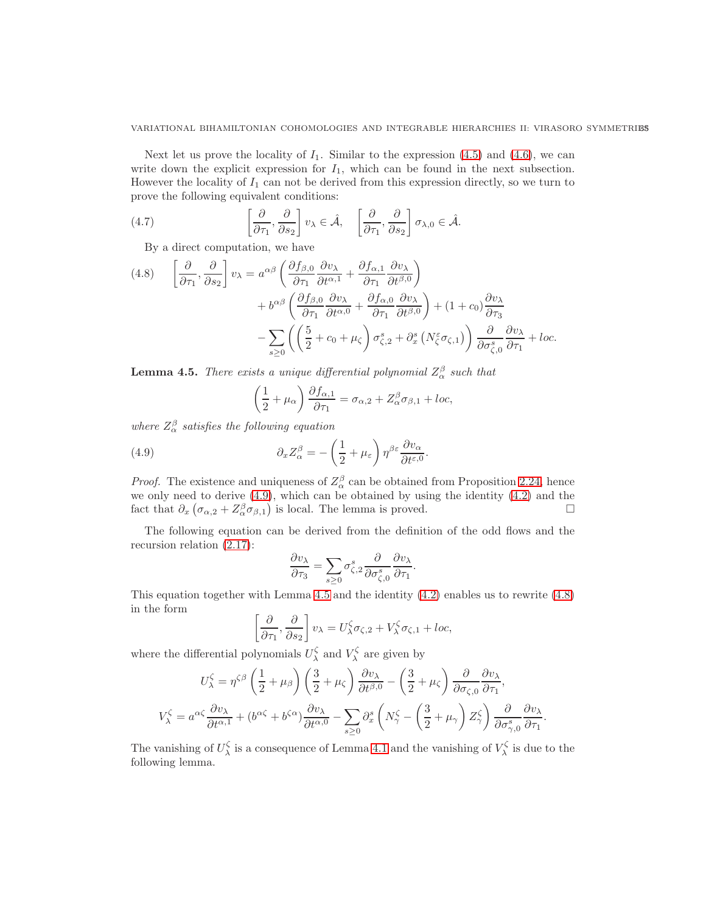Next let us prove the locality of $I_1$. Similar to the expression (4.5) and (4.6), we can write down the explicit expression for $I_1$, which can be found in the next subsection. However the locality of $I_1$ can not be derived from this expression directly, so we turn to prove the following equivalent conditions:

$$\left[\frac{\partial}{\partial \tau_1}, \frac{\partial}{\partial s_2}\right] v_\lambda \in \hat{\mathcal{A}}, \quad \left[\frac{\partial}{\partial \tau_1}, \frac{\partial}{\partial s_2}\right] \sigma_{\lambda,0} \in \hat{\mathcal{A}}. \tag{4.7}$$

By a direct computation, we have

$$\begin{aligned}\left[\frac{\partial}{\partial \tau_1}, \frac{\partial}{\partial s_2}\right] v_\lambda = {} & a^{\alpha\beta}\left(\frac{\partial f_{\beta,0}}{\partial \tau_1}\frac{\partial v_\lambda}{\partial t^{\alpha,1}} + \frac{\partial f_{\alpha,1}}{\partial \tau_1}\frac{\partial v_\lambda}{\partial t^{\beta,0}}\right) \\ & + b^{\alpha\beta}\left(\frac{\partial f_{\beta,0}}{\partial \tau_1}\frac{\partial v_\lambda}{\partial t^{\alpha,0}} + \frac{\partial f_{\alpha,0}}{\partial \tau_1}\frac{\partial v_\lambda}{\partial t^{\beta,0}}\right) + (1+c_0)\frac{\partial v_\lambda}{\partial \tau_3} \\ & - \sum_{s\geq 0}\left(\left(\frac{5}{2}+c_0+\mu_\zeta\right)\sigma^s_{\zeta,2} + \partial_x^s\left(N^\varepsilon_\zeta \sigma_{\zeta,1}\right)\right)\frac{\partial}{\partial \sigma^s_{\zeta,0}}\frac{\partial v_\lambda}{\partial \tau_1} + loc.\end{aligned} \tag{4.8}$$

**Lemma 4.5.** *There exists a unique differential polynomial $Z^\beta_\alpha$ such that*

$$\left(\frac{1}{2}+\mu_\alpha\right)\frac{\partial f_{\alpha,1}}{\partial \tau_1} = \sigma_{\alpha,2} + Z^\beta_\alpha \sigma_{\beta,1} + loc,$$

*where $Z^\beta_\alpha$ satisfies the following equation*

$$\partial_x Z^\beta_\alpha = -\left(\frac{1}{2}+\mu_\varepsilon\right)\eta^{\beta\varepsilon}\frac{\partial v_\alpha}{\partial t^{\varepsilon,0}}. \tag{4.9}$$

*Proof.* The existence and uniqueness of $Z^\beta_\alpha$ can be obtained from Proposition 2.24, hence we only need to derive (4.9), which can be obtained by using the identity (4.2) and the fact that $\partial_x\left(\sigma_{\alpha,2} + Z^\beta_\alpha\sigma_{\beta,1}\right)$ is local. The lemma is proved. □

The following equation can be derived from the definition of the odd flows and the recursion relation (2.17):

$$\frac{\partial v_\lambda}{\partial \tau_3} = \sum_{s\geq 0}\sigma^s_{\zeta,2}\frac{\partial}{\partial \sigma^s_{\zeta,0}}\frac{\partial v_\lambda}{\partial \tau_1}.$$

This equation together with Lemma 4.5 and the identity (4.2) enables us to rewrite (4.8) in the form

$$\left[\frac{\partial}{\partial \tau_1}, \frac{\partial}{\partial s_2}\right] v_\lambda = U^\zeta_\lambda \sigma_{\zeta,2} + V^\zeta_\lambda \sigma_{\zeta,1} + loc,$$

where the differential polynomials $U^\zeta_\lambda$ and $V^\zeta_\lambda$ are given by

$$U^\zeta_\lambda = \eta^{\zeta\beta}\left(\frac{1}{2}+\mu_\beta\right)\left(\frac{3}{2}+\mu_\zeta\right)\frac{\partial v_\lambda}{\partial t^{\beta,0}} - \left(\frac{3}{2}+\mu_\zeta\right)\frac{\partial}{\partial \sigma_{\zeta,0}}\frac{\partial v_\lambda}{\partial \tau_1},$$

$$V^\zeta_\lambda = a^{\alpha\zeta}\frac{\partial v_\lambda}{\partial t^{\alpha,1}} + (b^{\alpha\zeta}+b^{\zeta\alpha})\frac{\partial v_\lambda}{\partial t^{\alpha,0}} - \sum_{s\geq 0}\partial_x^s\left(N^\zeta_\gamma - \left(\frac{3}{2}+\mu_\gamma\right)Z^\zeta_\gamma\right)\frac{\partial}{\partial \sigma^s_{\gamma,0}}\frac{\partial v_\lambda}{\partial \tau_1}.$$

The vanishing of $U^\zeta_\lambda$ is a consequence of Lemma 4.1 and the vanishing of $V^\zeta_\lambda$ is due to the following lemma.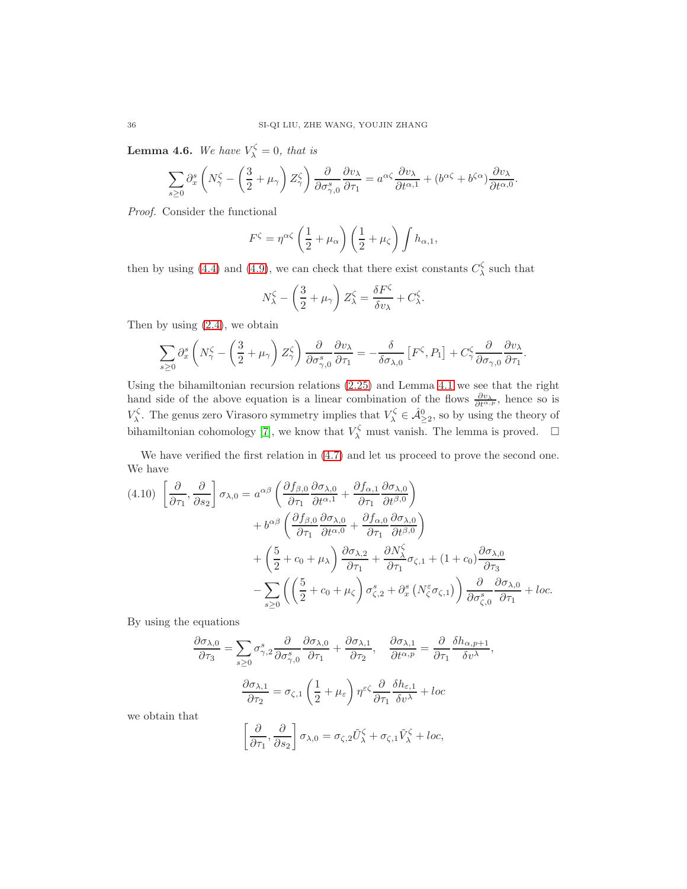**Lemma 4.6.** *We have $V_\lambda^\zeta = 0$, that is*

$$\sum_{s\geq 0}\partial_x^s\left(N_\gamma^\zeta - \left(\frac{3}{2}+\mu_\gamma\right)Z_\gamma^\zeta\right)\frac{\partial}{\partial\sigma_{\gamma,0}^s}\frac{\partial v_\lambda}{\partial\tau_1} = a^{\alpha\zeta}\frac{\partial v_\lambda}{\partial t^{\alpha,1}} + (b^{\alpha\zeta}+b^{\zeta\alpha})\frac{\partial v_\lambda}{\partial t^{\alpha,0}}.$$

*Proof.* Consider the functional

$$F^\zeta = \eta^{\alpha\zeta}\left(\frac{1}{2}+\mu_\alpha\right)\left(\frac{1}{2}+\mu_\zeta\right)\int h_{\alpha,1},$$

then by using (4.4) and (4.9), we can check that there exist constants $C_\lambda^\zeta$ such that

$$N_\lambda^\zeta - \left(\frac{3}{2}+\mu_\gamma\right)Z_\lambda^\zeta = \frac{\delta F^\zeta}{\delta v_\lambda} + C_\lambda^\zeta.$$

Then by using (2.4), we obtain

$$\sum_{s\geq 0}\partial_x^s\left(N_\gamma^\zeta - \left(\frac{3}{2}+\mu_\gamma\right)Z_\gamma^\zeta\right)\frac{\partial}{\partial\sigma_{\gamma,0}^s}\frac{\partial v_\lambda}{\partial\tau_1} = -\frac{\delta}{\delta\sigma_{\lambda,0}}\left[F^\zeta, P_1\right] + C_\gamma^\zeta\frac{\partial}{\partial\sigma_{\gamma,0}}\frac{\partial v_\lambda}{\partial\tau_1}.$$

Using the bihamiltonian recursion relations (2.25) and Lemma 4.1 we see that the right hand side of the above equation is a linear combination of the flows $\frac{\partial v_\lambda}{\partial t^{\alpha,p}}$, hence so is $V_\lambda^\zeta$. The genus zero Virasoro symmetry implies that $V_\lambda^\zeta \in \hat{\mathcal{A}}^0_{\geq 2}$, so by using the theory of bihamiltonian cohomology [7], we know that $V_\lambda^\zeta$ must vanish. The lemma is proved. $\square$

We have verified the first relation in (4.7) and let us proceed to prove the second one. We have

$$\begin{aligned}
(4.10)\quad \left[\frac{\partial}{\partial\tau_1},\frac{\partial}{\partial s_2}\right]\sigma_{\lambda,0} &= a^{\alpha\beta}\left(\frac{\partial f_{\beta,0}}{\partial\tau_1}\frac{\partial\sigma_{\lambda,0}}{\partial t^{\alpha,1}} + \frac{\partial f_{\alpha,1}}{\partial\tau_1}\frac{\partial\sigma_{\lambda,0}}{\partial t^{\beta,0}}\right) \\
&\quad + b^{\alpha\beta}\left(\frac{\partial f_{\beta,0}}{\partial\tau_1}\frac{\partial\sigma_{\lambda,0}}{\partial t^{\alpha,0}} + \frac{\partial f_{\alpha,0}}{\partial\tau_1}\frac{\partial\sigma_{\lambda,0}}{\partial t^{\beta,0}}\right) \\
&\quad + \left(\frac{5}{2}+c_0+\mu_\lambda\right)\frac{\partial\sigma_{\lambda,2}}{\partial\tau_1} + \frac{\partial N_\lambda^\zeta}{\partial\tau_1}\sigma_{\zeta,1} + (1+c_0)\frac{\partial\sigma_{\lambda,0}}{\partial\tau_3} \\
&\quad - \sum_{s\geq 0}\left(\left(\frac{5}{2}+c_0+\mu_\zeta\right)\sigma_{\zeta,2}^s + \partial_x^s\left(N_\zeta^\varepsilon\sigma_{\zeta,1}\right)\right)\frac{\partial}{\partial\sigma_{\zeta,0}^s}\frac{\partial\sigma_{\lambda,0}}{\partial\tau_1} + loc.
\end{aligned}$$

By using the equations

$$\frac{\partial\sigma_{\lambda,0}}{\partial\tau_3} = \sum_{s\geq 0}\sigma_{\gamma,2}^s\frac{\partial}{\partial\sigma_{\gamma,0}^s}\frac{\partial\sigma_{\lambda,0}}{\partial\tau_1} + \frac{\partial\sigma_{\lambda,1}}{\partial\tau_2},\quad \frac{\partial\sigma_{\lambda,1}}{\partial t^{\alpha,p}} = \frac{\partial}{\partial\tau_1}\frac{\delta h_{\alpha,p+1}}{\delta v^\lambda},$$

$$\frac{\partial\sigma_{\lambda,1}}{\partial\tau_2} = \sigma_{\zeta,1}\left(\frac{1}{2}+\mu_\varepsilon\right)\eta^{\varepsilon\zeta}\frac{\partial}{\partial\tau_1}\frac{\delta h_{\varepsilon,1}}{\delta v^\lambda} + loc$$

we obtain that

$$\left[\frac{\partial}{\partial\tau_1},\frac{\partial}{\partial s_2}\right]\sigma_{\lambda,0} = \sigma_{\zeta,2}\tilde{U}_\lambda^\zeta + \sigma_{\zeta,1}\tilde{V}_\lambda^\zeta + loc,$$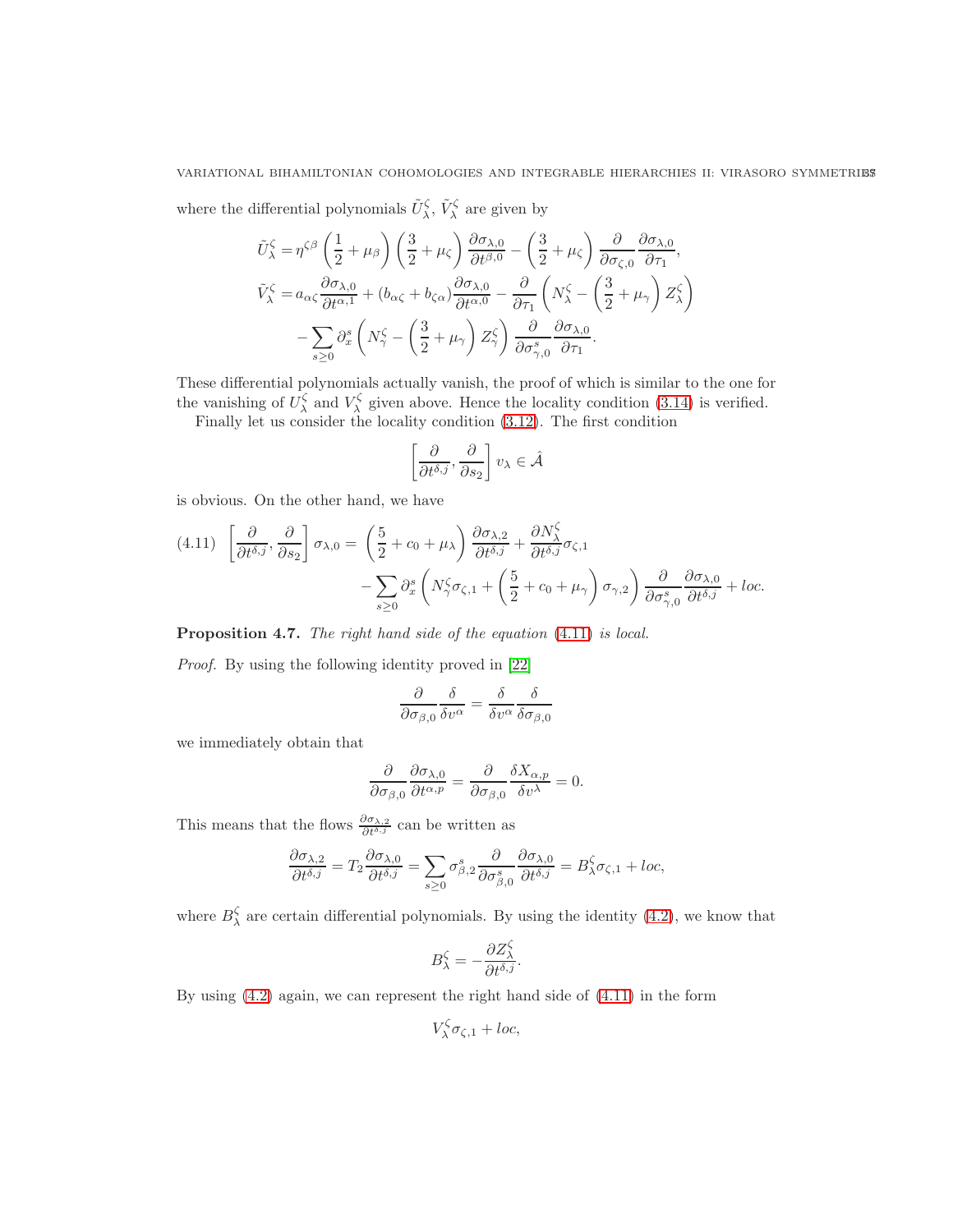where the differential polynomials $\tilde{U}^\zeta_\lambda$, $\tilde{V}^\zeta_\lambda$ are given by

$$
\begin{aligned}
\tilde{U}^\zeta_\lambda =& \eta^{\zeta\beta}\left(\frac{1}{2}+\mu_\beta\right)\left(\frac{3}{2}+\mu_\zeta\right)\frac{\partial\sigma_{\lambda,0}}{\partial t^{\beta,0}} - \left(\frac{3}{2}+\mu_\zeta\right)\frac{\partial}{\partial\sigma_{\zeta,0}}\frac{\partial\sigma_{\lambda,0}}{\partial\tau_1},\\
\tilde{V}^\zeta_\lambda =& a_{\alpha\zeta}\frac{\partial\sigma_{\lambda,0}}{\partial t^{\alpha,1}} + (b_{\alpha\zeta}+b_{\zeta\alpha})\frac{\partial\sigma_{\lambda,0}}{\partial t^{\alpha,0}} - \frac{\partial}{\partial\tau_1}\left(N^\zeta_\lambda - \left(\frac{3}{2}+\mu_\gamma\right)Z^\zeta_\lambda\right)\\
&-\sum_{s\geq 0}\partial_x^s\left(N^\zeta_\gamma - \left(\frac{3}{2}+\mu_\gamma\right)Z^\zeta_\gamma\right)\frac{\partial}{\partial\sigma^s_{\gamma,0}}\frac{\partial\sigma_{\lambda,0}}{\partial\tau_1}.
\end{aligned}
$$

These differential polynomials actually vanish, the proof of which is similar to the one for the vanishing of $U^\zeta_\lambda$ and $V^\zeta_\lambda$ given above. Hence the locality condition (3.14) is verified.

Finally let us consider the locality condition (3.12). The first condition

$$
\left[\frac{\partial}{\partial t^{\delta,j}},\frac{\partial}{\partial s_2}\right]v_\lambda \in \hat{\mathcal{A}}
$$

is obvious. On the other hand, we have

$$
\begin{aligned}
(4.11)\quad \left[\frac{\partial}{\partial t^{\delta,j}},\frac{\partial}{\partial s_2}\right]\sigma_{\lambda,0} =& \left(\frac{5}{2}+c_0+\mu_\lambda\right)\frac{\partial\sigma_{\lambda,2}}{\partial t^{\delta,j}} + \frac{\partial N^\zeta_\lambda}{\partial t^{\delta,j}}\sigma_{\zeta,1}\\
&-\sum_{s\geq 0}\partial_x^s\left(N^\zeta_\gamma\sigma_{\zeta,1} + \left(\frac{5}{2}+c_0+\mu_\gamma\right)\sigma_{\gamma,2}\right)\frac{\partial}{\partial\sigma^s_{\gamma,0}}\frac{\partial\sigma_{\lambda,0}}{\partial t^{\delta,j}} + loc.
\end{aligned}
$$

**Proposition 4.7.** *The right hand side of the equation (4.11) is local.*

*Proof.* By using the following identity proved in [22]

$$
\frac{\partial}{\partial\sigma_{\beta,0}}\frac{\delta}{\delta v^\alpha} = \frac{\delta}{\delta v^\alpha}\frac{\delta}{\delta\sigma_{\beta,0}}
$$

we immediately obtain that

$$
\frac{\partial}{\partial\sigma_{\beta,0}}\frac{\partial\sigma_{\lambda,0}}{\partial t^{\alpha,p}} = \frac{\partial}{\partial\sigma_{\beta,0}}\frac{\delta X_{\alpha,p}}{\delta v^\lambda} = 0.
$$

This means that the flows $\frac{\partial\sigma_{\lambda,2}}{\partial t^{\delta,j}}$ can be written as

$$
\frac{\partial\sigma_{\lambda,2}}{\partial t^{\delta,j}} = T_2\frac{\partial\sigma_{\lambda,0}}{\partial t^{\delta,j}} = \sum_{s\geq 0}\sigma^s_{\beta,2}\frac{\partial}{\partial\sigma^s_{\beta,0}}\frac{\partial\sigma_{\lambda,0}}{\partial t^{\delta,j}} = B^\zeta_\lambda\sigma_{\zeta,1} + loc,
$$

where $B^\zeta_\lambda$ are certain differential polynomials. By using the identity (4.2), we know that

$$
B^\zeta_\lambda = -\frac{\partial Z^\zeta_\lambda}{\partial t^{\delta,j}}.
$$

By using (4.2) again, we can represent the right hand side of (4.11) in the form

$$
V^\zeta_\lambda\sigma_{\zeta,1} + loc,
$$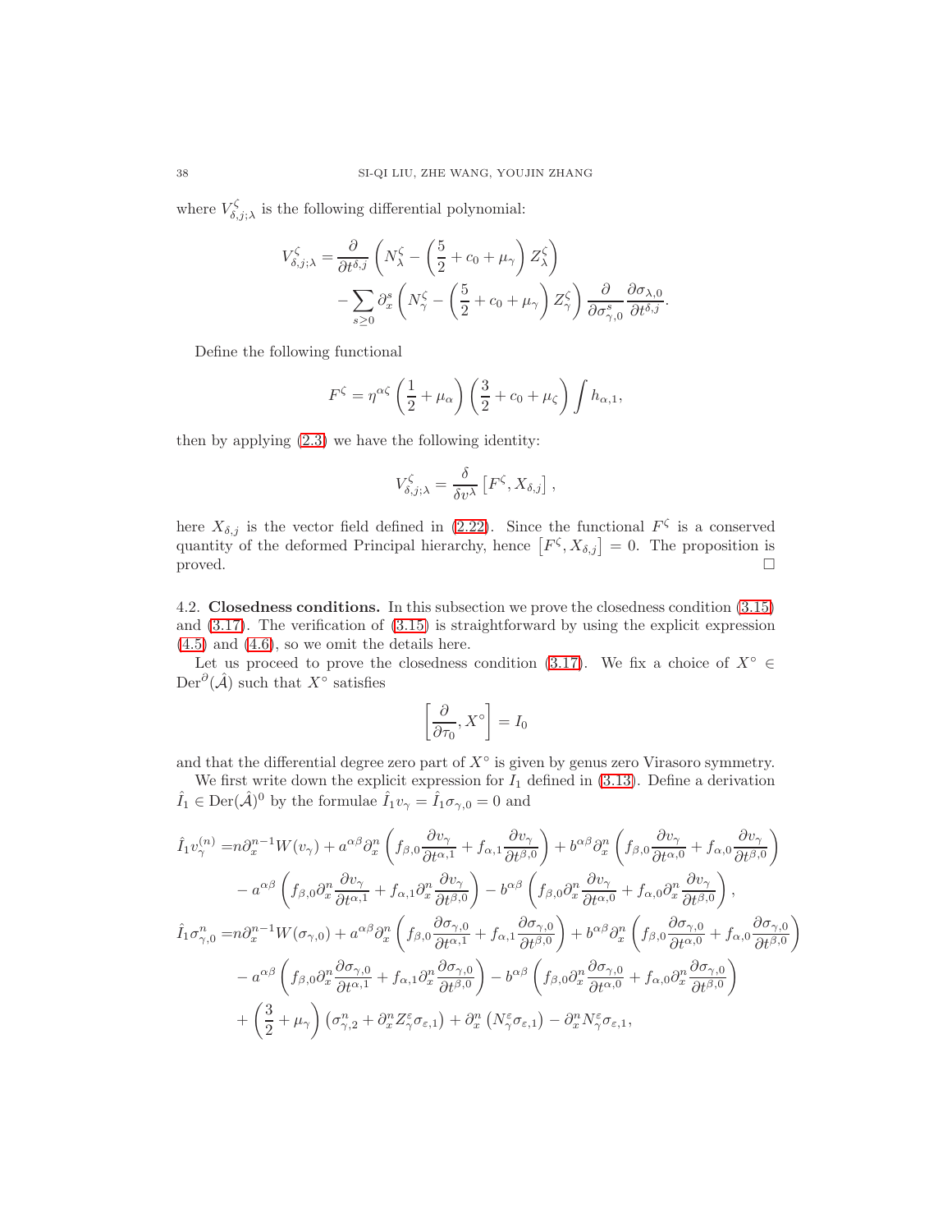where $V^{\zeta}_{\delta,j;\lambda}$ is the following differential polynomial:

$$V^{\zeta}_{\delta,j;\lambda} = \frac{\partial}{\partial t^{\delta,j}}\left(N^{\zeta}_{\lambda} - \left(\frac{5}{2} + c_0 + \mu_\gamma\right) Z^{\zeta}_{\lambda}\right) \\ - \sum_{s\geq 0} \partial_x^s \left(N^{\zeta}_{\gamma} - \left(\frac{5}{2} + c_0 + \mu_\gamma\right) Z^{\zeta}_{\gamma}\right) \frac{\partial}{\partial \sigma^s_{\gamma,0}} \frac{\partial \sigma_{\lambda,0}}{\partial t^{\delta,j}}.$$

Define the following functional

$$F^{\zeta} = \eta^{\alpha\zeta}\left(\frac{1}{2} + \mu_\alpha\right)\left(\frac{3}{2} + c_0 + \mu_\zeta\right)\int h_{\alpha,1},$$

then by applying (2.3) we have the following identity:

$$V^{\zeta}_{\delta,j;\lambda} = \frac{\delta}{\delta v^{\lambda}}\left[F^{\zeta}, X_{\delta,j}\right],$$

here $X_{\delta,j}$ is the vector field defined in (2.22). Since the functional $F^{\zeta}$ is a conserved quantity of the deformed Principal hierarchy, hence $\left[F^{\zeta}, X_{\delta,j}\right] = 0$. The proposition is proved. $\square$

4.2. **Closedness conditions.** In this subsection we prove the closedness condition (3.15) and (3.17). The verification of (3.15) is straightforward by using the explicit expression (4.5) and (4.6), so we omit the details here.

Let us proceed to prove the closedness condition (3.17). We fix a choice of $X^{\circ} \in \mathrm{Der}^{\partial}(\hat{\mathcal{A}})$ such that $X^{\circ}$ satisfies

$$\left[\frac{\partial}{\partial \tau_0}, X^{\circ}\right] = I_0$$

and that the differential degree zero part of $X^{\circ}$ is given by genus zero Virasoro symmetry.

We first write down the explicit expression for $I_1$ defined in (3.13). Define a derivation $\hat{I}_1 \in \mathrm{Der}(\hat{\mathcal{A}})^0$ by the formulae $\hat{I}_1 v_\gamma = \hat{I}_1 \sigma_{\gamma,0} = 0$ and

$$\begin{aligned}
\hat{I}_1 v^{(n)}_{\gamma} =& n\partial_x^{n-1} W(v_\gamma) + a^{\alpha\beta}\partial_x^n\left(f_{\beta,0}\frac{\partial v_\gamma}{\partial t^{\alpha,1}} + f_{\alpha,1}\frac{\partial v_\gamma}{\partial t^{\beta,0}}\right) + b^{\alpha\beta}\partial_x^n\left(f_{\beta,0}\frac{\partial v_\gamma}{\partial t^{\alpha,0}} + f_{\alpha,0}\frac{\partial v_\gamma}{\partial t^{\beta,0}}\right)\\
&- a^{\alpha\beta}\left(f_{\beta,0}\partial_x^n\frac{\partial v_\gamma}{\partial t^{\alpha,1}} + f_{\alpha,1}\partial_x^n\frac{\partial v_\gamma}{\partial t^{\beta,0}}\right) - b^{\alpha\beta}\left(f_{\beta,0}\partial_x^n\frac{\partial v_\gamma}{\partial t^{\alpha,0}} + f_{\alpha,0}\partial_x^n\frac{\partial v_\gamma}{\partial t^{\beta,0}}\right),\\
\hat{I}_1 \sigma^n_{\gamma,0} =& n\partial_x^{n-1} W(\sigma_{\gamma,0}) + a^{\alpha\beta}\partial_x^n\left(f_{\beta,0}\frac{\partial \sigma_{\gamma,0}}{\partial t^{\alpha,1}} + f_{\alpha,1}\frac{\partial \sigma_{\gamma,0}}{\partial t^{\beta,0}}\right) + b^{\alpha\beta}\partial_x^n\left(f_{\beta,0}\frac{\partial \sigma_{\gamma,0}}{\partial t^{\alpha,0}} + f_{\alpha,0}\frac{\partial \sigma_{\gamma,0}}{\partial t^{\beta,0}}\right)\\
&- a^{\alpha\beta}\left(f_{\beta,0}\partial_x^n\frac{\partial \sigma_{\gamma,0}}{\partial t^{\alpha,1}} + f_{\alpha,1}\partial_x^n\frac{\partial \sigma_{\gamma,0}}{\partial t^{\beta,0}}\right) - b^{\alpha\beta}\left(f_{\beta,0}\partial_x^n\frac{\partial \sigma_{\gamma,0}}{\partial t^{\alpha,0}} + f_{\alpha,0}\partial_x^n\frac{\partial \sigma_{\gamma,0}}{\partial t^{\beta,0}}\right)\\
&+ \left(\frac{3}{2} + \mu_\gamma\right)\left(\sigma^n_{\gamma,2} + \partial_x^n Z^{\varepsilon}_{\gamma}\sigma_{\varepsilon,1}\right) + \partial_x^n\left(N^{\varepsilon}_{\gamma}\sigma_{\varepsilon,1}\right) - \partial_x^n N^{\varepsilon}_{\gamma}\sigma_{\varepsilon,1},
\end{aligned}$$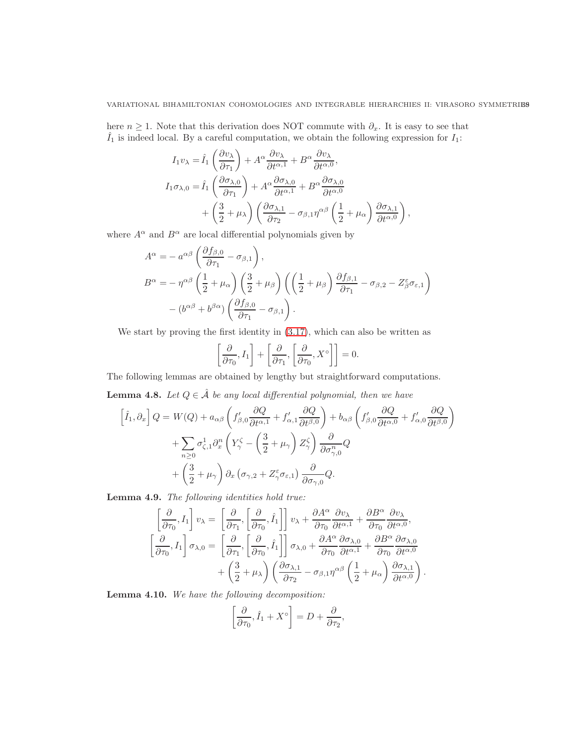here $n \geq 1$. Note that this derivation does NOT commute with $\partial_x$. It is easy to see that $\hat{I}_1$ is indeed local. By a careful computation, we obtain the following expression for $I_1$:

$$
\begin{aligned}
I_1 v_\lambda =& \hat{I}_1\left(\frac{\partial v_\lambda}{\partial \tau_1}\right) + A^\alpha \frac{\partial v_\lambda}{\partial t^{\alpha,1}} + B^\alpha \frac{\partial v_\lambda}{\partial t^{\alpha,0}},\\
I_1 \sigma_{\lambda,0} =& \hat{I}_1\left(\frac{\partial \sigma_{\lambda,0}}{\partial \tau_1}\right) + A^\alpha \frac{\partial \sigma_{\lambda,0}}{\partial t^{\alpha,1}} + B^\alpha \frac{\partial \sigma_{\lambda,0}}{\partial t^{\alpha,0}}\\
&+ \left(\frac{3}{2}+\mu_\lambda\right)\left(\frac{\partial \sigma_{\lambda,1}}{\partial \tau_2} - \sigma_{\beta,1}\eta^{\alpha\beta}\left(\frac{1}{2}+\mu_\alpha\right)\frac{\partial \sigma_{\lambda,1}}{\partial t^{\alpha,0}}\right),
\end{aligned}
$$

where $A^\alpha$ and $B^\alpha$ are local differential polynomials given by

$$
\begin{aligned}
A^\alpha =& -a^{\alpha\beta}\left(\frac{\partial f_{\beta,0}}{\partial \tau_1} - \sigma_{\beta,1}\right),\\
B^\alpha =& -\eta^{\alpha\beta}\left(\frac{1}{2}+\mu_\alpha\right)\left(\frac{3}{2}+\mu_\beta\right)\left(\left(\frac{1}{2}+\mu_\beta\right)\frac{\partial f_{\beta,1}}{\partial \tau_1} - \sigma_{\beta,2} - Z^\varepsilon_\beta \sigma_{\varepsilon,1}\right)\\
&- \left(b^{\alpha\beta}+b^{\beta\alpha}\right)\left(\frac{\partial f_{\beta,0}}{\partial \tau_1} - \sigma_{\beta,1}\right).
\end{aligned}
$$

We start by proving the first identity in (3.17), which can also be written as

$$
\left[\frac{\partial}{\partial \tau_0}, I_1\right] + \left[\frac{\partial}{\partial \tau_1}, \left[\frac{\partial}{\partial \tau_0}, X^\circ\right]\right] = 0.
$$

The following lemmas are obtained by lengthy but straightforward computations.

**Lemma 4.8.** *Let $Q \in \hat{\mathcal{A}}$ be any local differential polynomial, then we have*

$$
\begin{aligned}
\left[\hat{I}_1, \partial_x\right] Q =& W(Q) + a_{\alpha\beta}\left(f'_{\beta,0}\frac{\partial Q}{\partial t^{\alpha,1}} + f'_{\alpha,1}\frac{\partial Q}{\partial t^{\beta,0}}\right) + b_{\alpha\beta}\left(f'_{\beta,0}\frac{\partial Q}{\partial t^{\alpha,0}} + f'_{\alpha,0}\frac{\partial Q}{\partial t^{\beta,0}}\right)\\
&+ \sum_{n\geq 0}\sigma^1_{\zeta,1}\partial_x^n\left(Y^\zeta_\gamma - \left(\frac{3}{2}+\mu_\gamma\right)Z^\zeta_\gamma\right)\frac{\partial}{\partial \sigma^n_{\gamma,0}}Q\\
&+ \left(\frac{3}{2}+\mu_\gamma\right)\partial_x\left(\sigma_{\gamma,2} + Z^\varepsilon_\gamma\sigma_{\varepsilon,1}\right)\frac{\partial}{\partial \sigma_{\gamma,0}}Q.
\end{aligned}
$$

**Lemma 4.9.** *The following identities hold true:*

$$
\begin{aligned}
\left[\frac{\partial}{\partial \tau_0}, I_1\right] v_\lambda =& \left[\frac{\partial}{\partial \tau_1}, \left[\frac{\partial}{\partial \tau_0}, \hat{I}_1\right]\right] v_\lambda + \frac{\partial A^\alpha}{\partial \tau_0}\frac{\partial v_\lambda}{\partial t^{\alpha,1}} + \frac{\partial B^\alpha}{\partial \tau_0}\frac{\partial v_\lambda}{\partial t^{\alpha,0}},\\
\left[\frac{\partial}{\partial \tau_0}, I_1\right] \sigma_{\lambda,0} =& \left[\frac{\partial}{\partial \tau_1}, \left[\frac{\partial}{\partial \tau_0}, \hat{I}_1\right]\right] \sigma_{\lambda,0} + \frac{\partial A^\alpha}{\partial \tau_0}\frac{\partial \sigma_{\lambda,0}}{\partial t^{\alpha,1}} + \frac{\partial B^\alpha}{\partial \tau_0}\frac{\partial \sigma_{\lambda,0}}{\partial t^{\alpha,0}}\\
&+ \left(\frac{3}{2}+\mu_\lambda\right)\left(\frac{\partial \sigma_{\lambda,1}}{\partial \tau_2} - \sigma_{\beta,1}\eta^{\alpha\beta}\left(\frac{1}{2}+\mu_\alpha\right)\frac{\partial \sigma_{\lambda,1}}{\partial t^{\alpha,0}}\right).
\end{aligned}
$$

**Lemma 4.10.** *We have the following decomposition:*

$$
\left[\frac{\partial}{\partial \tau_0}, \hat{I}_1 + X^\circ\right] = D + \frac{\partial}{\partial \tau_2},
$$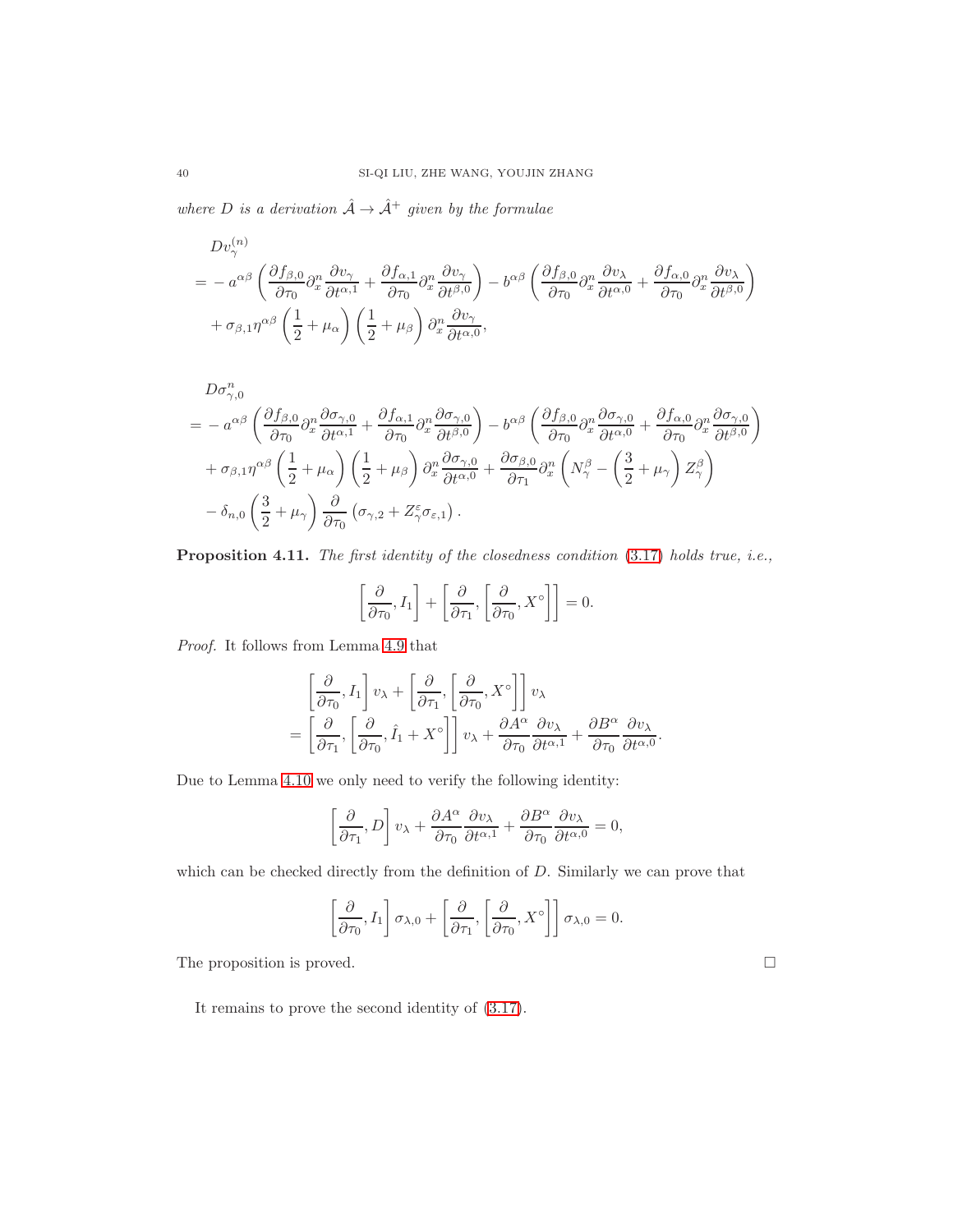*where $D$ is a derivation $\hat{\mathcal{A}} \to \hat{\mathcal{A}}^+$ given by the formulae*

$$
\begin{aligned}
& Dv_\gamma^{(n)} \\
={}& -a^{\alpha\beta}\left(\frac{\partial f_{\beta,0}}{\partial \tau_0}\partial_x^n \frac{\partial v_\gamma}{\partial t^{\alpha,1}} + \frac{\partial f_{\alpha,1}}{\partial \tau_0}\partial_x^n \frac{\partial v_\gamma}{\partial t^{\beta,0}}\right) - b^{\alpha\beta}\left(\frac{\partial f_{\beta,0}}{\partial \tau_0}\partial_x^n \frac{\partial v_\lambda}{\partial t^{\alpha,0}} + \frac{\partial f_{\alpha,0}}{\partial \tau_0}\partial_x^n \frac{\partial v_\lambda}{\partial t^{\beta,0}}\right) \\
& + \sigma_{\beta,1}\eta^{\alpha\beta}\left(\frac{1}{2}+\mu_\alpha\right)\left(\frac{1}{2}+\mu_\beta\right)\partial_x^n \frac{\partial v_\gamma}{\partial t^{\alpha,0}},
\end{aligned}
$$

$$
\begin{aligned}
& D\sigma_{\gamma,0}^n \\
={}& -a^{\alpha\beta}\left(\frac{\partial f_{\beta,0}}{\partial \tau_0}\partial_x^n \frac{\partial \sigma_{\gamma,0}}{\partial t^{\alpha,1}} + \frac{\partial f_{\alpha,1}}{\partial \tau_0}\partial_x^n \frac{\partial \sigma_{\gamma,0}}{\partial t^{\beta,0}}\right) - b^{\alpha\beta}\left(\frac{\partial f_{\beta,0}}{\partial \tau_0}\partial_x^n \frac{\partial \sigma_{\gamma,0}}{\partial t^{\alpha,0}} + \frac{\partial f_{\alpha,0}}{\partial \tau_0}\partial_x^n \frac{\partial \sigma_{\gamma,0}}{\partial t^{\beta,0}}\right) \\
& + \sigma_{\beta,1}\eta^{\alpha\beta}\left(\frac{1}{2}+\mu_\alpha\right)\left(\frac{1}{2}+\mu_\beta\right)\partial_x^n \frac{\partial \sigma_{\gamma,0}}{\partial t^{\alpha,0}} + \frac{\partial \sigma_{\beta,0}}{\partial \tau_1}\partial_x^n\left(N_\gamma^\beta - \left(\frac{3}{2}+\mu_\gamma\right)Z_\gamma^\beta\right) \\
& - \delta_{n,0}\left(\frac{3}{2}+\mu_\gamma\right)\frac{\partial}{\partial \tau_0}\left(\sigma_{\gamma,2} + Z_\gamma^\varepsilon \sigma_{\varepsilon,1}\right).
\end{aligned}
$$

**Proposition 4.11.** *The first identity of the closedness condition (3.17) holds true, i.e.,*

$$
\left[\frac{\partial}{\partial \tau_0}, I_1\right] + \left[\frac{\partial}{\partial \tau_1}, \left[\frac{\partial}{\partial \tau_0}, X^\circ\right]\right] = 0.
$$

*Proof.* It follows from Lemma 4.9 that

$$
\begin{aligned}
& \left[\frac{\partial}{\partial \tau_0}, I_1\right] v_\lambda + \left[\frac{\partial}{\partial \tau_1}, \left[\frac{\partial}{\partial \tau_0}, X^\circ\right]\right] v_\lambda \\
={}& \left[\frac{\partial}{\partial \tau_1}, \left[\frac{\partial}{\partial \tau_0}, \hat{I}_1 + X^\circ\right]\right] v_\lambda + \frac{\partial A^\alpha}{\partial \tau_0}\frac{\partial v_\lambda}{\partial t^{\alpha,1}} + \frac{\partial B^\alpha}{\partial \tau_0}\frac{\partial v_\lambda}{\partial t^{\alpha,0}}.
\end{aligned}
$$

Due to Lemma 4.10 we only need to verify the following identity:

$$
\left[\frac{\partial}{\partial \tau_1}, D\right] v_\lambda + \frac{\partial A^\alpha}{\partial \tau_0}\frac{\partial v_\lambda}{\partial t^{\alpha,1}} + \frac{\partial B^\alpha}{\partial \tau_0}\frac{\partial v_\lambda}{\partial t^{\alpha,0}} = 0,
$$

which can be checked directly from the definition of $D$. Similarly we can prove that

$$
\left[\frac{\partial}{\partial \tau_0}, I_1\right] \sigma_{\lambda,0} + \left[\frac{\partial}{\partial \tau_1}, \left[\frac{\partial}{\partial \tau_0}, X^\circ\right]\right] \sigma_{\lambda,0} = 0.
$$

The proposition is proved. □

It remains to prove the second identity of (3.17).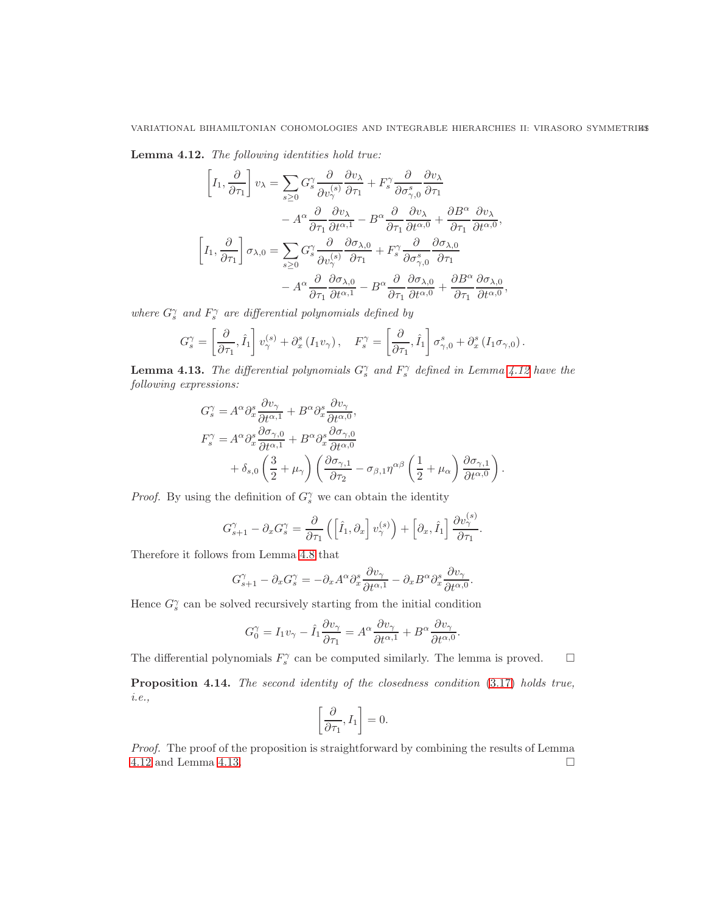**Lemma 4.12.** *The following identities hold true:*

$$
\begin{aligned}
\left[I_1, \frac{\partial}{\partial \tau_1}\right] v_\lambda = \sum_{s\geq 0} G^\gamma_s \frac{\partial}{\partial v^{(s)}_\gamma}\frac{\partial v_\lambda}{\partial \tau_1} + F^\gamma_s \frac{\partial}{\partial \sigma^s_{\gamma,0}}\frac{\partial v_\lambda}{\partial \tau_1} \\
- A^\alpha \frac{\partial}{\partial \tau_1}\frac{\partial v_\lambda}{\partial t^{\alpha,1}} - B^\alpha \frac{\partial}{\partial \tau_1}\frac{\partial v_\lambda}{\partial t^{\alpha,0}} + \frac{\partial B^\alpha}{\partial \tau_1}\frac{\partial v_\lambda}{\partial t^{\alpha,0}}, \\
\left[I_1, \frac{\partial}{\partial \tau_1}\right] \sigma_{\lambda,0} = \sum_{s\geq 0} G^\gamma_s \frac{\partial}{\partial v^{(s)}_\gamma}\frac{\partial \sigma_{\lambda,0}}{\partial \tau_1} + F^\gamma_s \frac{\partial}{\partial \sigma^s_{\gamma,0}}\frac{\partial \sigma_{\lambda,0}}{\partial \tau_1} \\
- A^\alpha \frac{\partial}{\partial \tau_1}\frac{\partial \sigma_{\lambda,0}}{\partial t^{\alpha,1}} - B^\alpha \frac{\partial}{\partial \tau_1}\frac{\partial \sigma_{\lambda,0}}{\partial t^{\alpha,0}} + \frac{\partial B^\alpha}{\partial \tau_1}\frac{\partial \sigma_{\lambda,0}}{\partial t^{\alpha,0}},
\end{aligned}
$$

*where $G^\gamma_s$ and $F^\gamma_s$ are differential polynomials defined by*

$$
G^\gamma_s = \left[\frac{\partial}{\partial \tau_1}, \hat{I}_1\right] v^{(s)}_\gamma + \partial^s_x\left(I_1 v_\gamma\right), \quad F^\gamma_s = \left[\frac{\partial}{\partial \tau_1}, \hat{I}_1\right] \sigma^s_{\gamma,0} + \partial^s_x\left(I_1 \sigma_{\gamma,0}\right).
$$

**Lemma 4.13.** *The differential polynomials $G^\gamma_s$ and $F^\gamma_s$ defined in Lemma 4.12 have the following expressions:*

$$
\begin{aligned}
G^\gamma_s &= A^\alpha \partial^s_x \frac{\partial v_\gamma}{\partial t^{\alpha,1}} + B^\alpha \partial^s_x \frac{\partial v_\gamma}{\partial t^{\alpha,0}}, \\
F^\gamma_s &= A^\alpha \partial^s_x \frac{\partial \sigma_{\gamma,0}}{\partial t^{\alpha,1}} + B^\alpha \partial^s_x \frac{\partial \sigma_{\gamma,0}}{\partial t^{\alpha,0}} \\
&\quad + \delta_{s,0}\left(\frac{3}{2}+\mu_\gamma\right)\left(\frac{\partial \sigma_{\gamma,1}}{\partial \tau_2} - \sigma_{\beta,1}\eta^{\alpha\beta}\left(\frac{1}{2}+\mu_\alpha\right)\frac{\partial \sigma_{\gamma,1}}{\partial t^{\alpha,0}}\right).
\end{aligned}
$$

*Proof.* By using the definition of $G^\gamma_s$ we can obtain the identity

$$
G^\gamma_{s+1} - \partial_x G^\gamma_s = \frac{\partial}{\partial \tau_1}\left(\left[\hat{I}_1, \partial_x\right] v^{(s)}_\gamma\right) + \left[\partial_x, \hat{I}_1\right]\frac{\partial v^{(s)}_\gamma}{\partial \tau_1}.
$$

Therefore it follows from Lemma 4.8 that

$$
G^\gamma_{s+1} - \partial_x G^\gamma_s = -\partial_x A^\alpha \partial^s_x \frac{\partial v_\gamma}{\partial t^{\alpha,1}} - \partial_x B^\alpha \partial^s_x \frac{\partial v_\gamma}{\partial t^{\alpha,0}}.
$$

Hence $G^\gamma_s$ can be solved recursively starting from the initial condition

$$
G^\gamma_0 = I_1 v_\gamma - \hat{I}_1 \frac{\partial v_\gamma}{\partial \tau_1} = A^\alpha \frac{\partial v_\gamma}{\partial t^{\alpha,1}} + B^\alpha \frac{\partial v_\gamma}{\partial t^{\alpha,0}}.
$$

The differential polynomials $F^\gamma_s$ can be computed similarly. The lemma is proved. □

**Proposition 4.14.** *The second identity of the closedness condition (3.17) holds true, i.e.,*

$$
\left[\frac{\partial}{\partial \tau_1}, I_1\right] = 0.
$$

*Proof.* The proof of the proposition is straightforward by combining the results of Lemma 4.12 and Lemma 4.13. □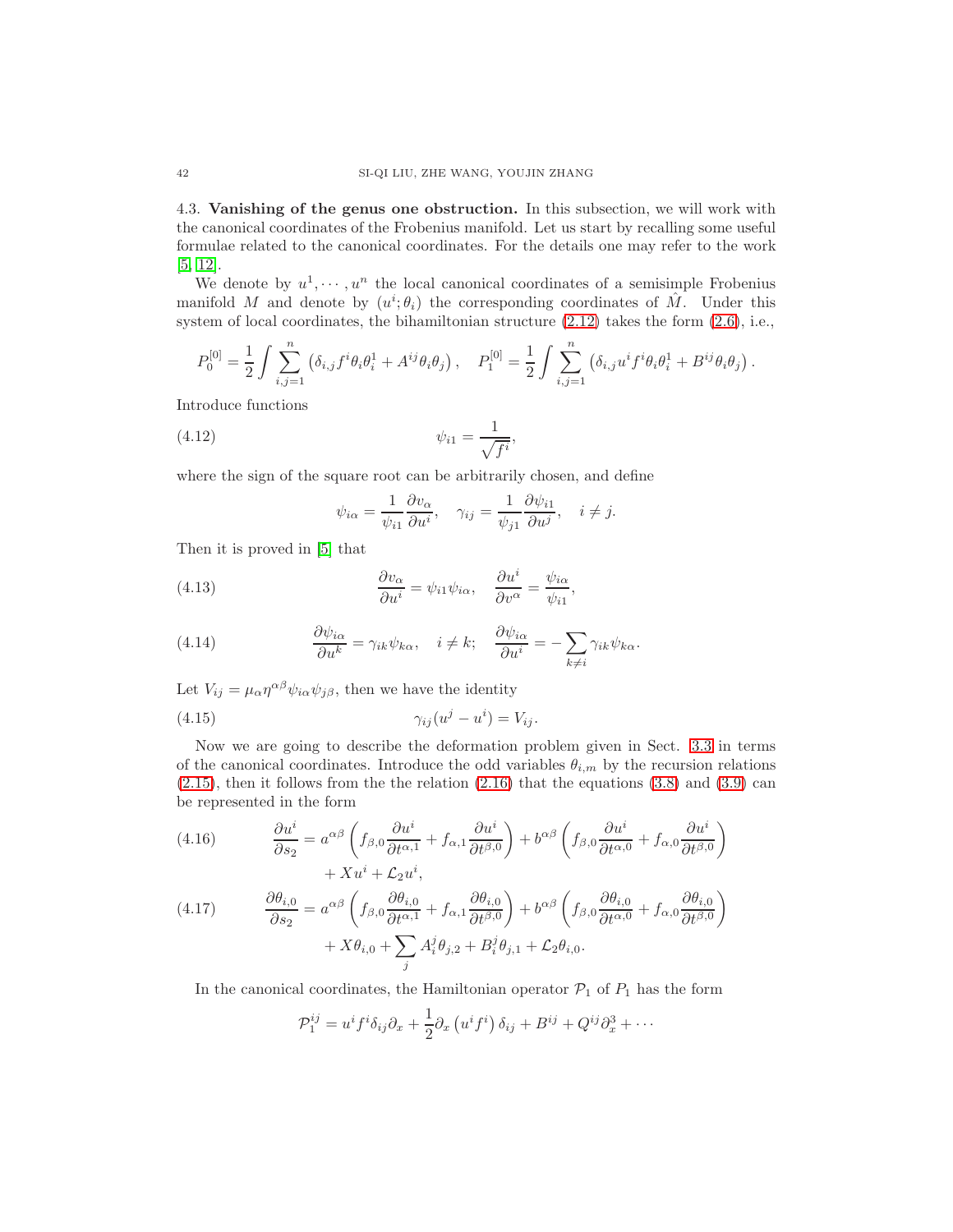4.3. **Vanishing of the genus one obstruction.** In this subsection, we will work with the canonical coordinates of the Frobenius manifold. Let us start by recalling some useful formulae related to the canonical coordinates. For the details one may refer to the work [5, 12].

We denote by $u^1, \cdots, u^n$ the local canonical coordinates of a semisimple Frobenius manifold $M$ and denote by $(u^i; \theta_i)$ the corresponding coordinates of $\hat{M}$. Under this system of local coordinates, the bihamiltonian structure (2.12) takes the form (2.6), i.e.,

$$P_0^{[0]} = \frac{1}{2}\int \sum_{i,j=1}^{n} \left(\delta_{i,j} f^i \theta_i \theta_i^1 + A^{ij}\theta_i\theta_j\right), \quad P_1^{[0]} = \frac{1}{2}\int \sum_{i,j=1}^{n} \left(\delta_{i,j} u^i f^i \theta_i \theta_i^1 + B^{ij}\theta_i\theta_j\right).$$

Introduce functions

$$\psi_{i1} = \frac{1}{\sqrt{f^i}}, \tag{4.12}$$

where the sign of the square root can be arbitrarily chosen, and define

$$\psi_{i\alpha} = \frac{1}{\psi_{i1}}\frac{\partial v_\alpha}{\partial u^i}, \quad \gamma_{ij} = \frac{1}{\psi_{j1}}\frac{\partial \psi_{i1}}{\partial u^j}, \quad i \neq j.$$

Then it is proved in [5] that

$$\frac{\partial v_\alpha}{\partial u^i} = \psi_{i1}\psi_{i\alpha}, \quad \frac{\partial u^i}{\partial v^\alpha} = \frac{\psi_{i\alpha}}{\psi_{i1}}, \tag{4.13}$$

$$\frac{\partial \psi_{i\alpha}}{\partial u^k} = \gamma_{ik}\psi_{k\alpha}, \quad i \neq k; \quad \frac{\partial \psi_{i\alpha}}{\partial u^i} = -\sum_{k\neq i}\gamma_{ik}\psi_{k\alpha}. \tag{4.14}$$

Let $V_{ij} = \mu_\alpha \eta^{\alpha\beta}\psi_{i\alpha}\psi_{j\beta}$, then we have the identity

$$\gamma_{ij}(u^j - u^i) = V_{ij}. \tag{4.15}$$

Now we are going to describe the deformation problem given in Sect. 3.3 in terms of the canonical coordinates. Introduce the odd variables $\theta_{i,m}$ by the recursion relations (2.15), then it follows from the the relation (2.16) that the equations (3.8) and (3.9) can be represented in the form

$$\begin{aligned}\frac{\partial u^i}{\partial s_2} = {} & a^{\alpha\beta}\left(f_{\beta,0}\frac{\partial u^i}{\partial t^{\alpha,1}} + f_{\alpha,1}\frac{\partial u^i}{\partial t^{\beta,0}}\right) + b^{\alpha\beta}\left(f_{\beta,0}\frac{\partial u^i}{\partial t^{\alpha,0}} + f_{\alpha,0}\frac{\partial u^i}{\partial t^{\beta,0}}\right) \\ & + Xu^i + \mathcal{L}_2 u^i,\end{aligned} \tag{4.16}$$

$$\begin{aligned}\frac{\partial \theta_{i,0}}{\partial s_2} = {} & a^{\alpha\beta}\left(f_{\beta,0}\frac{\partial \theta_{i,0}}{\partial t^{\alpha,1}} + f_{\alpha,1}\frac{\partial \theta_{i,0}}{\partial t^{\beta,0}}\right) + b^{\alpha\beta}\left(f_{\beta,0}\frac{\partial \theta_{i,0}}{\partial t^{\alpha,0}} + f_{\alpha,0}\frac{\partial \theta_{i,0}}{\partial t^{\beta,0}}\right) \\ & + X\theta_{i,0} + \sum_j A_i^j\theta_{j,2} + B_i^j\theta_{j,1} + \mathcal{L}_2\theta_{i,0}.\end{aligned} \tag{4.17}$$

In the canonical coordinates, the Hamiltonian operator $\mathcal{P}_1$ of $P_1$ has the form

$$\mathcal{P}_1^{ij} = u^i f^i \delta_{ij}\partial_x + \frac{1}{2}\partial_x\left(u^i f^i\right)\delta_{ij} + B^{ij} + Q^{ij}\partial_x^3 + \cdots$$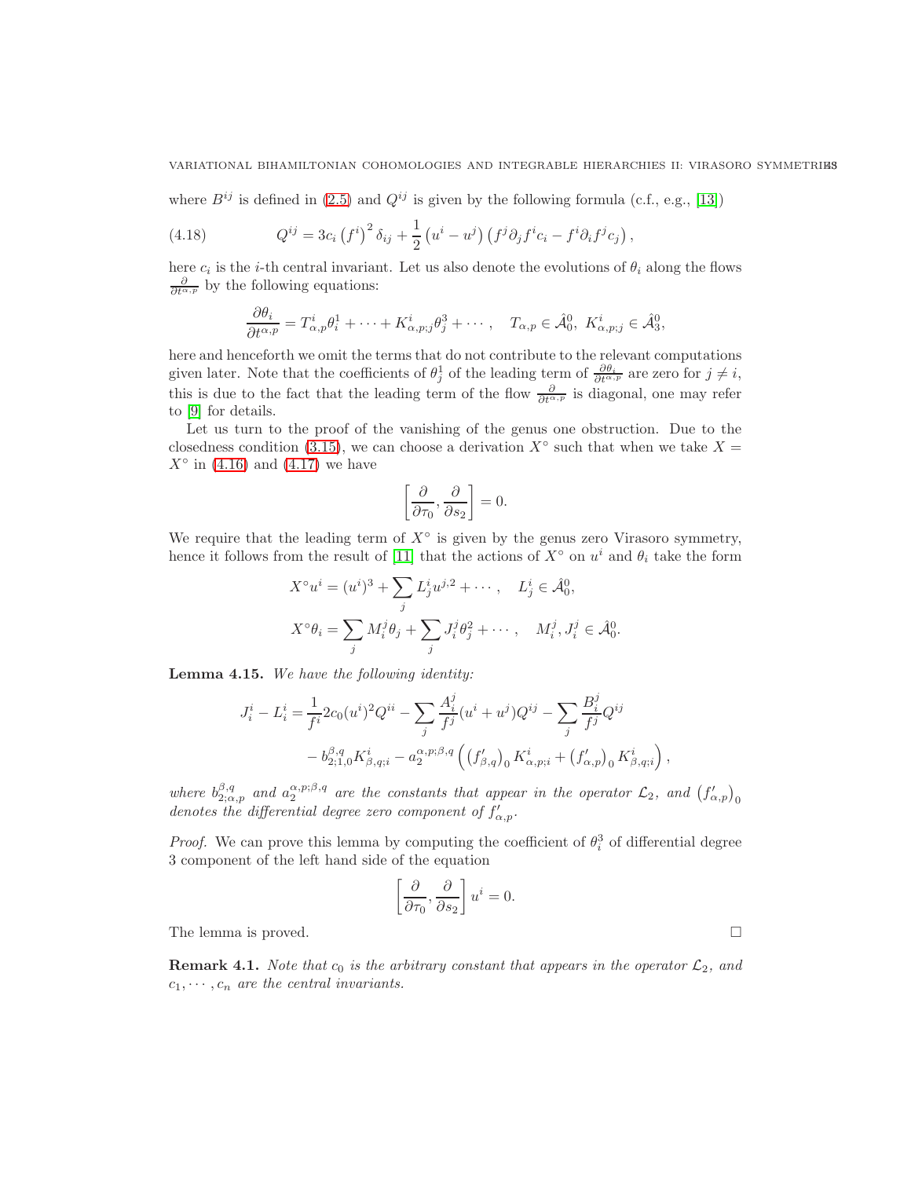where $B^{ij}$ is defined in (2.5) and $Q^{ij}$ is given by the following formula (c.f., e.g., [13])

$$Q^{ij} = 3c_i \left(f^i\right)^2 \delta_{ij} + \frac{1}{2}\left(u^i - u^j\right)\left(f^j \partial_j f^i c_i - f^i \partial_i f^j c_j\right), \tag{4.18}$$

here $c_i$ is the $i$-th central invariant. Let us also denote the evolutions of $\theta_i$ along the flows $\frac{\partial}{\partial t^{\alpha,p}}$ by the following equations:

$$\frac{\partial \theta_i}{\partial t^{\alpha,p}} = T^i_{\alpha,p}\theta^1_i + \cdots + K^i_{\alpha,p;j}\theta^3_j + \cdots, \quad T_{\alpha,p} \in \hat{\mathcal{A}}^0_0,\ K^i_{\alpha,p;j} \in \hat{\mathcal{A}}^0_3,$$

here and henceforth we omit the terms that do not contribute to the relevant computations given later. Note that the coefficients of $\theta^1_j$ of the leading term of $\frac{\partial \theta_i}{\partial t^{\alpha,p}}$ are zero for $j \neq i$, this is due to the fact that the leading term of the flow $\frac{\partial}{\partial t^{\alpha,p}}$ is diagonal, one may refer to [9] for details.

Let us turn to the proof of the vanishing of the genus one obstruction. Due to the closedness condition (3.15), we can choose a derivation $X^\circ$ such that when we take $X = X^\circ$ in (4.16) and (4.17) we have

$$\left[\frac{\partial}{\partial \tau_0}, \frac{\partial}{\partial s_2}\right] = 0.$$

We require that the leading term of $X^\circ$ is given by the genus zero Virasoro symmetry, hence it follows from the result of [11] that the actions of $X^\circ$ on $u^i$ and $\theta_i$ take the form

$$X^\circ u^i = (u^i)^3 + \sum_j L^i_j u^{j,2} + \cdots, \quad L^i_j \in \hat{\mathcal{A}}^0_0,$$

$$X^\circ \theta_i = \sum_j M^j_i \theta_j + \sum_j J^j_i \theta^2_j + \cdots, \quad M^j_i, J^j_i \in \hat{\mathcal{A}}^0_0.$$

**Lemma 4.15.** *We have the following identity:*

$$J^i_i - L^i_i = \frac{1}{f^i} 2c_0 (u^i)^2 Q^{ii} - \sum_j \frac{A^j_i}{f^j}(u^i + u^j) Q^{ij} - \sum_j \frac{B^j_i}{f^j} Q^{ij}$$
$$- b^{\beta,q}_{2;1,0} K^i_{\beta,q;i} - a^{\alpha,p;\beta,q}_2 \left(\left(f'_{\beta,q}\right)_0 K^i_{\alpha,p;i} + \left(f'_{\alpha,p}\right)_0 K^i_{\beta,q;i}\right),$$

*where $b^{\beta,q}_{2;\alpha,p}$ and $a^{\alpha,p;\beta,q}_2$ are the constants that appear in the operator $\mathcal{L}_2$, and $\left(f'_{\alpha,p}\right)_0$ denotes the differential degree zero component of $f'_{\alpha,p}$.*

*Proof.* We can prove this lemma by computing the coefficient of $\theta^3_i$ of differential degree 3 component of the left hand side of the equation

$$\left[\frac{\partial}{\partial \tau_0}, \frac{\partial}{\partial s_2}\right] u^i = 0.$$

The lemma is proved. $\square$

**Remark 4.1.** *Note that $c_0$ is the arbitrary constant that appears in the operator $\mathcal{L}_2$, and $c_1, \cdots, c_n$ are the central invariants.*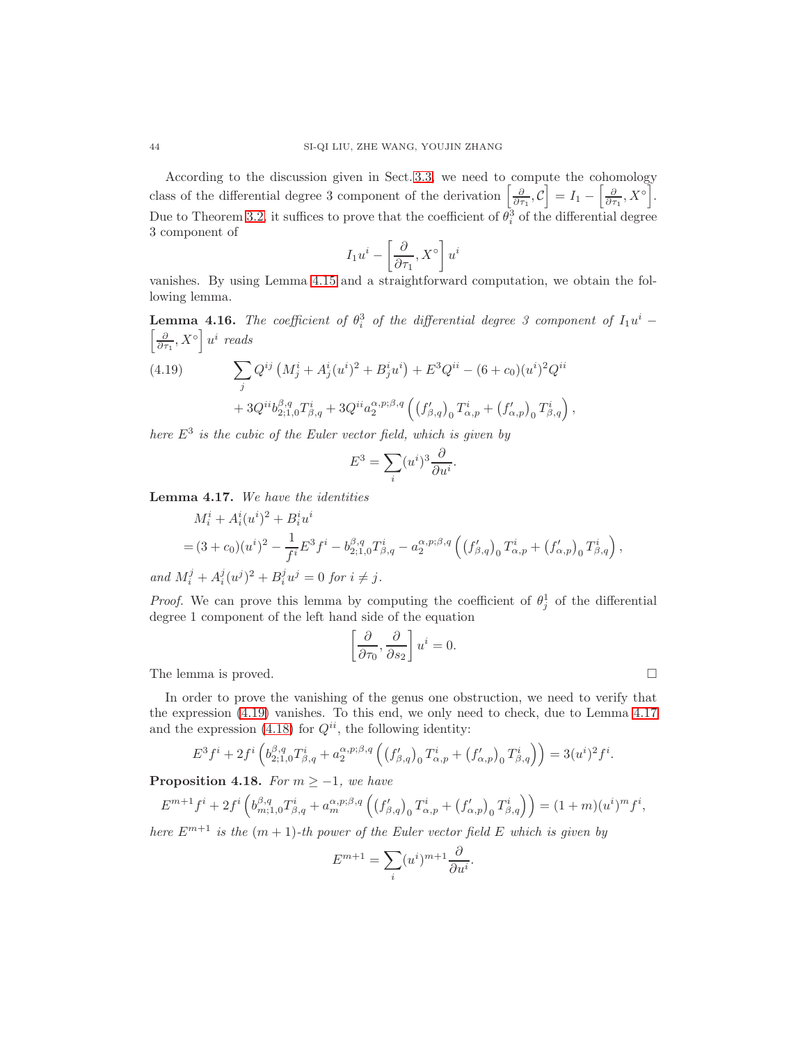According to the discussion given in Sect. 3.3, we need to compute the cohomology class of the differential degree 3 component of the derivation $\left[\frac{\partial}{\partial \tau_1}, \mathcal{C}\right] = I_1 - \left[\frac{\partial}{\partial \tau_1}, X^\circ\right]$. Due to Theorem 3.2, it suffices to prove that the coefficient of $\theta_i^3$ of the differential degree 3 component of

$$I_1 u^i - \left[\frac{\partial}{\partial \tau_1}, X^\circ\right] u^i$$

vanishes. By using Lemma 4.15 and a straightforward computation, we obtain the following lemma.

**Lemma 4.16.** *The coefficient of $\theta_i^3$ of the differential degree 3 component of $I_1 u^i - \left[\frac{\partial}{\partial \tau_1}, X^\circ\right] u^i$ reads*

$$\begin{aligned}
&\sum_j Q^{ij}\left(M_j^i + A_j^i (u^i)^2 + B_j^i u^i\right) + E^3 Q^{ii} - (6 + c_0)(u^i)^2 Q^{ii} \\
&\quad + 3Q^{ii} b_{2;1,0}^{\beta,q} T_{\beta,q}^i + 3Q^{ii} a_2^{\alpha,p;\beta,q}\left(\left(f'_{\beta,q}\right)_0 T_{\alpha,p}^i + \left(f'_{\alpha,p}\right)_0 T_{\beta,q}^i\right),
\end{aligned} \tag{4.19}$$

*here $E^3$ is the cubic of the Euler vector field, which is given by*

$$E^3 = \sum_i (u^i)^3 \frac{\partial}{\partial u^i}.$$

**Lemma 4.17.** *We have the identities*

$$\begin{aligned}
&M_i^i + A_i^i (u^i)^2 + B_i^i u^i \\
&= (3 + c_0)(u^i)^2 - \frac{1}{f^i} E^3 f^i - b_{2;1,0}^{\beta,q} T_{\beta,q}^i - a_2^{\alpha,p;\beta,q}\left(\left(f'_{\beta,q}\right)_0 T_{\alpha,p}^i + \left(f'_{\alpha,p}\right)_0 T_{\beta,q}^i\right),
\end{aligned}$$

*and $M_i^j + A_i^j (u^j)^2 + B_i^j u^j = 0$ for $i \neq j$.*

*Proof.* We can prove this lemma by computing the coefficient of $\theta_j^1$ of the differential degree 1 component of the left hand side of the equation

$$\left[\frac{\partial}{\partial \tau_0}, \frac{\partial}{\partial s_2}\right] u^i = 0.$$

The lemma is proved. □

In order to prove the vanishing of the genus one obstruction, we need to verify that the expression (4.19) vanishes. To this end, we only need to check, due to Lemma 4.17 and the expression (4.18) for $Q^{ii}$, the following identity:

$$E^3 f^i + 2f^i\left(b_{2;1,0}^{\beta,q} T_{\beta,q}^i + a_2^{\alpha,p;\beta,q}\left(\left(f'_{\beta,q}\right)_0 T_{\alpha,p}^i + \left(f'_{\alpha,p}\right)_0 T_{\beta,q}^i\right)\right) = 3(u^i)^2 f^i.$$

**Proposition 4.18.** *For $m \geq -1$, we have*

$$E^{m+1} f^i + 2f^i\left(b_{m;1,0}^{\beta,q} T_{\beta,q}^i + a_m^{\alpha,p;\beta,q}\left(\left(f'_{\beta,q}\right)_0 T_{\alpha,p}^i + \left(f'_{\alpha,p}\right)_0 T_{\beta,q}^i\right)\right) = (1 + m)(u^i)^m f^i,$$

*here $E^{m+1}$ is the $(m+1)$-th power of the Euler vector field $E$ which is given by*

$$E^{m+1} = \sum_i (u^i)^{m+1} \frac{\partial}{\partial u^i}.$$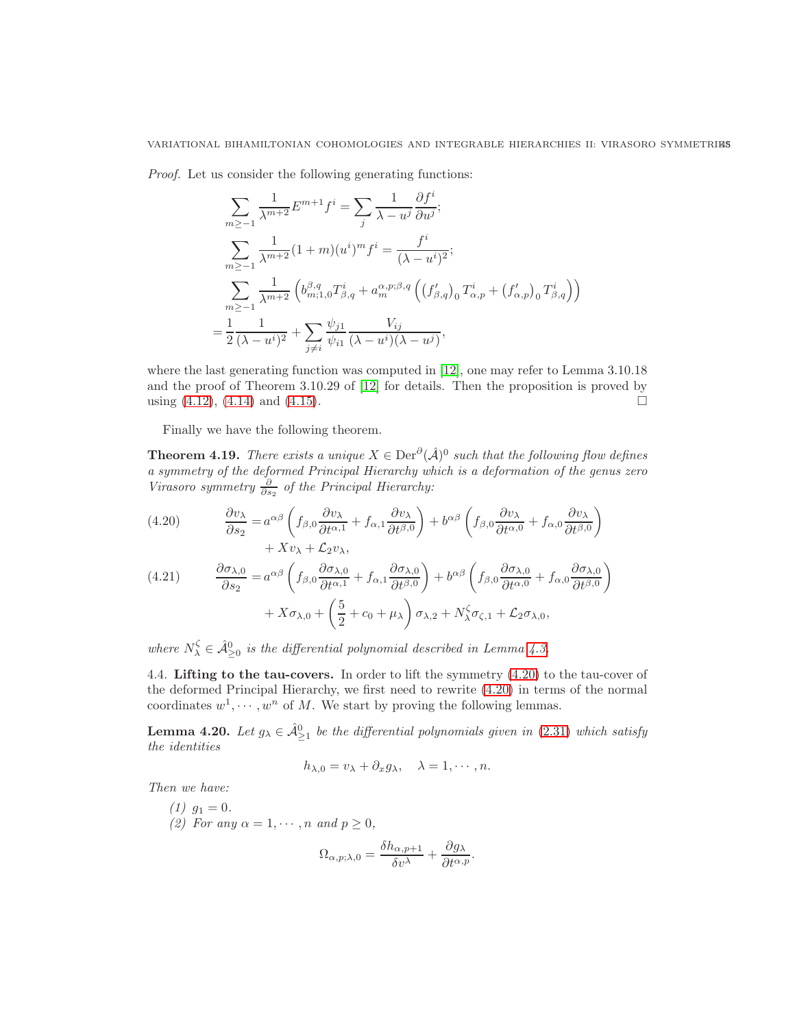*Proof.* Let us consider the following generating functions:

$$
\begin{aligned}
&\sum_{m\geq -1} \frac{1}{\lambda^{m+2}} E^{m+1} f^i = \sum_j \frac{1}{\lambda - u^j} \frac{\partial f^i}{\partial u^j};\\
&\sum_{m\geq -1} \frac{1}{\lambda^{m+2}} (1+m)(u^i)^m f^i = \frac{f^i}{(\lambda - u^i)^2};\\
&\sum_{m\geq -1} \frac{1}{\lambda^{m+2}} \left( b^{\beta,q}_{m;1,0} T^i_{\beta,q} + a^{\alpha,p;\beta,q}_m \left( \left(f'_{\beta,q}\right)_0 T^i_{\alpha,p} + \left(f'_{\alpha,p}\right)_0 T^i_{\beta,q} \right) \right)\\
= &\frac{1}{2} \frac{1}{(\lambda - u^i)^2} + \sum_{j\neq i} \frac{\psi_{j1}}{\psi_{i1}} \frac{V_{ij}}{(\lambda - u^i)(\lambda - u^j)},
\end{aligned}
$$

where the last generating function was computed in [12], one may refer to Lemma 3.10.18 and the proof of Theorem 3.10.29 of [12] for details. Then the proposition is proved by using (4.12), (4.14) and (4.15). $\square$

Finally we have the following theorem.

**Theorem 4.19.** *There exists a unique $X \in \mathrm{Der}^\partial(\hat{\mathcal{A}})^0$ such that the following flow defines a symmetry of the deformed Principal Hierarchy which is a deformation of the genus zero Virasoro symmetry $\frac{\partial}{\partial s_2}$ of the Principal Hierarchy:*

$$
\begin{aligned}
\frac{\partial v_\lambda}{\partial s_2} = &a^{\alpha\beta} \left( f_{\beta,0} \frac{\partial v_\lambda}{\partial t^{\alpha,1}} + f_{\alpha,1} \frac{\partial v_\lambda}{\partial t^{\beta,0}} \right) + b^{\alpha\beta} \left( f_{\beta,0} \frac{\partial v_\lambda}{\partial t^{\alpha,0}} + f_{\alpha,0} \frac{\partial v_\lambda}{\partial t^{\beta,0}} \right)\\
&+ X v_\lambda + \mathcal{L}_2 v_\lambda,
\end{aligned}
\tag{4.20}
$$

$$
\begin{aligned}
\frac{\partial \sigma_{\lambda,0}}{\partial s_2} = &a^{\alpha\beta} \left( f_{\beta,0} \frac{\partial \sigma_{\lambda,0}}{\partial t^{\alpha,1}} + f_{\alpha,1} \frac{\partial \sigma_{\lambda,0}}{\partial t^{\beta,0}} \right) + b^{\alpha\beta} \left( f_{\beta,0} \frac{\partial \sigma_{\lambda,0}}{\partial t^{\alpha,0}} + f_{\alpha,0} \frac{\partial \sigma_{\lambda,0}}{\partial t^{\beta,0}} \right)\\
&+ X\sigma_{\lambda,0} + \left( \frac{5}{2} + c_0 + \mu_\lambda \right) \sigma_{\lambda,2} + N^\zeta_\lambda \sigma_{\zeta,1} + \mathcal{L}_2 \sigma_{\lambda,0},
\end{aligned}
\tag{4.21}
$$

*where $N^\zeta_\lambda \in \hat{\mathcal{A}}^0_{\geq 0}$ is the differential polynomial described in Lemma 4.3.*

### 4.4. Lifting to the tau-covers.

In order to lift the symmetry (4.20) to the tau-cover of the deformed Principal Hierarchy, we first need to rewrite (4.20) in terms of the normal coordinates $w^1, \cdots, w^n$ of $M$. We start by proving the following lemmas.

**Lemma 4.20.** *Let $g_\lambda \in \hat{\mathcal{A}}^0_{\geq 1}$ be the differential polynomials given in (2.31) which satisfy the identities*

$$
h_{\lambda,0} = v_\lambda + \partial_x g_\lambda, \quad \lambda = 1, \cdots, n.
$$

*Then we have:*

*(1) $g_1 = 0$.*
*(2) For any $\alpha = 1, \cdots, n$ and $p \geq 0$,*

$$
\Omega_{\alpha,p;\lambda,0} = \frac{\delta h_{\alpha,p+1}}{\delta v^\lambda} + \frac{\partial g_\lambda}{\partial t^{\alpha,p}}.
$$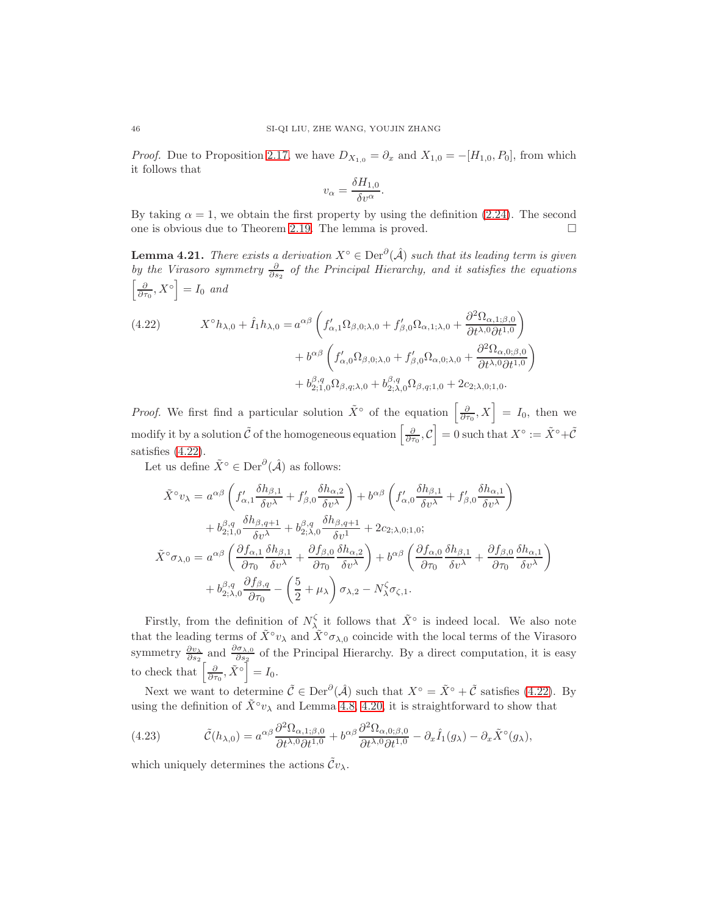*Proof.* Due to Proposition 2.17, we have $D_{X_{1,0}} = \partial_x$ and $X_{1,0} = -[H_{1,0}, P_0]$, from which it follows that

$$v_\alpha = \frac{\delta H_{1,0}}{\delta v^\alpha}.$$

By taking $\alpha = 1$, we obtain the first property by using the definition (2.24). The second one is obvious due to Theorem 2.19. The lemma is proved. $\square$

**Lemma 4.21.** *There exists a derivation $X^\circ \in \mathrm{Der}^\partial(\hat{\mathcal{A}})$ such that its leading term is given by the Virasoro symmetry $\frac{\partial}{\partial s_2}$ of the Principal Hierarchy, and it satisfies the equations $\left[\frac{\partial}{\partial \tau_0}, X^\circ\right] = I_0$ and*

$$
\begin{aligned}
X^\circ h_{\lambda,0} + \hat{I}_1 h_{\lambda,0} = {} & a^{\alpha\beta}\left(f'_{\alpha,1}\Omega_{\beta,0;\lambda,0} + f'_{\beta,0}\Omega_{\alpha,1;\lambda,0} + \frac{\partial^2 \Omega_{\alpha,1;\beta,0}}{\partial t^{\lambda,0}\partial t^{1,0}}\right) \\
& + b^{\alpha\beta}\left(f'_{\alpha,0}\Omega_{\beta,0;\lambda,0} + f'_{\beta,0}\Omega_{\alpha,0;\lambda,0} + \frac{\partial^2 \Omega_{\alpha,0;\beta,0}}{\partial t^{\lambda,0}\partial t^{1,0}}\right) \\
& + b^{\beta,q}_{2;1,0}\Omega_{\beta,q;\lambda,0} + b^{\beta,q}_{2;\lambda,0}\Omega_{\beta,q;1,0} + 2c_{2;\lambda,0;1,0}.
\end{aligned}
\tag{4.22}
$$

*Proof.* We first find a particular solution $\tilde{X}^\circ$ of the equation $\left[\frac{\partial}{\partial \tau_0}, X\right] = I_0$, then we modify it by a solution $\tilde{\mathcal{C}}$ of the homogeneous equation $\left[\frac{\partial}{\partial \tau_0}, \mathcal{C}\right] = 0$ such that $X^\circ := \tilde{X}^\circ + \tilde{\mathcal{C}}$ satisfies (4.22).

Let us define $\tilde{X}^\circ \in \mathrm{Der}^\partial(\hat{\mathcal{A}})$ as follows:

$$
\begin{aligned}
\tilde{X}^\circ v_\lambda = {} & a^{\alpha\beta}\left(f'_{\alpha,1}\frac{\delta h_{\beta,1}}{\delta v^\lambda} + f'_{\beta,0}\frac{\delta h_{\alpha,2}}{\delta v^\lambda}\right) + b^{\alpha\beta}\left(f'_{\alpha,0}\frac{\delta h_{\beta,1}}{\delta v^\lambda} + f'_{\beta,0}\frac{\delta h_{\alpha,1}}{\delta v^\lambda}\right) \\
& + b^{\beta,q}_{2;1,0}\frac{\delta h_{\beta,q+1}}{\delta v^\lambda} + b^{\beta,q}_{2;\lambda,0}\frac{\delta h_{\beta,q+1}}{\delta v^1} + 2c_{2;\lambda,0;1,0}; \\
\tilde{X}^\circ \sigma_{\lambda,0} = {} & a^{\alpha\beta}\left(\frac{\partial f_{\alpha,1}}{\partial \tau_0}\frac{\delta h_{\beta,1}}{\delta v^\lambda} + \frac{\partial f_{\beta,0}}{\partial \tau_0}\frac{\delta h_{\alpha,2}}{\delta v^\lambda}\right) + b^{\alpha\beta}\left(\frac{\partial f_{\alpha,0}}{\partial \tau_0}\frac{\delta h_{\beta,1}}{\delta v^\lambda} + \frac{\partial f_{\beta,0}}{\partial \tau_0}\frac{\delta h_{\alpha,1}}{\delta v^\lambda}\right) \\
& + b^{\beta,q}_{2;\lambda,0}\frac{\partial f_{\beta,q}}{\partial \tau_0} - \left(\frac{5}{2} + \mu_\lambda\right)\sigma_{\lambda,2} - N^\zeta_\lambda \sigma_{\zeta,1}.
\end{aligned}
$$

Firstly, from the definition of $N^\zeta_\lambda$ it follows that $\tilde{X}^\circ$ is indeed local. We also note that the leading terms of $\tilde{X}^\circ v_\lambda$ and $\tilde{X}^\circ \sigma_{\lambda,0}$ coincide with the local terms of the Virasoro symmetry $\frac{\partial v_\lambda}{\partial s_2}$ and $\frac{\partial \sigma_{\lambda,0}}{\partial s_2}$ of the Principal Hierarchy. By a direct computation, it is easy to check that $\left[\frac{\partial}{\partial \tau_0}, \tilde{X}^\circ\right] = I_0$.

Next we want to determine $\tilde{\mathcal{C}} \in \mathrm{Der}^\partial(\hat{\mathcal{A}})$ such that $X^\circ = \tilde{X}^\circ + \tilde{\mathcal{C}}$ satisfies (4.22). By using the definition of $\tilde{X}^\circ v_\lambda$ and Lemma 4.8, 4.20, it is straightforward to show that

$$
\tilde{\mathcal{C}}(h_{\lambda,0}) = a^{\alpha\beta}\frac{\partial^2 \Omega_{\alpha,1;\beta,0}}{\partial t^{\lambda,0}\partial t^{1,0}} + b^{\alpha\beta}\frac{\partial^2 \Omega_{\alpha,0;\beta,0}}{\partial t^{\lambda,0}\partial t^{1,0}} - \partial_x \hat{I}_1(g_\lambda) - \partial_x \tilde{X}^\circ(g_\lambda),
\tag{4.23}
$$

which uniquely determines the actions $\tilde{\mathcal{C}} v_\lambda$.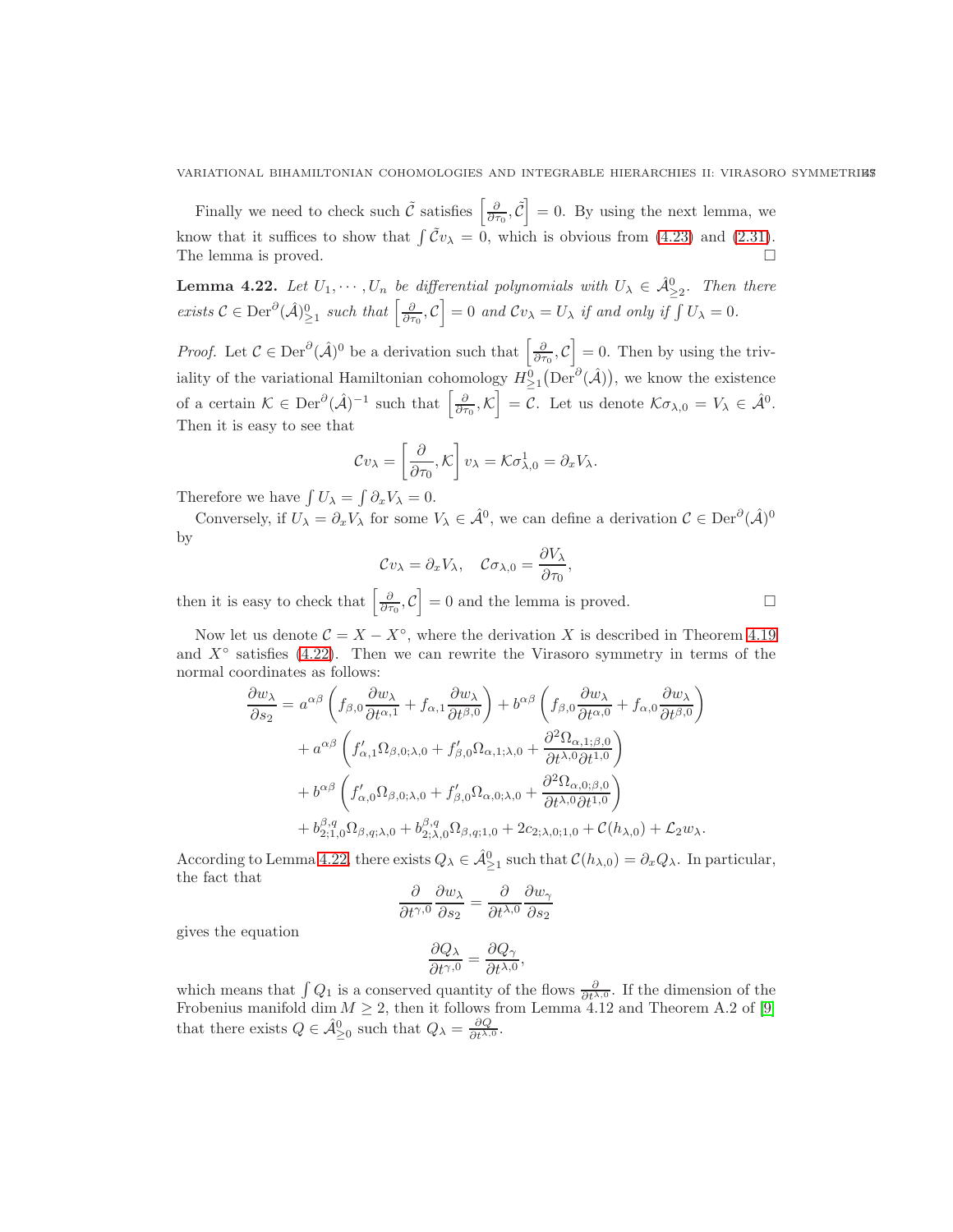Finally we need to check such $\tilde{\mathcal{C}}$ satisfies $\left[\frac{\partial}{\partial \tau_0}, \tilde{\mathcal{C}}\right] = 0$. By using the next lemma, we know that it suffices to show that $\int \tilde{\mathcal{C}} v_\lambda = 0$, which is obvious from (4.23) and (2.31). The lemma is proved. □

**Lemma 4.22.** *Let $U_1, \cdots, U_n$ be differential polynomials with $U_\lambda \in \hat{\mathcal{A}}^0_{\geq 2}$. Then there exists $\mathcal{C} \in \mathrm{Der}^\partial(\hat{\mathcal{A}})^0_{\geq 1}$ such that $\left[\frac{\partial}{\partial \tau_0}, \mathcal{C}\right] = 0$ and $\mathcal{C} v_\lambda = U_\lambda$ if and only if $\int U_\lambda = 0$.*

*Proof.* Let $\mathcal{C} \in \mathrm{Der}^\partial(\hat{\mathcal{A}})^0$ be a derivation such that $\left[\frac{\partial}{\partial \tau_0}, \mathcal{C}\right] = 0$. Then by using the triviality of the variational Hamiltonian cohomology $H^0_{\geq 1}(\mathrm{Der}^\partial(\hat{\mathcal{A}}))$, we know the existence of a certain $\mathcal{K} \in \mathrm{Der}^\partial(\hat{\mathcal{A}})^{-1}$ such that $\left[\frac{\partial}{\partial \tau_0}, \mathcal{K}\right] = \mathcal{C}$. Let us denote $\mathcal{K}\sigma_{\lambda,0} = V_\lambda \in \hat{\mathcal{A}}^0$. Then it is easy to see that

$$\mathcal{C} v_\lambda = \left[\frac{\partial}{\partial \tau_0}, \mathcal{K}\right] v_\lambda = \mathcal{K}\sigma^1_{\lambda,0} = \partial_x V_\lambda.$$

Therefore we have $\int U_\lambda = \int \partial_x V_\lambda = 0$.

Conversely, if $U_\lambda = \partial_x V_\lambda$ for some $V_\lambda \in \hat{\mathcal{A}}^0$, we can define a derivation $\mathcal{C} \in \mathrm{Der}^\partial(\hat{\mathcal{A}})^0$ by

$$\mathcal{C} v_\lambda = \partial_x V_\lambda, \quad \mathcal{C}\sigma_{\lambda,0} = \frac{\partial V_\lambda}{\partial \tau_0},$$

then it is easy to check that $\left[\frac{\partial}{\partial \tau_0}, \mathcal{C}\right] = 0$ and the lemma is proved. □

Now let us denote $\mathcal{C} = X - X^\circ$, where the derivation $X$ is described in Theorem 4.19 and $X^\circ$ satisfies (4.22). Then we can rewrite the Virasoro symmetry in terms of the normal coordinates as follows:

$$\begin{aligned}
\frac{\partial w_\lambda}{\partial s_2} = {} & a^{\alpha\beta}\left(f_{\beta,0}\frac{\partial w_\lambda}{\partial t^{\alpha,1}} + f_{\alpha,1}\frac{\partial w_\lambda}{\partial t^{\beta,0}}\right) + b^{\alpha\beta}\left(f_{\beta,0}\frac{\partial w_\lambda}{\partial t^{\alpha,0}} + f_{\alpha,0}\frac{\partial w_\lambda}{\partial t^{\beta,0}}\right) \\
& + a^{\alpha\beta}\left(f'_{\alpha,1}\Omega_{\beta,0;\lambda,0} + f'_{\beta,0}\Omega_{\alpha,1;\lambda,0} + \frac{\partial^2 \Omega_{\alpha,1;\beta,0}}{\partial t^{\lambda,0}\partial t^{1,0}}\right) \\
& + b^{\alpha\beta}\left(f'_{\alpha,0}\Omega_{\beta,0;\lambda,0} + f'_{\beta,0}\Omega_{\alpha,0;\lambda,0} + \frac{\partial^2 \Omega_{\alpha,0;\beta,0}}{\partial t^{\lambda,0}\partial t^{1,0}}\right) \\
& + b^{\beta,q}_{2;1,0}\Omega_{\beta,q;\lambda,0} + b^{\beta,q}_{2;\lambda,0}\Omega_{\beta,q;1,0} + 2c_{2;\lambda,0;1,0} + \mathcal{C}(h_{\lambda,0}) + \mathcal{L}_2 w_\lambda.
\end{aligned}$$

According to Lemma 4.22, there exists $Q_\lambda \in \hat{\mathcal{A}}^0_{\geq 1}$ such that $\mathcal{C}(h_{\lambda,0}) = \partial_x Q_\lambda$. In particular, the fact that

$$\frac{\partial}{\partial t^{\gamma,0}}\frac{\partial w_\lambda}{\partial s_2} = \frac{\partial}{\partial t^{\lambda,0}}\frac{\partial w_\gamma}{\partial s_2}$$

gives the equation

$$\frac{\partial Q_\lambda}{\partial t^{\gamma,0}} = \frac{\partial Q_\gamma}{\partial t^{\lambda,0}},$$

which means that $\int Q_1$ is a conserved quantity of the flows $\frac{\partial}{\partial t^{\lambda,0}}$. If the dimension of the Frobenius manifold $\dim M \geq 2$, then it follows from Lemma 4.12 and Theorem A.2 of [9] that there exists $Q \in \hat{\mathcal{A}}^0_{\geq 0}$ such that $Q_\lambda = \frac{\partial Q}{\partial t^{\lambda,0}}$.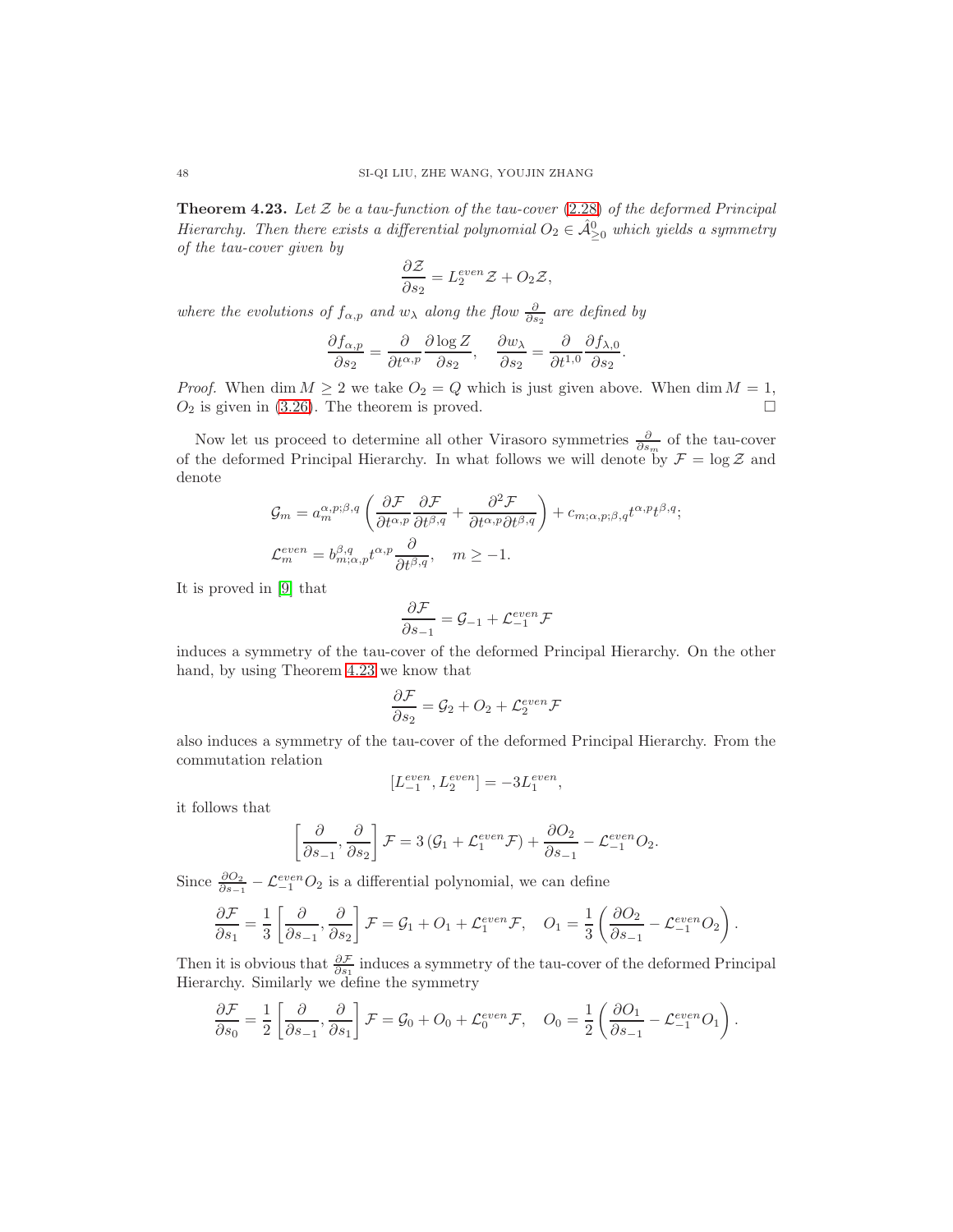**Theorem 4.23.** *Let $\mathcal{Z}$ be a tau-function of the tau-cover (2.28) of the deformed Principal Hierarchy. Then there exists a differential polynomial $O_2 \in \hat{\mathcal{A}}^0_{\geq 0}$ which yields a symmetry of the tau-cover given by*

$$\frac{\partial \mathcal{Z}}{\partial s_2} = L_2^{even}\mathcal{Z} + O_2\mathcal{Z},$$

*where the evolutions of $f_{\alpha,p}$ and $w_\lambda$ along the flow $\frac{\partial}{\partial s_2}$ are defined by*

$$\frac{\partial f_{\alpha,p}}{\partial s_2} = \frac{\partial}{\partial t^{\alpha,p}}\frac{\partial \log Z}{\partial s_2}, \quad \frac{\partial w_\lambda}{\partial s_2} = \frac{\partial}{\partial t^{1,0}}\frac{\partial f_{\lambda,0}}{\partial s_2}.$$

*Proof.* When $\dim M \geq 2$ we take $O_2 = Q$ which is just given above. When $\dim M = 1$, $O_2$ is given in (3.26). The theorem is proved. □

Now let us proceed to determine all other Virasoro symmetries $\frac{\partial}{\partial s_m}$ of the tau-cover of the deformed Principal Hierarchy. In what follows we will denote by $\mathcal{F} = \log \mathcal{Z}$ and denote

$$\mathcal{G}_m = a_m^{\alpha,p;\beta,q}\left(\frac{\partial \mathcal{F}}{\partial t^{\alpha,p}}\frac{\partial \mathcal{F}}{\partial t^{\beta,q}} + \frac{\partial^2 \mathcal{F}}{\partial t^{\alpha,p}\partial t^{\beta,q}}\right) + c_{m;\alpha,p;\beta,q}t^{\alpha,p}t^{\beta,q};$$

$$\mathcal{L}_m^{even} = b^{\beta,q}_{m;\alpha,p}t^{\alpha,p}\frac{\partial}{\partial t^{\beta,q}}, \quad m \geq -1.$$

It is proved in [9] that

$$\frac{\partial \mathcal{F}}{\partial s_{-1}} = \mathcal{G}_{-1} + \mathcal{L}_{-1}^{even}\mathcal{F}$$

induces a symmetry of the tau-cover of the deformed Principal Hierarchy. On the other hand, by using Theorem 4.23 we know that

$$\frac{\partial \mathcal{F}}{\partial s_2} = \mathcal{G}_2 + O_2 + \mathcal{L}_2^{even}\mathcal{F}$$

also induces a symmetry of the tau-cover of the deformed Principal Hierarchy. From the commutation relation

$$[L_{-1}^{even}, L_2^{even}] = -3L_1^{even},$$

it follows that

$$\left[\frac{\partial}{\partial s_{-1}}, \frac{\partial}{\partial s_2}\right]\mathcal{F} = 3\left(\mathcal{G}_1 + \mathcal{L}_1^{even}\mathcal{F}\right) + \frac{\partial O_2}{\partial s_{-1}} - \mathcal{L}_{-1}^{even}O_2.$$

Since $\frac{\partial O_2}{\partial s_{-1}} - \mathcal{L}_{-1}^{even}O_2$ is a differential polynomial, we can define

$$\frac{\partial \mathcal{F}}{\partial s_1} = \frac{1}{3}\left[\frac{\partial}{\partial s_{-1}}, \frac{\partial}{\partial s_2}\right]\mathcal{F} = \mathcal{G}_1 + O_1 + \mathcal{L}_1^{even}\mathcal{F}, \quad O_1 = \frac{1}{3}\left(\frac{\partial O_2}{\partial s_{-1}} - \mathcal{L}_{-1}^{even}O_2\right).$$

Then it is obvious that $\frac{\partial \mathcal{F}}{\partial s_1}$ induces a symmetry of the tau-cover of the deformed Principal Hierarchy. Similarly we define the symmetry

$$\frac{\partial \mathcal{F}}{\partial s_0} = \frac{1}{2}\left[\frac{\partial}{\partial s_{-1}}, \frac{\partial}{\partial s_1}\right]\mathcal{F} = \mathcal{G}_0 + O_0 + \mathcal{L}_0^{even}\mathcal{F}, \quad O_0 = \frac{1}{2}\left(\frac{\partial O_1}{\partial s_{-1}} - \mathcal{L}_{-1}^{even}O_1\right).$$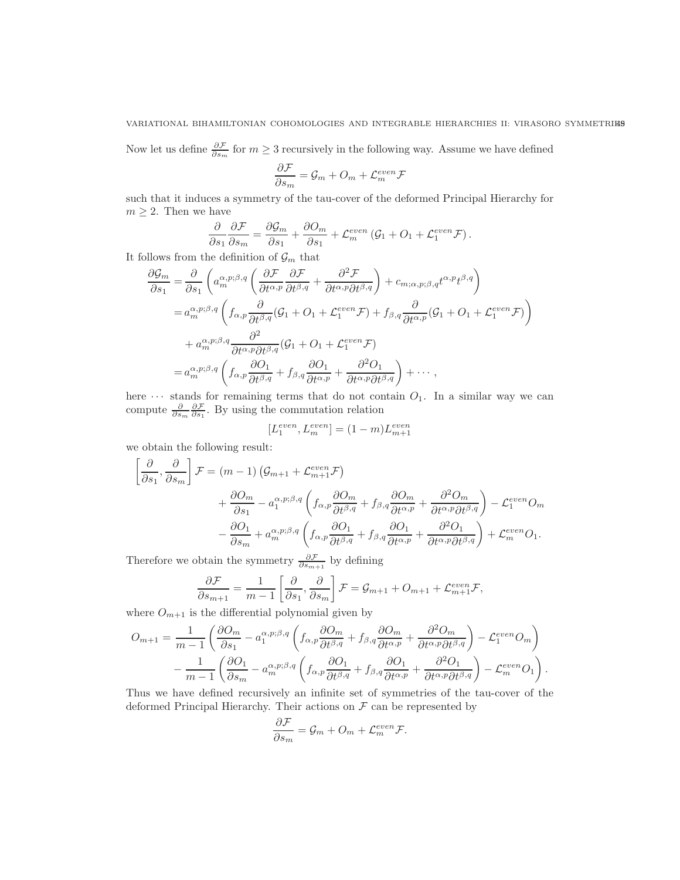Now let us define $\frac{\partial \mathcal{F}}{\partial s_m}$ for $m \geq 3$ recursively in the following way. Assume we have defined

$$\frac{\partial \mathcal{F}}{\partial s_m} = \mathcal{G}_m + O_m + \mathcal{L}_m^{even}\mathcal{F}$$

such that it induces a symmetry of the tau-cover of the deformed Principal Hierarchy for $m \geq 2$. Then we have

$$\frac{\partial}{\partial s_1}\frac{\partial \mathcal{F}}{\partial s_m} = \frac{\partial \mathcal{G}_m}{\partial s_1} + \frac{\partial O_m}{\partial s_1} + \mathcal{L}_m^{even}\left(\mathcal{G}_1 + O_1 + \mathcal{L}_1^{even}\mathcal{F}\right).$$

It follows from the definition of $\mathcal{G}_m$ that

$$\begin{aligned}
\frac{\partial \mathcal{G}_m}{\partial s_1} &= \frac{\partial}{\partial s_1}\left(a_m^{\alpha,p;\beta,q}\left(\frac{\partial \mathcal{F}}{\partial t^{\alpha,p}}\frac{\partial \mathcal{F}}{\partial t^{\beta,q}} + \frac{\partial^2 \mathcal{F}}{\partial t^{\alpha,p}\partial t^{\beta,q}}\right) + c_{m;\alpha,p;\beta,q}t^{\alpha,p}t^{\beta,q}\right) \\
&= a_m^{\alpha,p;\beta,q}\left(f_{\alpha,p}\frac{\partial}{\partial t^{\beta,q}}(\mathcal{G}_1 + O_1 + \mathcal{L}_1^{even}\mathcal{F}) + f_{\beta,q}\frac{\partial}{\partial t^{\alpha,p}}(\mathcal{G}_1 + O_1 + \mathcal{L}_1^{even}\mathcal{F})\right) \\
&\quad + a_m^{\alpha,p;\beta,q}\frac{\partial^2}{\partial t^{\alpha,p}\partial t^{\beta,q}}(\mathcal{G}_1 + O_1 + \mathcal{L}_1^{even}\mathcal{F}) \\
&= a_m^{\alpha,p;\beta,q}\left(f_{\alpha,p}\frac{\partial O_1}{\partial t^{\beta,q}} + f_{\beta,q}\frac{\partial O_1}{\partial t^{\alpha,p}} + \frac{\partial^2 O_1}{\partial t^{\alpha,p}\partial t^{\beta,q}}\right) + \cdots,
\end{aligned}$$

here $\cdots$ stands for remaining terms that do not contain $O_1$. In a similar way we can compute $\frac{\partial}{\partial s_m}\frac{\partial \mathcal{F}}{\partial s_1}$. By using the commutation relation

$$[L_1^{even}, L_m^{even}] = (1-m)L_{m+1}^{even}$$

we obtain the following result:

$$\begin{aligned}
\left[\frac{\partial}{\partial s_1}, \frac{\partial}{\partial s_m}\right]\mathcal{F} &= (m-1)\left(\mathcal{G}_{m+1} + \mathcal{L}_{m+1}^{even}\mathcal{F}\right) \\
&\quad + \frac{\partial O_m}{\partial s_1} - a_1^{\alpha,p;\beta,q}\left(f_{\alpha,p}\frac{\partial O_m}{\partial t^{\beta,q}} + f_{\beta,q}\frac{\partial O_m}{\partial t^{\alpha,p}} + \frac{\partial^2 O_m}{\partial t^{\alpha,p}\partial t^{\beta,q}}\right) - \mathcal{L}_1^{even}O_m \\
&\quad - \frac{\partial O_1}{\partial s_m} + a_m^{\alpha,p;\beta,q}\left(f_{\alpha,p}\frac{\partial O_1}{\partial t^{\beta,q}} + f_{\beta,q}\frac{\partial O_1}{\partial t^{\alpha,p}} + \frac{\partial^2 O_1}{\partial t^{\alpha,p}\partial t^{\beta,q}}\right) + \mathcal{L}_m^{even}O_1.
\end{aligned}$$

Therefore we obtain the symmetry $\frac{\partial \mathcal{F}}{\partial s_{m+1}}$ by defining

$$\frac{\partial \mathcal{F}}{\partial s_{m+1}} = \frac{1}{m-1}\left[\frac{\partial}{\partial s_1}, \frac{\partial}{\partial s_m}\right]\mathcal{F} = \mathcal{G}_{m+1} + O_{m+1} + \mathcal{L}_{m+1}^{even}\mathcal{F},$$

where $O_{m+1}$ is the differential polynomial given by

$$\begin{aligned}
O_{m+1} &= \frac{1}{m-1}\left(\frac{\partial O_m}{\partial s_1} - a_1^{\alpha,p;\beta,q}\left(f_{\alpha,p}\frac{\partial O_m}{\partial t^{\beta,q}} + f_{\beta,q}\frac{\partial O_m}{\partial t^{\alpha,p}} + \frac{\partial^2 O_m}{\partial t^{\alpha,p}\partial t^{\beta,q}}\right) - \mathcal{L}_1^{even}O_m\right) \\
&\quad - \frac{1}{m-1}\left(\frac{\partial O_1}{\partial s_m} - a_m^{\alpha,p;\beta,q}\left(f_{\alpha,p}\frac{\partial O_1}{\partial t^{\beta,q}} + f_{\beta,q}\frac{\partial O_1}{\partial t^{\alpha,p}} + \frac{\partial^2 O_1}{\partial t^{\alpha,p}\partial t^{\beta,q}}\right) - \mathcal{L}_m^{even}O_1\right).
\end{aligned}$$

Thus we have defined recursively an infinite set of symmetries of the tau-cover of the deformed Principal Hierarchy. Their actions on $\mathcal{F}$ can be represented by

$$\frac{\partial \mathcal{F}}{\partial s_m} = \mathcal{G}_m + O_m + \mathcal{L}_m^{even}\mathcal{F}.$$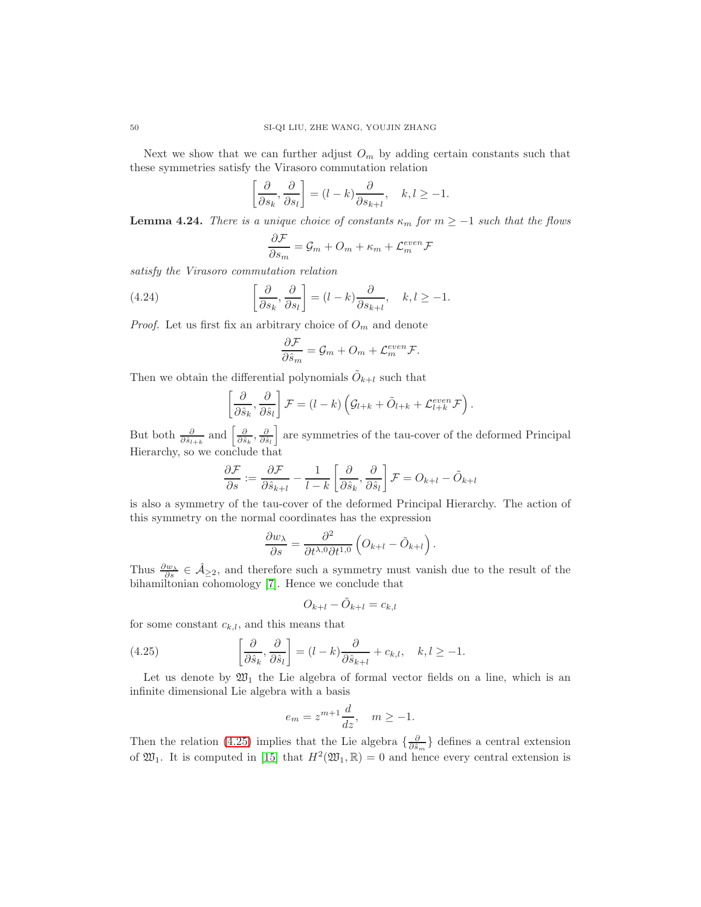Next we show that we can further adjust $O_m$ by adding certain constants such that these symmetries satisfy the Virasoro commutation relation

$$\left[\frac{\partial}{\partial s_k}, \frac{\partial}{\partial s_l}\right] = (l-k)\frac{\partial}{\partial s_{k+l}}, \quad k, l \geq -1.$$

**Lemma 4.24.** *There is a unique choice of constants $\kappa_m$ for $m \geq -1$ such that the flows*

$$\frac{\partial \mathcal{F}}{\partial s_m} = \mathcal{G}_m + O_m + \kappa_m + \mathcal{L}_m^{even}\mathcal{F}$$

*satisfy the Virasoro commutation relation*

$$\left[\frac{\partial}{\partial s_k}, \frac{\partial}{\partial s_l}\right] = (l-k)\frac{\partial}{\partial s_{k+l}}, \quad k, l \geq -1. \tag{4.24}$$

*Proof.* Let us first fix an arbitrary choice of $O_m$ and denote

$$\frac{\partial \mathcal{F}}{\partial \hat{s}_m} = \mathcal{G}_m + O_m + \mathcal{L}_m^{even}\mathcal{F}.$$

Then we obtain the differential polynomials $\tilde{O}_{k+l}$ such that

$$\left[\frac{\partial}{\partial \hat{s}_k}, \frac{\partial}{\partial \hat{s}_l}\right]\mathcal{F} = (l-k)\left(\mathcal{G}_{l+k} + \tilde{O}_{l+k} + \mathcal{L}_{l+k}^{even}\mathcal{F}\right).$$

But both $\frac{\partial}{\partial \hat{s}_{l+k}}$ and $\left[\frac{\partial}{\partial \hat{s}_k}, \frac{\partial}{\partial \hat{s}_l}\right]$ are symmetries of the tau-cover of the deformed Principal Hierarchy, so we conclude that

$$\frac{\partial \mathcal{F}}{\partial s} := \frac{\partial \mathcal{F}}{\partial \hat{s}_{k+l}} - \frac{1}{l-k}\left[\frac{\partial}{\partial \hat{s}_k}, \frac{\partial}{\partial \hat{s}_l}\right]\mathcal{F} = O_{k+l} - \tilde{O}_{k+l}$$

is also a symmetry of the tau-cover of the deformed Principal Hierarchy. The action of this symmetry on the normal coordinates has the expression

$$\frac{\partial w_\lambda}{\partial s} = \frac{\partial^2}{\partial t^{\lambda,0}\partial t^{1,0}}\left(O_{k+l} - \tilde{O}_{k+l}\right).$$

Thus $\frac{\partial w_\lambda}{\partial s} \in \hat{\mathcal{A}}_{\geq 2}$, and therefore such a symmetry must vanish due to the result of the bihamiltonian cohomology [7]. Hence we conclude that

$$O_{k+l} - \tilde{O}_{k+l} = c_{k,l}$$

for some constant $c_{k,l}$, and this means that

$$\left[\frac{\partial}{\partial \hat{s}_k}, \frac{\partial}{\partial \hat{s}_l}\right] = (l-k)\frac{\partial}{\partial \hat{s}_{k+l}} + c_{k,l}, \quad k, l \geq -1. \tag{4.25}$$

Let us denote by $\mathfrak{W}_1$ the Lie algebra of formal vector fields on a line, which is an infinite dimensional Lie algebra with a basis

$$e_m = z^{m+1}\frac{d}{dz}, \quad m \geq -1.$$

Then the relation (4.25) implies that the Lie algebra $\{\frac{\partial}{\partial \hat{s}_m}\}$ defines a central extension of $\mathfrak{W}_1$. It is computed in [15] that $H^2(\mathfrak{W}_1, \mathbb{R}) = 0$ and hence every central extension is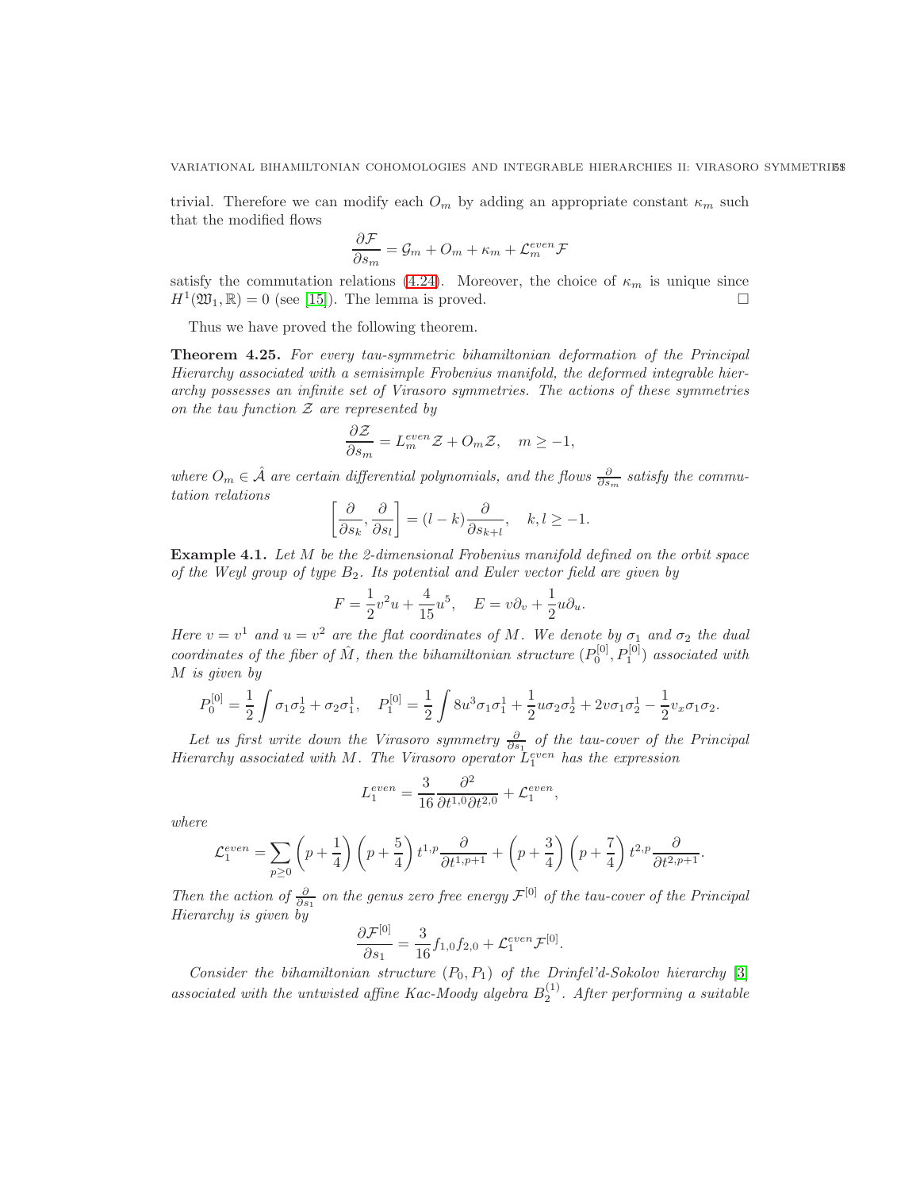trivial. Therefore we can modify each $O_m$ by adding an appropriate constant $\kappa_m$ such that the modified flows

$$\frac{\partial \mathcal{F}}{\partial s_m} = \mathcal{G}_m + O_m + \kappa_m + \mathcal{L}_m^{even}\mathcal{F}$$

satisfy the commutation relations (4.24). Moreover, the choice of $\kappa_m$ is unique since $H^1(\mathfrak{W}_1, \mathbb{R}) = 0$ (see [15]). The lemma is proved. □

Thus we have proved the following theorem.

**Theorem 4.25.** *For every tau-symmetric bihamiltonian deformation of the Principal Hierarchy associated with a semisimple Frobenius manifold, the deformed integrable hierarchy possesses an infinite set of Virasoro symmetries. The actions of these symmetries on the tau function $\mathcal{Z}$ are represented by*

$$\frac{\partial \mathcal{Z}}{\partial s_m} = L_m^{even}\mathcal{Z} + O_m\mathcal{Z}, \quad m \geq -1,$$

*where $O_m \in \hat{\mathcal{A}}$ are certain differential polynomials, and the flows $\frac{\partial}{\partial s_m}$ satisfy the commutation relations*

$$\left[\frac{\partial}{\partial s_k}, \frac{\partial}{\partial s_l}\right] = (l-k)\frac{\partial}{\partial s_{k+l}}, \quad k, l \geq -1.$$

**Example 4.1.** *Let $M$ be the 2-dimensional Frobenius manifold defined on the orbit space of the Weyl group of type $B_2$. Its potential and Euler vector field are given by*

$$F = \frac{1}{2}v^2 u + \frac{4}{15}u^5, \quad E = v\partial_v + \frac{1}{2}u\partial_u.$$

*Here $v = v^1$ and $u = v^2$ are the flat coordinates of $M$. We denote by $\sigma_1$ and $\sigma_2$ the dual coordinates of the fiber of $\hat{M}$, then the bihamiltonian structure $(P_0^{[0]}, P_1^{[0]})$ associated with $M$ is given by*

$$P_0^{[0]} = \frac{1}{2}\int \sigma_1\sigma_2^1 + \sigma_2\sigma_1^1, \quad P_1^{[0]} = \frac{1}{2}\int 8u^3\sigma_1\sigma_1^1 + \frac{1}{2}u\sigma_2\sigma_2^1 + 2v\sigma_1\sigma_2^1 - \frac{1}{2}v_x\sigma_1\sigma_2.$$

*Let us first write down the Virasoro symmetry $\frac{\partial}{\partial s_1}$ of the tau-cover of the Principal Hierarchy associated with $M$. The Virasoro operator $L_1^{even}$ has the expression*

$$L_1^{even} = \frac{3}{16}\frac{\partial^2}{\partial t^{1,0}\partial t^{2,0}} + \mathcal{L}_1^{even},$$

*where*

$$\mathcal{L}_1^{even} = \sum_{p\geq 0}\left(p+\frac{1}{4}\right)\left(p+\frac{5}{4}\right)t^{1,p}\frac{\partial}{\partial t^{1,p+1}} + \left(p+\frac{3}{4}\right)\left(p+\frac{7}{4}\right)t^{2,p}\frac{\partial}{\partial t^{2,p+1}}.$$

*Then the action of $\frac{\partial}{\partial s_1}$ on the genus zero free energy $\mathcal{F}^{[0]}$ of the tau-cover of the Principal Hierarchy is given by*

$$\frac{\partial \mathcal{F}^{[0]}}{\partial s_1} = \frac{3}{16}f_{1,0}f_{2,0} + \mathcal{L}_1^{even}\mathcal{F}^{[0]}.$$

*Consider the bihamiltonian structure $(P_0, P_1)$ of the Drinfel'd-Sokolov hierarchy [3] associated with the untwisted affine Kac-Moody algebra $B_2^{(1)}$. After performing a suitable*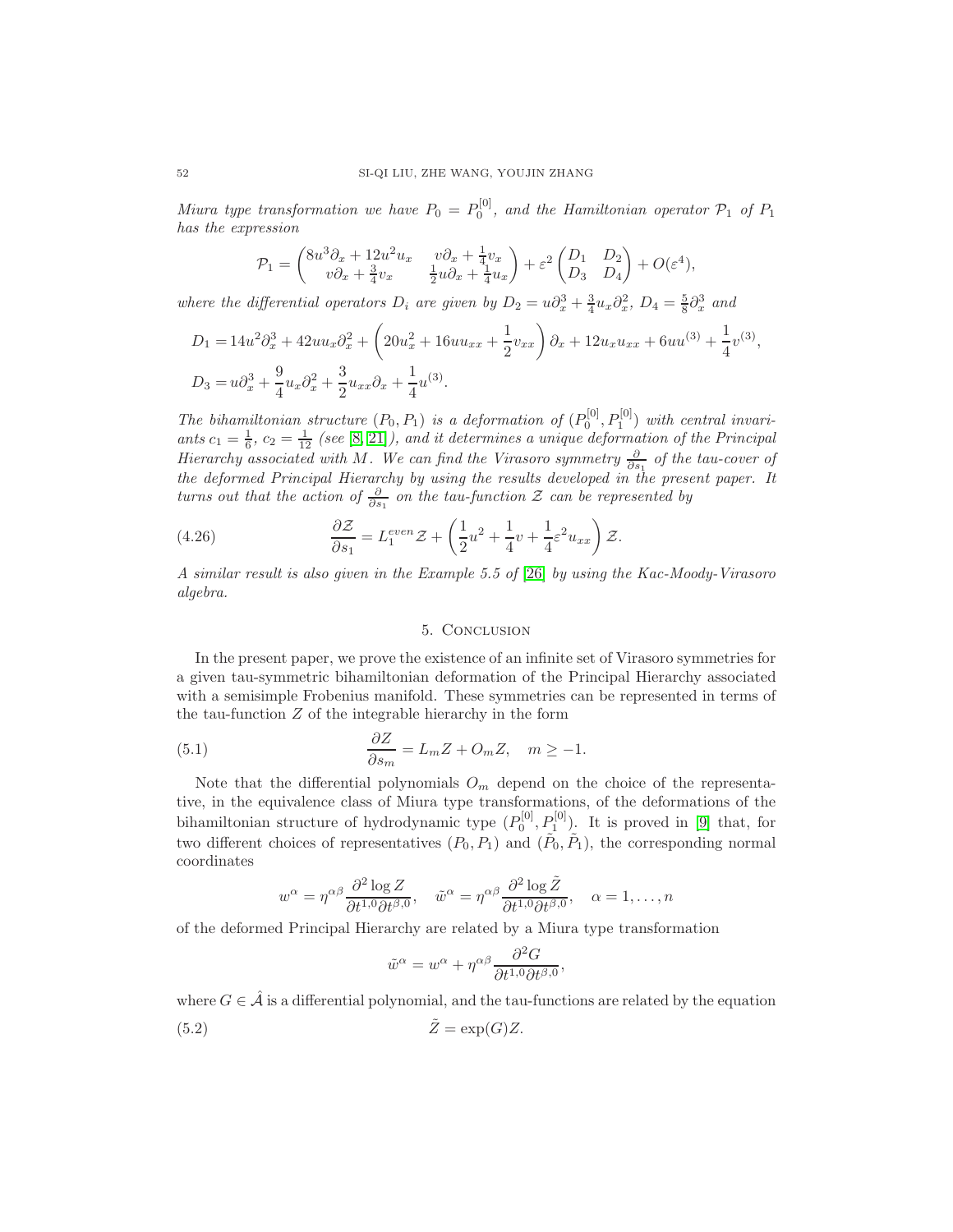*Miura type transformation we have $P_0 = P_0^{[0]}$, and the Hamiltonian operator $\mathcal{P}_1$ of $P_1$ has the expression*

$$\mathcal{P}_1 = \begin{pmatrix} 8u^3\partial_x + 12u^2u_x & v\partial_x + \frac{1}{4}v_x \\ v\partial_x + \frac{3}{4}v_x & \frac{1}{2}u\partial_x + \frac{1}{4}u_x \end{pmatrix} + \varepsilon^2 \begin{pmatrix} D_1 & D_2 \\ D_3 & D_4 \end{pmatrix} + O(\varepsilon^4),$$

*where the differential operators $D_i$ are given by $D_2 = u\partial_x^3 + \frac{3}{4}u_x\partial_x^2$, $D_4 = \frac{5}{8}\partial_x^3$ and*

$$D_1 = 14u^2\partial_x^3 + 42uu_x\partial_x^2 + \left(20u_x^2 + 16uu_{xx} + \frac{1}{2}v_{xx}\right)\partial_x + 12u_xu_{xx} + 6uu^{(3)} + \frac{1}{4}v^{(3)},$$

$$D_3 = u\partial_x^3 + \frac{9}{4}u_x\partial_x^2 + \frac{3}{2}u_{xx}\partial_x + \frac{1}{4}u^{(3)}.$$

*The bihamiltonian structure $(P_0, P_1)$ is a deformation of $(P_0^{[0]}, P_1^{[0]})$ with central invariants $c_1 = \frac{1}{6}$, $c_2 = \frac{1}{12}$ (see [8, 21]), and it determines a unique deformation of the Principal Hierarchy associated with $M$. We can find the Virasoro symmetry $\frac{\partial}{\partial s_1}$ of the tau-cover of the deformed Principal Hierarchy by using the results developed in the present paper. It turns out that the action of $\frac{\partial}{\partial s_1}$ on the tau-function $\mathcal{Z}$ can be represented by*

$$\frac{\partial \mathcal{Z}}{\partial s_1} = L_1^{even}\mathcal{Z} + \left(\frac{1}{2}u^2 + \frac{1}{4}v + \frac{1}{4}\varepsilon^2 u_{xx}\right)\mathcal{Z}. \tag{4.26}$$

*A similar result is also given in the Example 5.5 of [26] by using the Kac-Moody-Virasoro algebra.*

## 5. Conclusion

In the present paper, we prove the existence of an infinite set of Virasoro symmetries for a given tau-symmetric bihamiltonian deformation of the Principal Hierarchy associated with a semisimple Frobenius manifold. These symmetries can be represented in terms of the tau-function $Z$ of the integrable hierarchy in the form

$$\frac{\partial Z}{\partial s_m} = L_m Z + O_m Z, \quad m \geq -1. \tag{5.1}$$

Note that the differential polynomials $O_m$ depend on the choice of the representative, in the equivalence class of Miura type transformations, of the deformations of the bihamiltonian structure of hydrodynamic type $(P_0^{[0]}, P_1^{[0]})$. It is proved in [9] that, for two different choices of representatives $(P_0, P_1)$ and $(\tilde{P}_0, \tilde{P}_1)$, the corresponding normal coordinates

$$w^\alpha = \eta^{\alpha\beta}\frac{\partial^2 \log Z}{\partial t^{1,0}\partial t^{\beta,0}}, \quad \tilde{w}^\alpha = \eta^{\alpha\beta}\frac{\partial^2 \log \tilde{Z}}{\partial t^{1,0}\partial t^{\beta,0}}, \quad \alpha = 1, \dots, n$$

of the deformed Principal Hierarchy are related by a Miura type transformation

$$\tilde{w}^\alpha = w^\alpha + \eta^{\alpha\beta}\frac{\partial^2 G}{\partial t^{1,0}\partial t^{\beta,0}},$$

where $G \in \hat{\mathcal{A}}$ is a differential polynomial, and the tau-functions are related by the equation

$$\tilde{Z} = \exp(G)Z. \tag{5.2}$$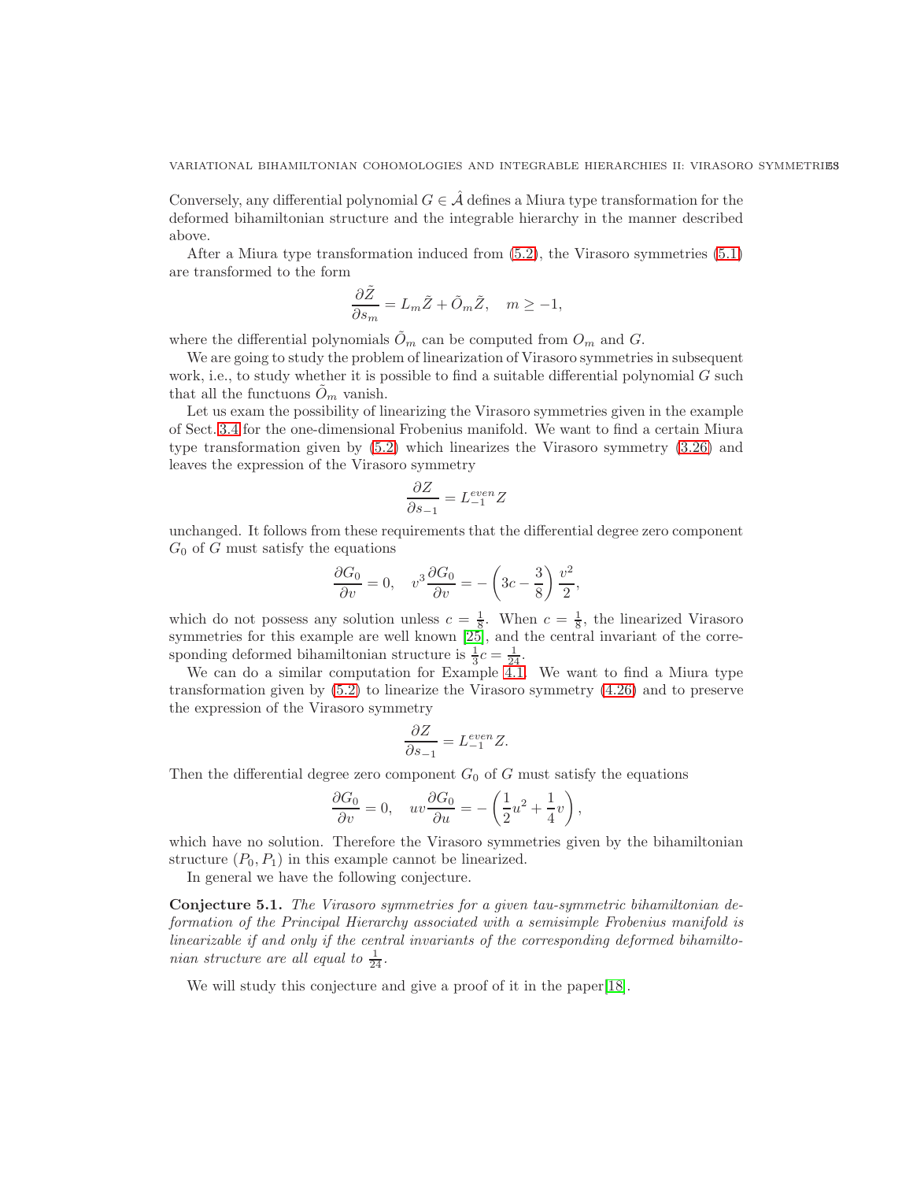Conversely, any differential polynomial $G \in \hat{\mathcal{A}}$ defines a Miura type transformation for the deformed bihamiltonian structure and the integrable hierarchy in the manner described above.

After a Miura type transformation induced from (5.2), the Virasoro symmetries (5.1) are transformed to the form

$$\frac{\partial \tilde{Z}}{\partial s_m} = L_m \tilde{Z} + \tilde{O}_m \tilde{Z}, \quad m \geq -1,$$

where the differential polynomials $\tilde{O}_m$ can be computed from $O_m$ and $G$.

We are going to study the problem of linearization of Virasoro symmetries in subsequent work, i.e., to study whether it is possible to find a suitable differential polynomial $G$ such that all the functuons $\tilde{O}_m$ vanish.

Let us exam the possibility of linearizing the Virasoro symmetries given in the example of Sect. 3.4 for the one-dimensional Frobenius manifold. We want to find a certain Miura type transformation given by (5.2) which linearizes the Virasoro symmetry (3.26) and leaves the expression of the Virasoro symmetry

$$\frac{\partial Z}{\partial s_{-1}} = L_{-1}^{even} Z$$

unchanged. It follows from these requirements that the differential degree zero component $G_0$ of $G$ must satisfy the equations

$$\frac{\partial G_0}{\partial v} = 0, \quad v^3 \frac{\partial G_0}{\partial v} = -\left(3c - \frac{3}{8}\right) \frac{v^2}{2},$$

which do not possess any solution unless $c = \frac{1}{8}$. When $c = \frac{1}{8}$, the linearized Virasoro symmetries for this example are well known [25], and the central invariant of the corresponding deformed bihamiltonian structure is $\frac{1}{3}c = \frac{1}{24}$.

We can do a similar computation for Example 4.1. We want to find a Miura type transformation given by (5.2) to linearize the Virasoro symmetry (4.26) and to preserve the expression of the Virasoro symmetry

$$\frac{\partial Z}{\partial s_{-1}} = L_{-1}^{even} Z.$$

Then the differential degree zero component $G_0$ of $G$ must satisfy the equations

$$\frac{\partial G_0}{\partial v} = 0, \quad uv \frac{\partial G_0}{\partial u} = -\left(\frac{1}{2}u^2 + \frac{1}{4}v\right),$$

which have no solution. Therefore the Virasoro symmetries given by the bihamiltonian structure $(P_0, P_1)$ in this example cannot be linearized.

In general we have the following conjecture.

**Conjecture 5.1.** *The Virasoro symmetries for a given tau-symmetric bihamiltonian deformation of the Principal Hierarchy associated with a semisimple Frobenius manifold is linearizable if and only if the central invariants of the corresponding deformed bihamiltonian structure are all equal to* $\frac{1}{24}$.

We will study this conjecture and give a proof of it in the paper [18].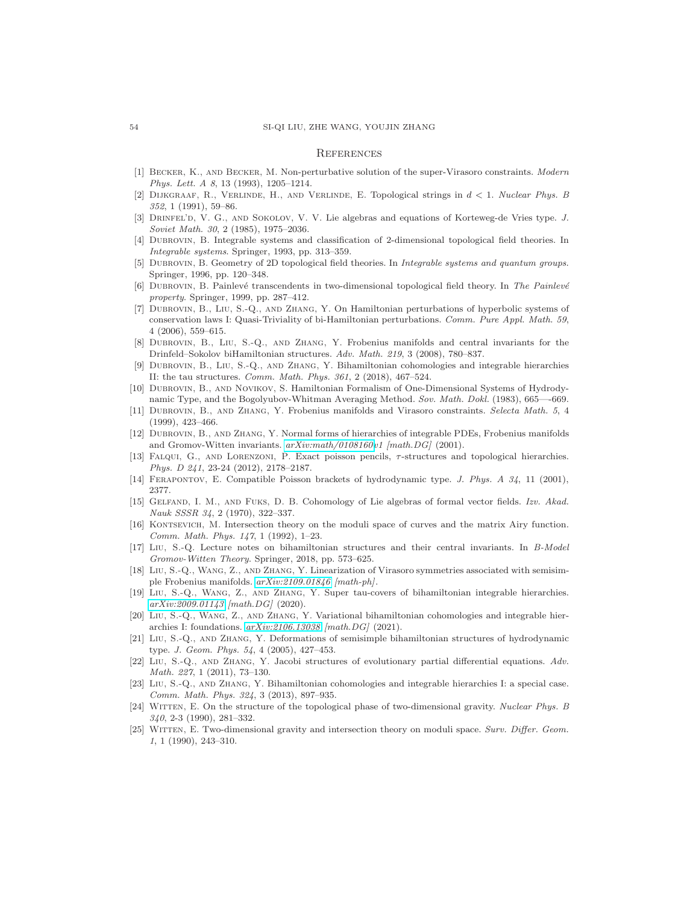## References

[1] Becker, K., and Becker, M. Non-perturbative solution of the super-Virasoro constraints. *Modern Phys. Lett. A 8*, 13 (1993), 1205–1214.

[2] Dijkgraaf, R., Verlinde, H., and Verlinde, E. Topological strings in $d < 1$. *Nuclear Phys. B 352*, 1 (1991), 59–86.

[3] Drinfel'd, V. G., and Sokolov, V. V. Lie algebras and equations of Korteweg-de Vries type. *J. Soviet Math. 30*, 2 (1985), 1975–2036.

[4] Dubrovin, B. Integrable systems and classification of 2-dimensional topological field theories. In *Integrable systems*. Springer, 1993, pp. 313–359.

[5] Dubrovin, B. Geometry of 2D topological field theories. In *Integrable systems and quantum groups*. Springer, 1996, pp. 120–348.

[6] Dubrovin, B. Painlevé transcendents in two-dimensional topological field theory. In *The Painlevé property*. Springer, 1999, pp. 287–412.

[7] Dubrovin, B., Liu, S.-Q., and Zhang, Y. On Hamiltonian perturbations of hyperbolic systems of conservation laws I: Quasi-Triviality of bi-Hamiltonian perturbations. *Comm. Pure Appl. Math. 59*, 4 (2006), 559–615.

[8] Dubrovin, B., Liu, S.-Q., and Zhang, Y. Frobenius manifolds and central invariants for the Drinfeld–Sokolov biHamiltonian structures. *Adv. Math. 219*, 3 (2008), 780–837.

[9] Dubrovin, B., Liu, S.-Q., and Zhang, Y. Bihamiltonian cohomologies and integrable hierarchies II: the tau structures. *Comm. Math. Phys. 361*, 2 (2018), 467–524.

[10] Dubrovin, B., and Novikov, S. Hamiltonian Formalism of One-Dimensional Systems of Hydrodynamic Type, and the Bogolyubov-Whitman Averaging Method. *Sov. Math. Dokl.* (1983), 665—-669.

[11] Dubrovin, B., and Zhang, Y. Frobenius manifolds and Virasoro constraints. *Selecta Math. 5*, 4 (1999), 423–466.

[12] Dubrovin, B., and Zhang, Y. Normal forms of hierarchies of integrable PDEs, Frobenius manifolds and Gromov-Witten invariants. *arXiv:math/0108160v1 [math.DG]* (2001).

[13] Falqui, G., and Lorenzoni, P. Exact poisson pencils, $\tau$-structures and topological hierarchies. *Phys. D 241*, 23-24 (2012), 2178–2187.

[14] Ferapontov, E. Compatible Poisson brackets of hydrodynamic type. *J. Phys. A 34*, 11 (2001), 2377.

[15] Gelfand, I. M., and Fuks, D. B. Cohomology of Lie algebras of formal vector fields. *Izv. Akad. Nauk SSSR 34*, 2 (1970), 322–337.

[16] Kontsevich, M. Intersection theory on the moduli space of curves and the matrix Airy function. *Comm. Math. Phys. 147*, 1 (1992), 1–23.

[17] Liu, S.-Q. Lecture notes on bihamiltonian structures and their central invariants. In *B-Model Gromov-Witten Theory*. Springer, 2018, pp. 573–625.

[18] Liu, S.-Q., Wang, Z., and Zhang, Y. Linearization of Virasoro symmetries associated with semisimple Frobenius manifolds. *arXiv:2109.01846 [math-ph]*.

[19] Liu, S.-Q., Wang, Z., and Zhang, Y. Super tau-covers of bihamiltonian integrable hierarchies. *arXiv:2009.01143 [math.DG]* (2020).

[20] Liu, S.-Q., Wang, Z., and Zhang, Y. Variational bihamiltonian cohomologies and integrable hierarchies I: foundations. *arXiv:2106.13038 [math.DG]* (2021).

[21] Liu, S.-Q., and Zhang, Y. Deformations of semisimple bihamiltonian structures of hydrodynamic type. *J. Geom. Phys. 54*, 4 (2005), 427–453.

[22] Liu, S.-Q., and Zhang, Y. Jacobi structures of evolutionary partial differential equations. *Adv. Math. 227*, 1 (2011), 73–130.

[23] Liu, S.-Q., and Zhang, Y. Bihamiltonian cohomologies and integrable hierarchies I: a special case. *Comm. Math. Phys. 324*, 3 (2013), 897–935.

[24] Witten, E. On the structure of the topological phase of two-dimensional gravity. *Nuclear Phys. B 340*, 2-3 (1990), 281–332.

[25] Witten, E. Two-dimensional gravity and intersection theory on moduli space. *Surv. Differ. Geom. 1*, 1 (1990), 243–310.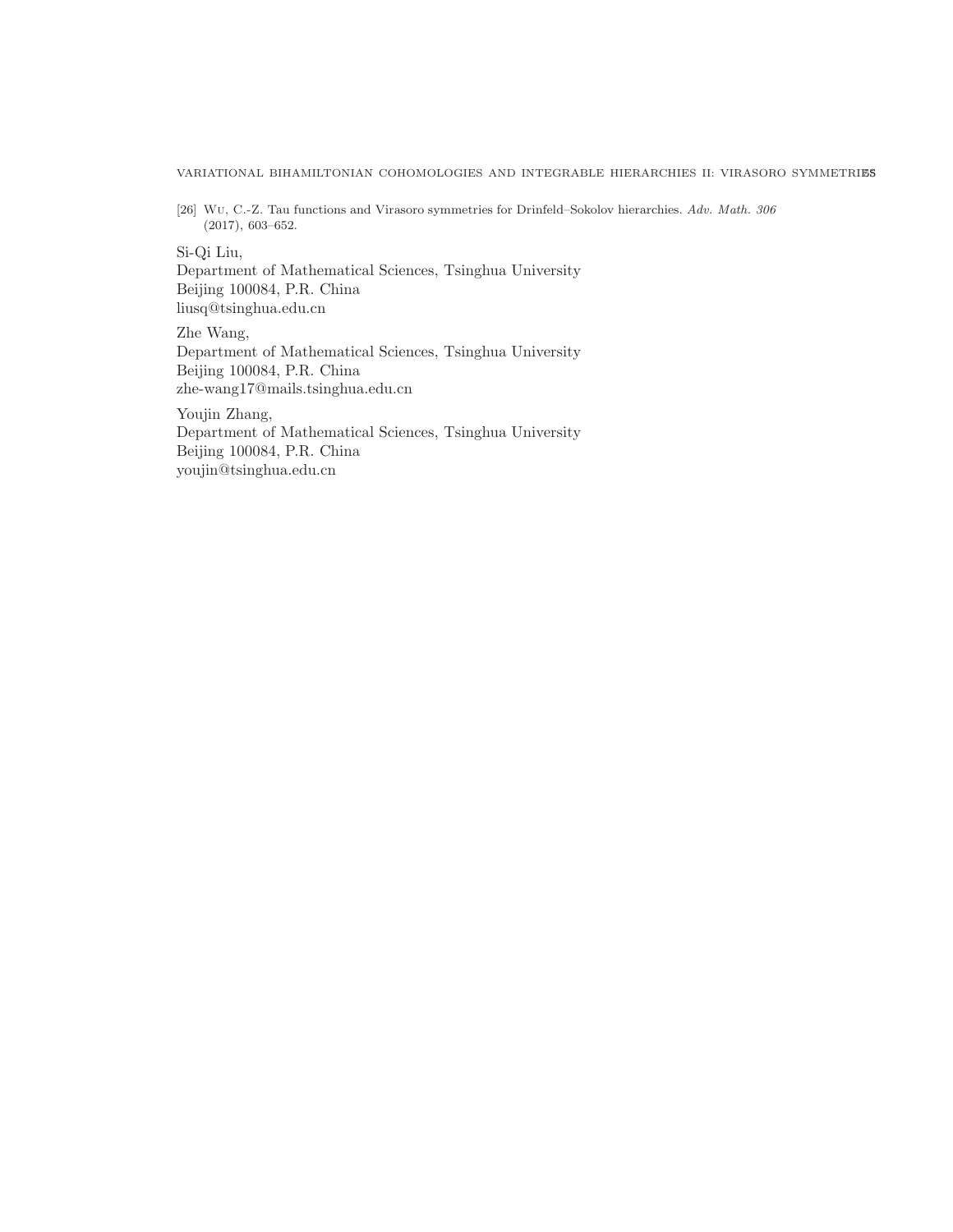[26] Wu, C.-Z. Tau functions and Virasoro symmetries for Drinfeld–Sokolov hierarchies. *Adv. Math. 306* (2017), 603–652.

Si-Qi Liu,
Department of Mathematical Sciences, Tsinghua University
Beijing 100084, P.R. China
liusq@tsinghua.edu.cn

Zhe Wang,
Department of Mathematical Sciences, Tsinghua University
Beijing 100084, P.R. China
zhe-wang17@mails.tsinghua.edu.cn

Youjin Zhang,
Department of Mathematical Sciences, Tsinghua University
Beijing 100084, P.R. China
youjin@tsinghua.edu.cn